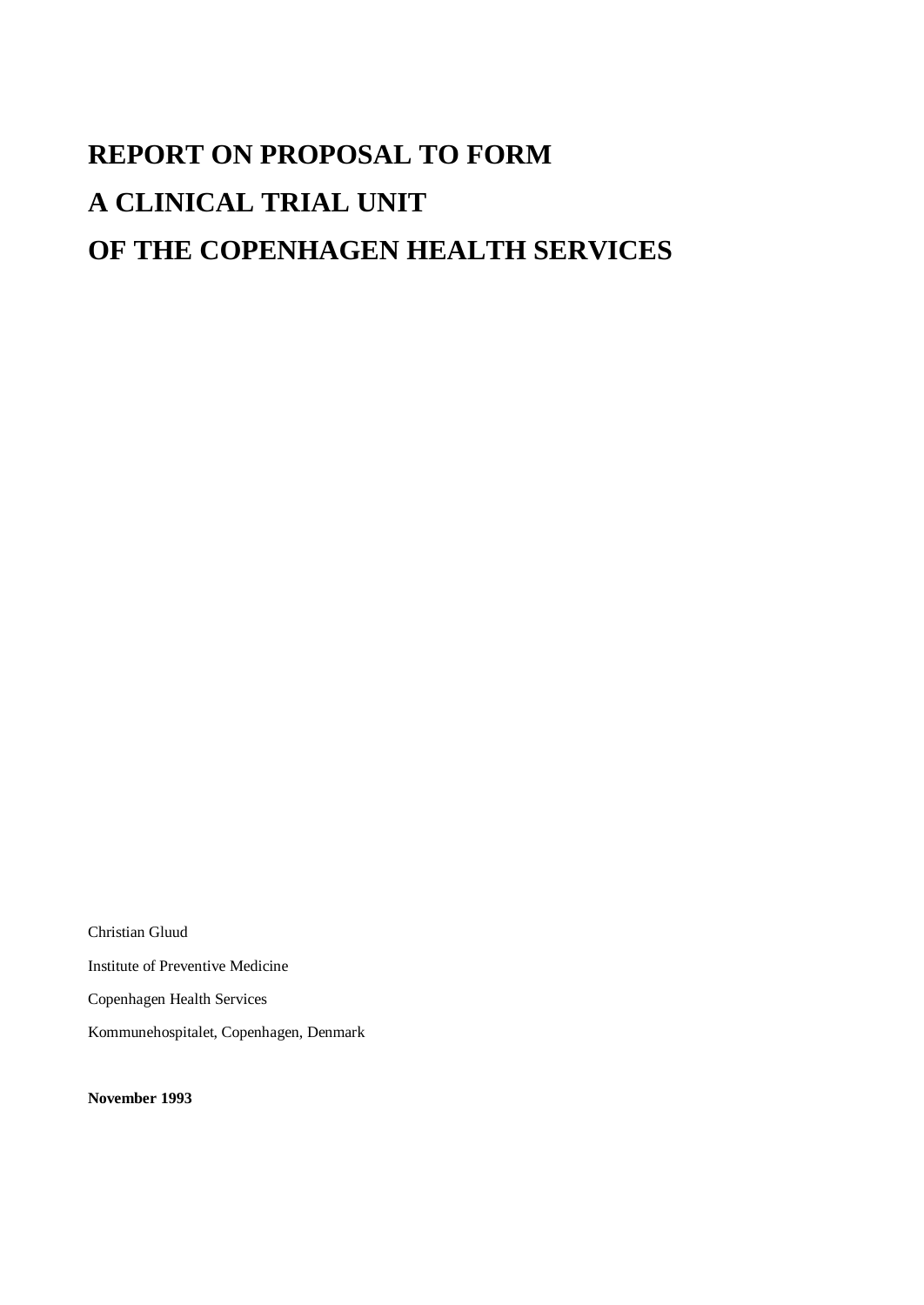# REPORT ON PROPOSAL TO FORM A CLINICAL TRIAL UNIT OF THE COPENHAGEN HEALTH SERVICES

Christian Gluud

Institute of Preventive Medicine

Copenhagen Health Services

Kommunehospitalet, Copenhagen, Denmark

**November 1993**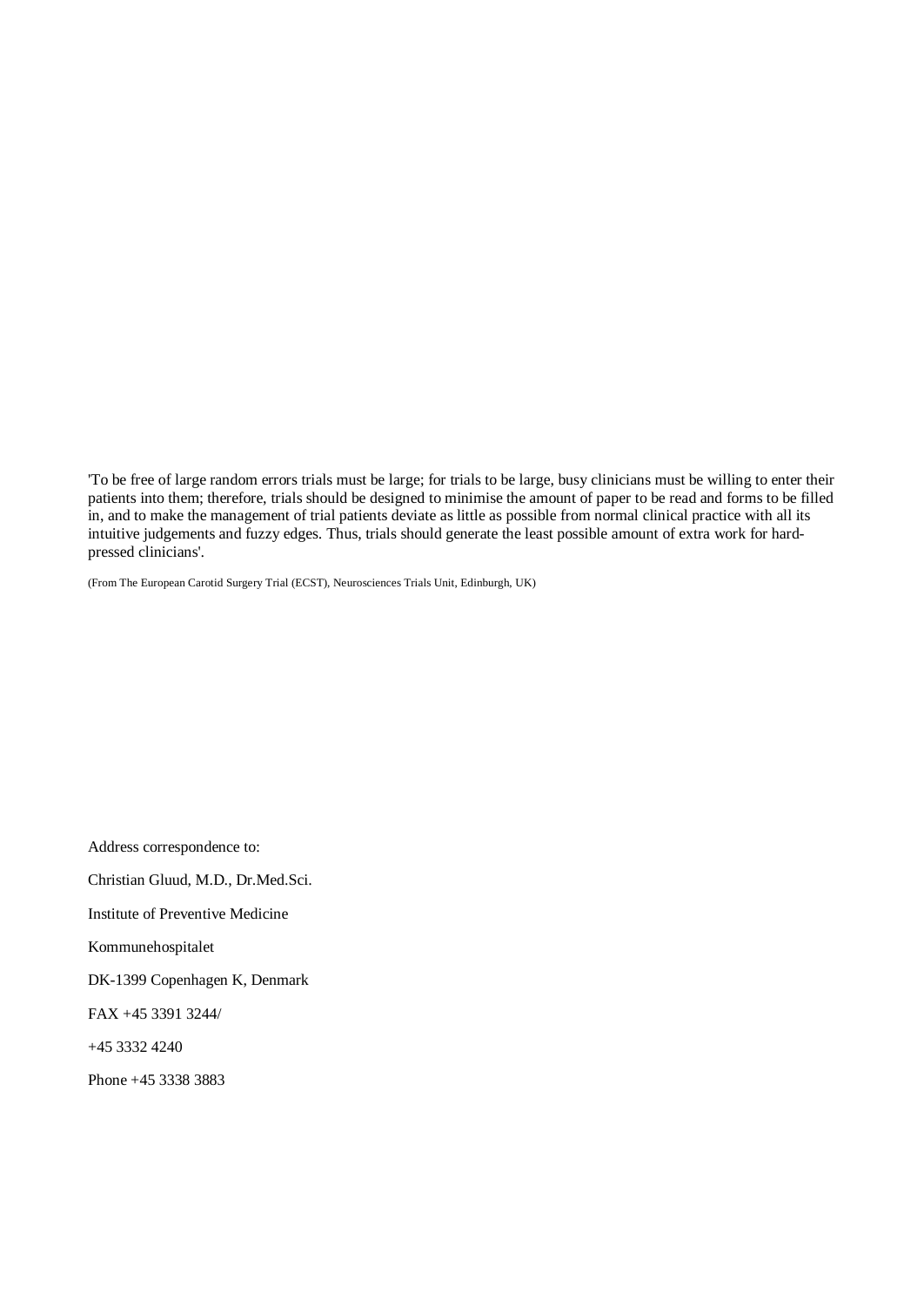'To be free of large random errors trials must be large; for trials to be large, busy clinicians must be willing to enter their patients into them; therefore, trials should be designed to minimise the amount of paper to be read and forms to be filled in, and to make the management of trial patients deviate as little as possible from normal clinical practice with all its intuitive judgements and fuzzy edges. Thus, trials should generate the least possible amount of extra work for hard-pressed clinicians'.

(From The European Carotid Surgery Trial (ECST), Neurosciences Trials Unit, Edinburgh, UK)

Address correspondence to:

Christian Gluud, M.D., Dr.Med.Sci.

Institute of Preventive Medicine

Kommunehospitalet

DK-1399 Copenhagen K, Denmark

FAX +45 3391 3244/

+45 3332 4240

Phone +45 3338 3883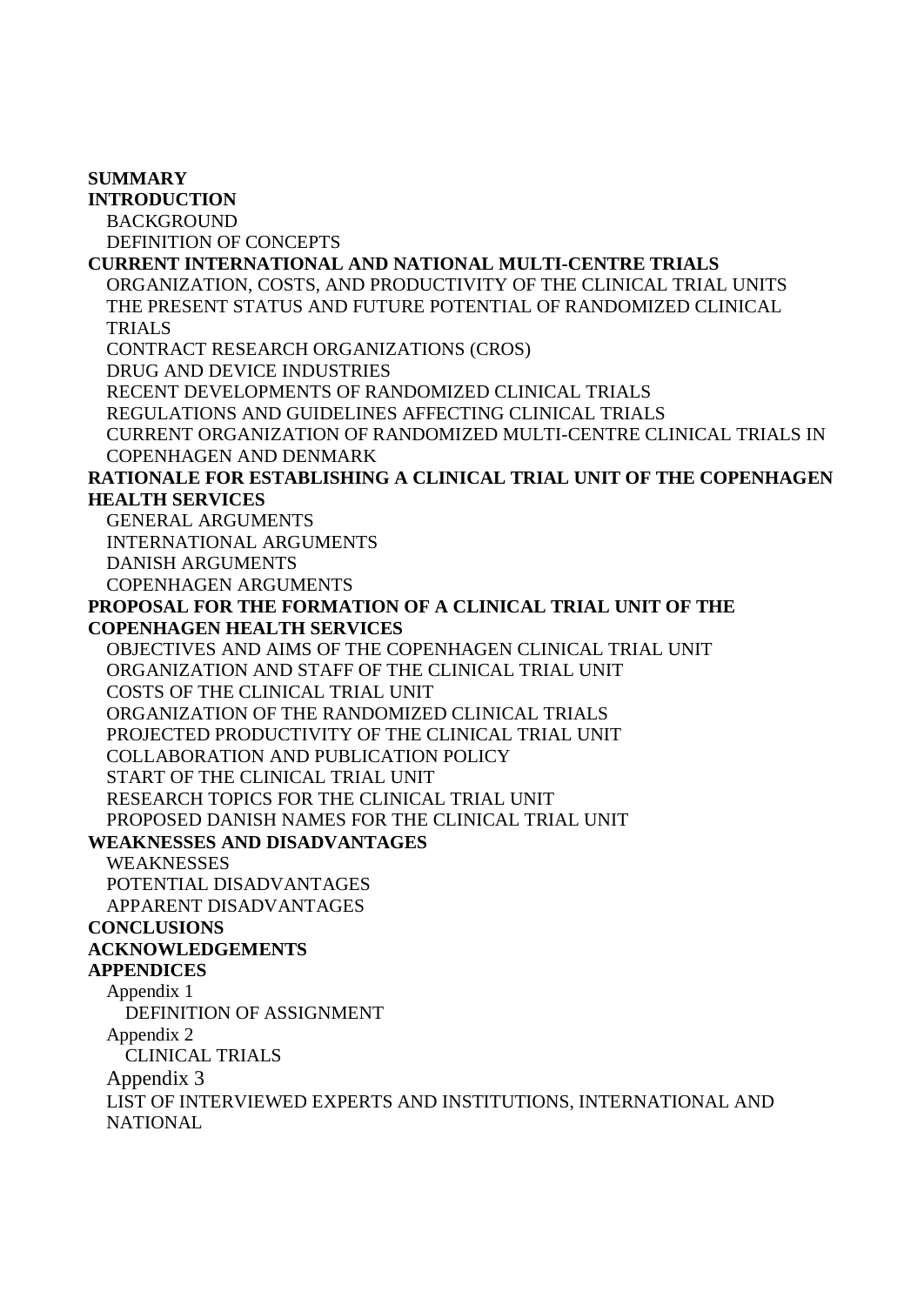**SUMMARY**

**INTRODUCTION**

- BACKGROUND
- DEFINITION OF CONCEPTS

**CURRENT INTERNATIONAL AND NATIONAL MULTI-CENTRE TRIALS**

- ORGANIZATION, COSTS, AND PRODUCTIVITY OF THE CLINICAL TRIAL UNITS
- THE PRESENT STATUS AND FUTURE POTENTIAL OF RANDOMIZED CLINICAL TRIALS
- CONTRACT RESEARCH ORGANIZATIONS (CROS)
- DRUG AND DEVICE INDUSTRIES
- RECENT DEVELOPMENTS OF RANDOMIZED CLINICAL TRIALS
- REGULATIONS AND GUIDELINES AFFECTING CLINICAL TRIALS
- CURRENT ORGANIZATION OF RANDOMIZED MULTI-CENTRE CLINICAL TRIALS IN COPENHAGEN AND DENMARK

**RATIONALE FOR ESTABLISHING A CLINICAL TRIAL UNIT OF THE COPENHAGEN HEALTH SERVICES**

- GENERAL ARGUMENTS
- INTERNATIONAL ARGUMENTS
- DANISH ARGUMENTS
- COPENHAGEN ARGUMENTS

**PROPOSAL FOR THE FORMATION OF A CLINICAL TRIAL UNIT OF THE COPENHAGEN HEALTH SERVICES**

- OBJECTIVES AND AIMS OF THE COPENHAGEN CLINICAL TRIAL UNIT
- ORGANIZATION AND STAFF OF THE CLINICAL TRIAL UNIT
- COSTS OF THE CLINICAL TRIAL UNIT
- ORGANIZATION OF THE RANDOMIZED CLINICAL TRIALS
- PROJECTED PRODUCTIVITY OF THE CLINICAL TRIAL UNIT
- COLLABORATION AND PUBLICATION POLICY
- START OF THE CLINICAL TRIAL UNIT
- RESEARCH TOPICS FOR THE CLINICAL TRIAL UNIT
- PROPOSED DANISH NAMES FOR THE CLINICAL TRIAL UNIT

**WEAKNESSES AND DISADVANTAGES**

- WEAKNESSES
- POTENTIAL DISADVANTAGES
- APPARENT DISADVANTAGES

**CONCLUSIONS**

**ACKNOWLEDGEMENTS**

**APPENDICES**

- Appendix 1
  - DEFINITION OF ASSIGNMENT
- Appendix 2
  - CLINICAL TRIALS
- Appendix 3
  - LIST OF INTERVIEWED EXPERTS AND INSTITUTIONS, INTERNATIONAL AND NATIONAL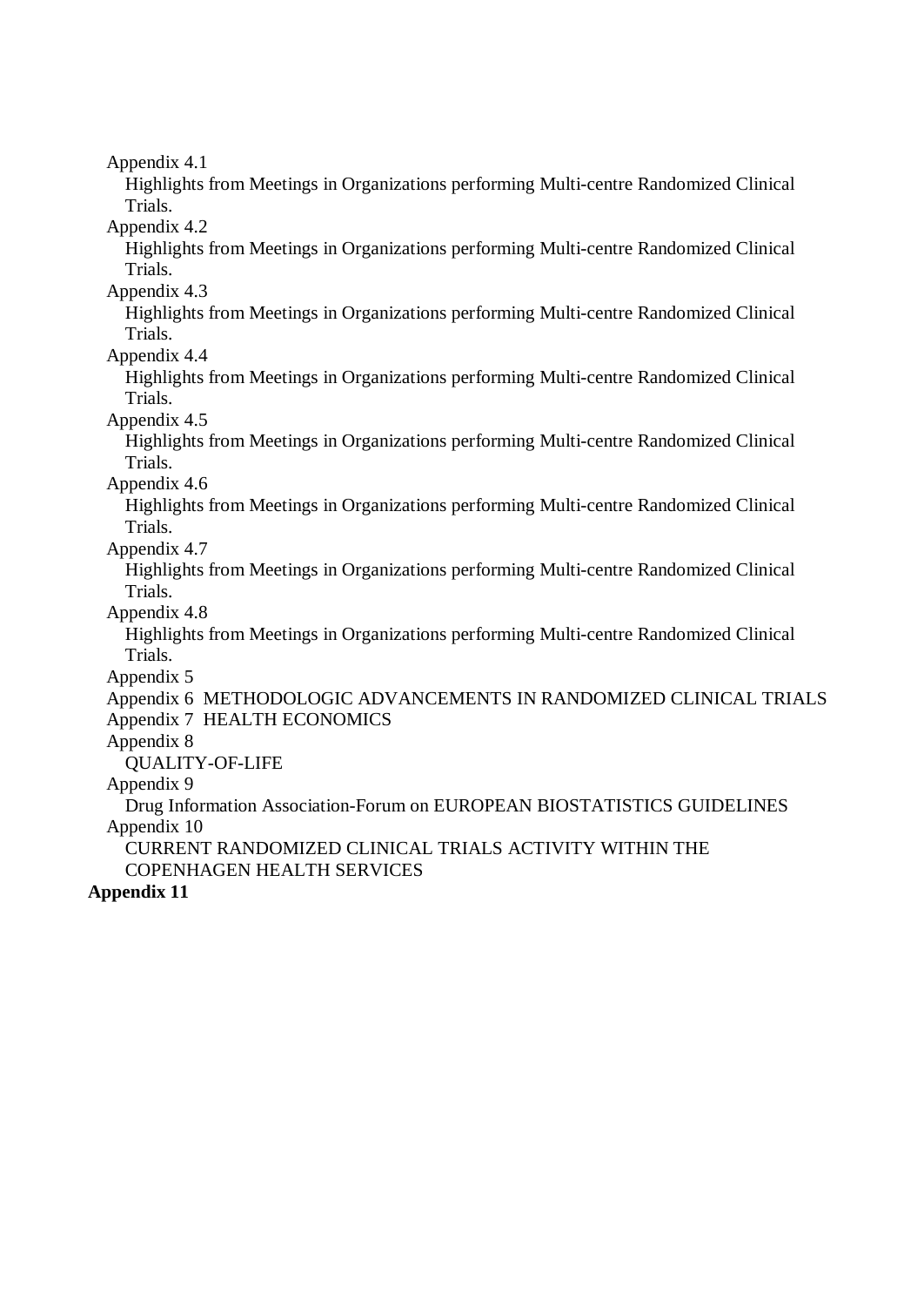Appendix 4.1
Highlights from Meetings in Organizations performing Multi-centre Randomized Clinical Trials.

Appendix 4.2
Highlights from Meetings in Organizations performing Multi-centre Randomized Clinical Trials.

Appendix 4.3
Highlights from Meetings in Organizations performing Multi-centre Randomized Clinical Trials.

Appendix 4.4
Highlights from Meetings in Organizations performing Multi-centre Randomized Clinical Trials.

Appendix 4.5
Highlights from Meetings in Organizations performing Multi-centre Randomized Clinical Trials.

Appendix 4.6
Highlights from Meetings in Organizations performing Multi-centre Randomized Clinical Trials.

Appendix 4.7
Highlights from Meetings in Organizations performing Multi-centre Randomized Clinical Trials.

Appendix 4.8
Highlights from Meetings in Organizations performing Multi-centre Randomized Clinical Trials.

Appendix 5

Appendix 6 METHODOLOGIC ADVANCEMENTS IN RANDOMIZED CLINICAL TRIALS

Appendix 7 HEALTH ECONOMICS

Appendix 8
QUALITY-OF-LIFE

Appendix 9
Drug Information Association-Forum on EUROPEAN BIOSTATISTICS GUIDELINES

Appendix 10
CURRENT RANDOMIZED CLINICAL TRIALS ACTIVITY WITHIN THE COPENHAGEN HEALTH SERVICES

**Appendix 11**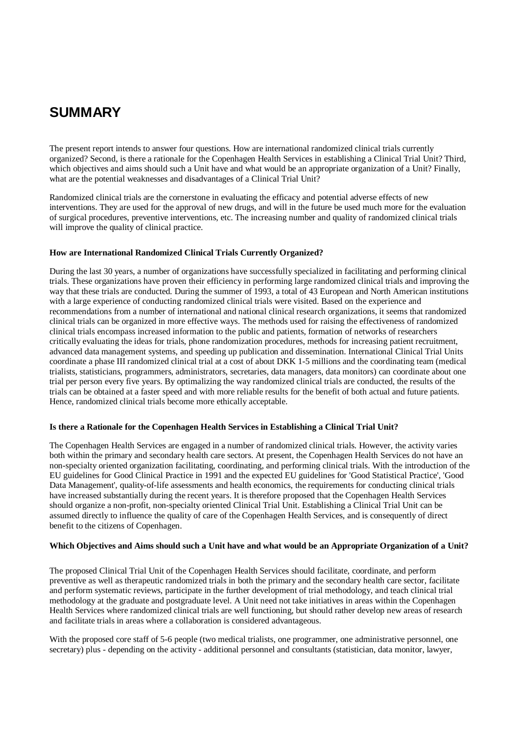# SUMMARY

The present report intends to answer four questions. How are international randomized clinical trials currently organized? Second, is there a rationale for the Copenhagen Health Services in establishing a Clinical Trial Unit? Third, which objectives and aims should such a Unit have and what would be an appropriate organization of a Unit? Finally, what are the potential weaknesses and disadvantages of a Clinical Trial Unit?

Randomized clinical trials are the cornerstone in evaluating the efficacy and potential adverse effects of new interventions. They are used for the approval of new drugs, and will in the future be used much more for the evaluation of surgical procedures, preventive interventions, etc. The increasing number and quality of randomized clinical trials will improve the quality of clinical practice.

**How are International Randomized Clinical Trials Currently Organized?**

During the last 30 years, a number of organizations have successfully specialized in facilitating and performing clinical trials. These organizations have proven their efficiency in performing large randomized clinical trials and improving the way that these trials are conducted. During the summer of 1993, a total of 43 European and North American institutions with a large experience of conducting randomized clinical trials were visited. Based on the experience and recommendations from a number of international and national clinical research organizations, it seems that randomized clinical trials can be organized in more effective ways. The methods used for raising the effectiveness of randomized clinical trials encompass increased information to the public and patients, formation of networks of researchers critically evaluating the ideas for trials, phone randomization procedures, methods for increasing patient recruitment, advanced data management systems, and speeding up publication and dissemination. International Clinical Trial Units coordinate a phase III randomized clinical trial at a cost of about DKK 1-5 millions and the coordinating team (medical trialists, statisticians, programmers, administrators, secretaries, data managers, data monitors) can coordinate about one trial per person every five years. By optimalizing the way randomized clinical trials are conducted, the results of the trials can be obtained at a faster speed and with more reliable results for the benefit of both actual and future patients. Hence, randomized clinical trials become more ethically acceptable.

**Is there a Rationale for the Copenhagen Health Services in Establishing a Clinical Trial Unit?**

The Copenhagen Health Services are engaged in a number of randomized clinical trials. However, the activity varies both within the primary and secondary health care sectors. At present, the Copenhagen Health Services do not have an non-specialty oriented organization facilitating, coordinating, and performing clinical trials. With the introduction of the EU guidelines for Good Clinical Practice in 1991 and the expected EU guidelines for 'Good Statistical Practice', 'Good Data Management', quality-of-life assessments and health economics, the requirements for conducting clinical trials have increased substantially during the recent years. It is therefore proposed that the Copenhagen Health Services should organize a non-profit, non-specialty oriented Clinical Trial Unit. Establishing a Clinical Trial Unit can be assumed directly to influence the quality of care of the Copenhagen Health Services, and is consequently of direct benefit to the citizens of Copenhagen.

**Which Objectives and Aims should such a Unit have and what would be an Appropriate Organization of a Unit?**

The proposed Clinical Trial Unit of the Copenhagen Health Services should facilitate, coordinate, and perform preventive as well as therapeutic randomized trials in both the primary and the secondary health care sector, facilitate and perform systematic reviews, participate in the further development of trial methodology, and teach clinical trial methodology at the graduate and postgraduate level. A Unit need not take initiatives in areas within the Copenhagen Health Services where randomized clinical trials are well functioning, but should rather develop new areas of research and facilitate trials in areas where a collaboration is considered advantageous.

With the proposed core staff of 5-6 people (two medical trialists, one programmer, one administrative personnel, one secretary) plus - depending on the activity - additional personnel and consultants (statistician, data monitor, lawyer,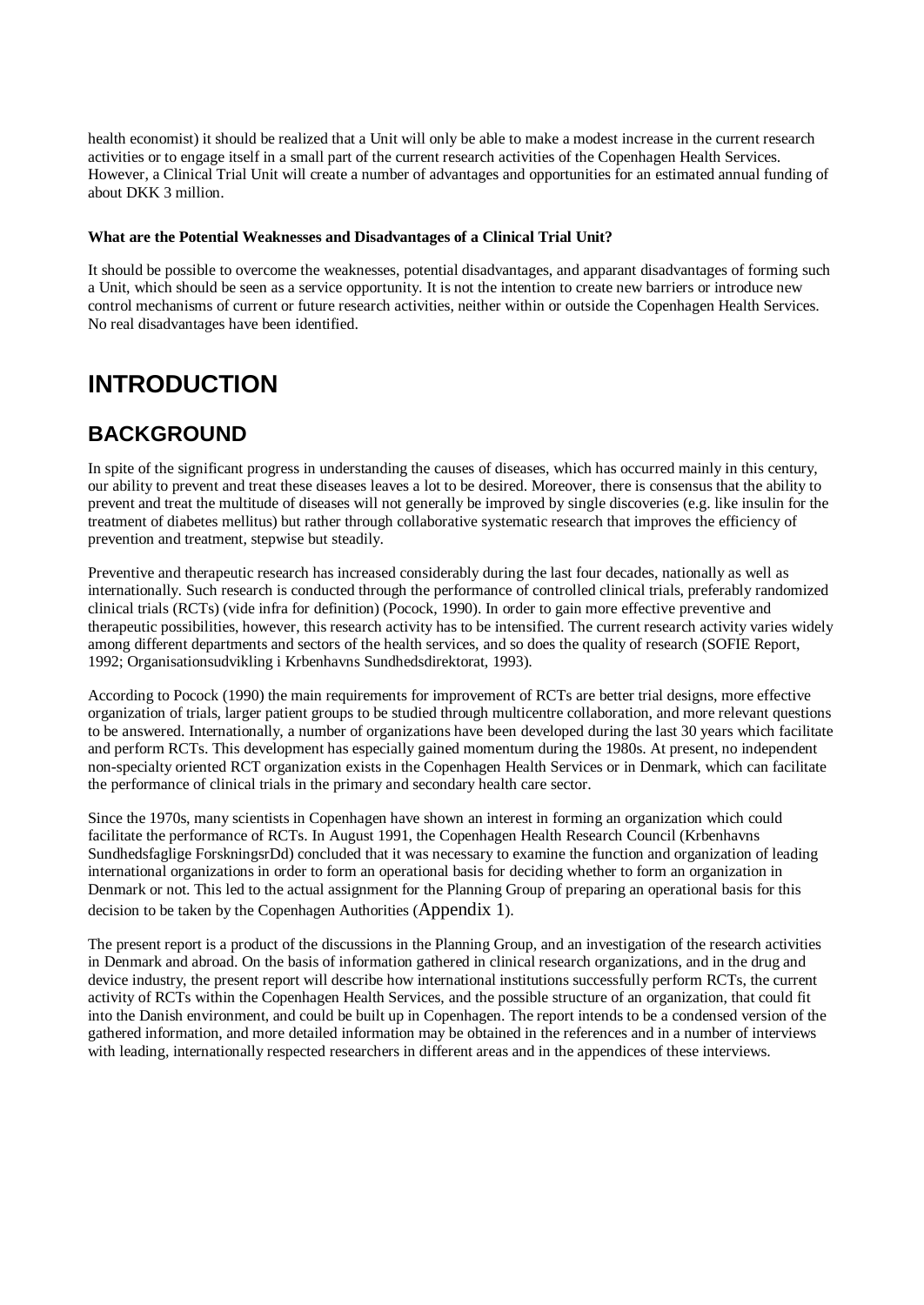health economist) it should be realized that a Unit will only be able to make a modest increase in the current research activities or to engage itself in a small part of the current research activities of the Copenhagen Health Services. However, a Clinical Trial Unit will create a number of advantages and opportunities for an estimated annual funding of about DKK 3 million.

**What are the Potential Weaknesses and Disadvantages of a Clinical Trial Unit?**

It should be possible to overcome the weaknesses, potential disadvantages, and apparant disadvantages of forming such a Unit, which should be seen as a service opportunity. It is not the intention to create new barriers or introduce new control mechanisms of current or future research activities, neither within or outside the Copenhagen Health Services. No real disadvantages have been identified.

# INTRODUCTION

## BACKGROUND

In spite of the significant progress in understanding the causes of diseases, which has occurred mainly in this century, our ability to prevent and treat these diseases leaves a lot to be desired. Moreover, there is consensus that the ability to prevent and treat the multitude of diseases will not generally be improved by single discoveries (e.g. like insulin for the treatment of diabetes mellitus) but rather through collaborative systematic research that improves the efficiency of prevention and treatment, stepwise but steadily.

Preventive and therapeutic research has increased considerably during the last four decades, nationally as well as internationally. Such research is conducted through the performance of controlled clinical trials, preferably randomized clinical trials (RCTs) (vide infra for definition) (Pocock, 1990). In order to gain more effective preventive and therapeutic possibilities, however, this research activity has to be intensified. The current research activity varies widely among different departments and sectors of the health services, and so does the quality of research (SOFIE Report, 1992; Organisationsudvikling i Krbenhavns Sundhedsdirektorat, 1993).

According to Pocock (1990) the main requirements for improvement of RCTs are better trial designs, more effective organization of trials, larger patient groups to be studied through multicentre collaboration, and more relevant questions to be answered. Internationally, a number of organizations have been developed during the last 30 years which facilitate and perform RCTs. This development has especially gained momentum during the 1980s. At present, no independent non-specialty oriented RCT organization exists in the Copenhagen Health Services or in Denmark, which can facilitate the performance of clinical trials in the primary and secondary health care sector.

Since the 1970s, many scientists in Copenhagen have shown an interest in forming an organization which could facilitate the performance of RCTs. In August 1991, the Copenhagen Health Research Council (Krbenhavns Sundhedsfaglige ForskningsrDd) concluded that it was necessary to examine the function and organization of leading international organizations in order to form an operational basis for deciding whether to form an organization in Denmark or not. This led to the actual assignment for the Planning Group of preparing an operational basis for this decision to be taken by the Copenhagen Authorities (Appendix 1).

The present report is a product of the discussions in the Planning Group, and an investigation of the research activities in Denmark and abroad. On the basis of information gathered in clinical research organizations, and in the drug and device industry, the present report will describe how international institutions successfully perform RCTs, the current activity of RCTs within the Copenhagen Health Services, and the possible structure of an organization, that could fit into the Danish environment, and could be built up in Copenhagen. The report intends to be a condensed version of the gathered information, and more detailed information may be obtained in the references and in a number of interviews with leading, internationally respected researchers in different areas and in the appendices of these interviews.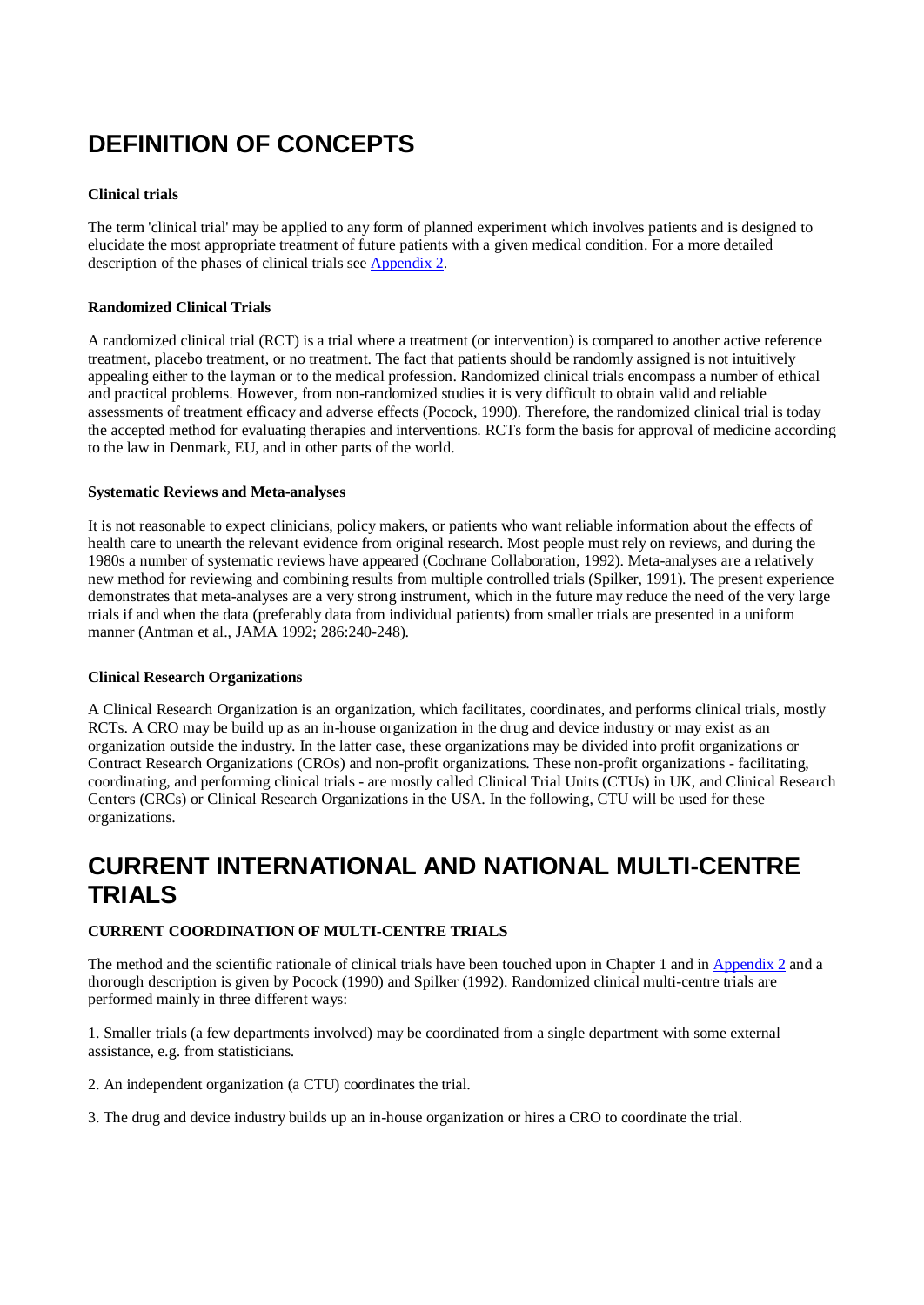# DEFINITION OF CONCEPTS

**Clinical trials**

The term 'clinical trial' may be applied to any form of planned experiment which involves patients and is designed to elucidate the most appropriate treatment of future patients with a given medical condition. For a more detailed description of the phases of clinical trials see Appendix 2.

**Randomized Clinical Trials**

A randomized clinical trial (RCT) is a trial where a treatment (or intervention) is compared to another active reference treatment, placebo treatment, or no treatment. The fact that patients should be randomly assigned is not intuitively appealing either to the layman or to the medical profession. Randomized clinical trials encompass a number of ethical and practical problems. However, from non-randomized studies it is very difficult to obtain valid and reliable assessments of treatment efficacy and adverse effects (Pocock, 1990). Therefore, the randomized clinical trial is today the accepted method for evaluating therapies and interventions. RCTs form the basis for approval of medicine according to the law in Denmark, EU, and in other parts of the world.

**Systematic Reviews and Meta-analyses**

It is not reasonable to expect clinicians, policy makers, or patients who want reliable information about the effects of health care to unearth the relevant evidence from original research. Most people must rely on reviews, and during the 1980s a number of systematic reviews have appeared (Cochrane Collaboration, 1992). Meta-analyses are a relatively new method for reviewing and combining results from multiple controlled trials (Spilker, 1991). The present experience demonstrates that meta-analyses are a very strong instrument, which in the future may reduce the need of the very large trials if and when the data (preferably data from individual patients) from smaller trials are presented in a uniform manner (Antman et al., JAMA 1992; 286:240-248).

**Clinical Research Organizations**

A Clinical Research Organization is an organization, which facilitates, coordinates, and performs clinical trials, mostly RCTs. A CRO may be build up as an in-house organization in the drug and device industry or may exist as an organization outside the industry. In the latter case, these organizations may be divided into profit organizations or Contract Research Organizations (CROs) and non-profit organizations. These non-profit organizations - facilitating, coordinating, and performing clinical trials - are mostly called Clinical Trial Units (CTUs) in UK, and Clinical Research Centers (CRCs) or Clinical Research Organizations in the USA. In the following, CTU will be used for these organizations.

# CURRENT INTERNATIONAL AND NATIONAL MULTI-CENTRE TRIALS

**CURRENT COORDINATION OF MULTI-CENTRE TRIALS**

The method and the scientific rationale of clinical trials have been touched upon in Chapter 1 and in Appendix 2 and a thorough description is given by Pocock (1990) and Spilker (1992). Randomized clinical multi-centre trials are performed mainly in three different ways:

1. Smaller trials (a few departments involved) may be coordinated from a single department with some external assistance, e.g. from statisticians.

2. An independent organization (a CTU) coordinates the trial.

3. The drug and device industry builds up an in-house organization or hires a CRO to coordinate the trial.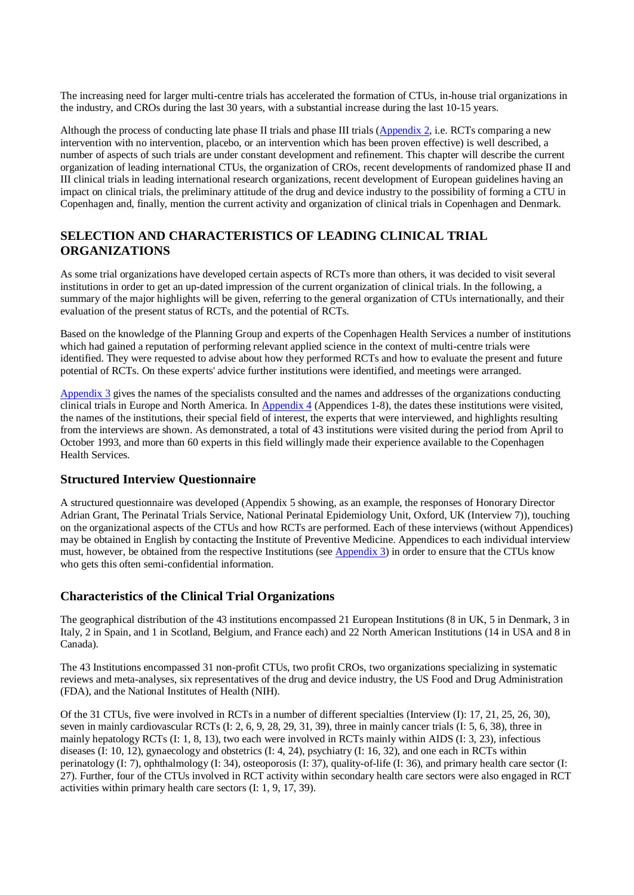The increasing need for larger multi-centre trials has accelerated the formation of CTUs, in-house trial organizations in the industry, and CROs during the last 30 years, with a substantial increase during the last 10-15 years.

Although the process of conducting late phase II trials and phase III trials (Appendix 2, i.e. RCTs comparing a new intervention with no intervention, placebo, or an intervention which has been proven effective) is well described, a number of aspects of such trials are under constant development and refinement. This chapter will describe the current organization of leading international CTUs, the organization of CROs, recent developments of randomized phase II and III clinical trials in leading international research organizations, recent development of European guidelines having an impact on clinical trials, the preliminary attitude of the drug and device industry to the possibility of forming a CTU in Copenhagen and, finally, mention the current activity and organization of clinical trials in Copenhagen and Denmark.

## SELECTION AND CHARACTERISTICS OF LEADING CLINICAL TRIAL ORGANIZATIONS

As some trial organizations have developed certain aspects of RCTs more than others, it was decided to visit several institutions in order to get an up-dated impression of the current organization of clinical trials. In the following, a summary of the major highlights will be given, referring to the general organization of CTUs internationally, and their evaluation of the present status of RCTs, and the potential of RCTs.

Based on the knowledge of the Planning Group and experts of the Copenhagen Health Services a number of institutions which had gained a reputation of performing relevant applied science in the context of multi-centre trials were identified. They were requested to advise about how they performed RCTs and how to evaluate the present and future potential of RCTs. On these experts' advice further institutions were identified, and meetings were arranged.

Appendix 3 gives the names of the specialists consulted and the names and addresses of the organizations conducting clinical trials in Europe and North America. In Appendix 4 (Appendices 1-8), the dates these institutions were visited, the names of the institutions, their special field of interest, the experts that were interviewed, and highlights resulting from the interviews are shown. As demonstrated, a total of 43 institutions were visited during the period from April to October 1993, and more than 60 experts in this field willingly made their experience available to the Copenhagen Health Services.

### Structured Interview Questionnaire

A structured questionnaire was developed (Appendix 5 showing, as an example, the responses of Honorary Director Adrian Grant, The Perinatal Trials Service, National Perinatal Epidemiology Unit, Oxford, UK (Interview 7)), touching on the organizational aspects of the CTUs and how RCTs are performed. Each of these interviews (without Appendices) may be obtained in English by contacting the Institute of Preventive Medicine. Appendices to each individual interview must, however, be obtained from the respective Institutions (see Appendix 3) in order to ensure that the CTUs know who gets this often semi-confidential information.

### Characteristics of the Clinical Trial Organizations

The geographical distribution of the 43 institutions encompassed 21 European Institutions (8 in UK, 5 in Denmark, 3 in Italy, 2 in Spain, and 1 in Scotland, Belgium, and France each) and 22 North American Institutions (14 in USA and 8 in Canada).

The 43 Institutions encompassed 31 non-profit CTUs, two profit CROs, two organizations specializing in systematic reviews and meta-analyses, six representatives of the drug and device industry, the US Food and Drug Administration (FDA), and the National Institutes of Health (NIH).

Of the 31 CTUs, five were involved in RCTs in a number of different specialties (Interview (I): 17, 21, 25, 26, 30), seven in mainly cardiovascular RCTs (I: 2, 6, 9, 28, 29, 31, 39), three in mainly cancer trials (I: 5, 6, 38), three in mainly hepatology RCTs (I: 1, 8, 13), two each were involved in RCTs mainly within AIDS (I: 3, 23), infectious diseases (I: 10, 12), gynaecology and obstetrics (I: 4, 24), psychiatry (I: 16, 32), and one each in RCTs within perinatology (I: 7), ophthalmology (I: 34), osteoporosis (I: 37), quality-of-life (I: 36), and primary health care sector (I: 27). Further, four of the CTUs involved in RCT activity within secondary health care sectors were also engaged in RCT activities within primary health care sectors (I: 1, 9, 17, 39).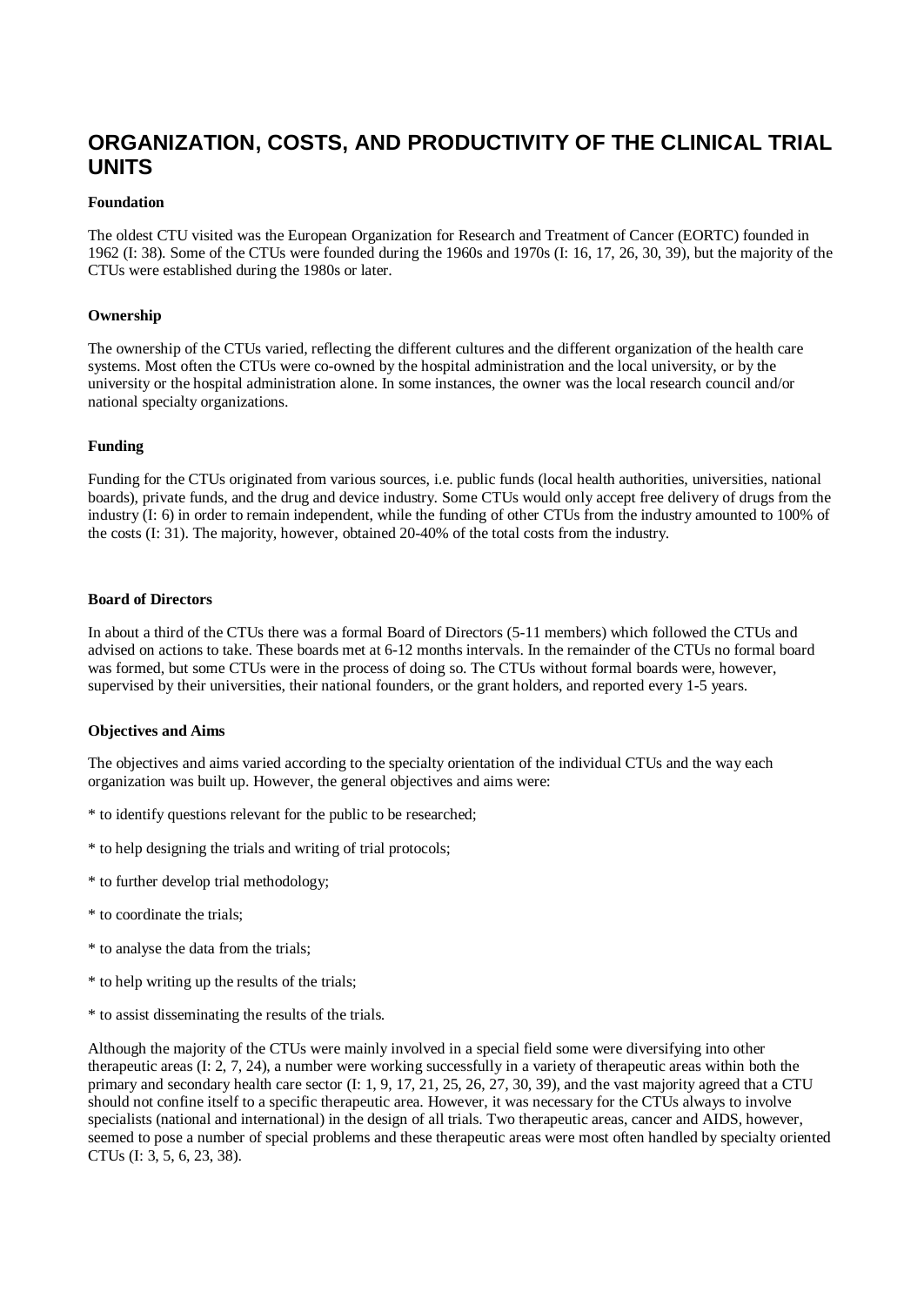# ORGANIZATION, COSTS, AND PRODUCTIVITY OF THE CLINICAL TRIAL UNITS

**Foundation**

The oldest CTU visited was the European Organization for Research and Treatment of Cancer (EORTC) founded in 1962 (I: 38). Some of the CTUs were founded during the 1960s and 1970s (I: 16, 17, 26, 30, 39), but the majority of the CTUs were established during the 1980s or later.

**Ownership**

The ownership of the CTUs varied, reflecting the different cultures and the different organization of the health care systems. Most often the CTUs were co-owned by the hospital administration and the local university, or by the university or the hospital administration alone. In some instances, the owner was the local research council and/or national specialty organizations.

**Funding**

Funding for the CTUs originated from various sources, i.e. public funds (local health authorities, universities, national boards), private funds, and the drug and device industry. Some CTUs would only accept free delivery of drugs from the industry (I: 6) in order to remain independent, while the funding of other CTUs from the industry amounted to 100% of the costs (I: 31). The majority, however, obtained 20-40% of the total costs from the industry.

**Board of Directors**

In about a third of the CTUs there was a formal Board of Directors (5-11 members) which followed the CTUs and advised on actions to take. These boards met at 6-12 months intervals. In the remainder of the CTUs no formal board was formed, but some CTUs were in the process of doing so. The CTUs without formal boards were, however, supervised by their universities, their national founders, or the grant holders, and reported every 1-5 years.

**Objectives and Aims**

The objectives and aims varied according to the specialty orientation of the individual CTUs and the way each organization was built up. However, the general objectives and aims were:

* to identify questions relevant for the public to be researched;

* to help designing the trials and writing of trial protocols;

* to further develop trial methodology;

* to coordinate the trials;

* to analyse the data from the trials;

* to help writing up the results of the trials;

* to assist disseminating the results of the trials.

Although the majority of the CTUs were mainly involved in a special field some were diversifying into other therapeutic areas (I: 2, 7, 24), a number were working successfully in a variety of therapeutic areas within both the primary and secondary health care sector (I: 1, 9, 17, 21, 25, 26, 27, 30, 39), and the vast majority agreed that a CTU should not confine itself to a specific therapeutic area. However, it was necessary for the CTUs always to involve specialists (national and international) in the design of all trials. Two therapeutic areas, cancer and AIDS, however, seemed to pose a number of special problems and these therapeutic areas were most often handled by specialty oriented CTUs (I: 3, 5, 6, 23, 38).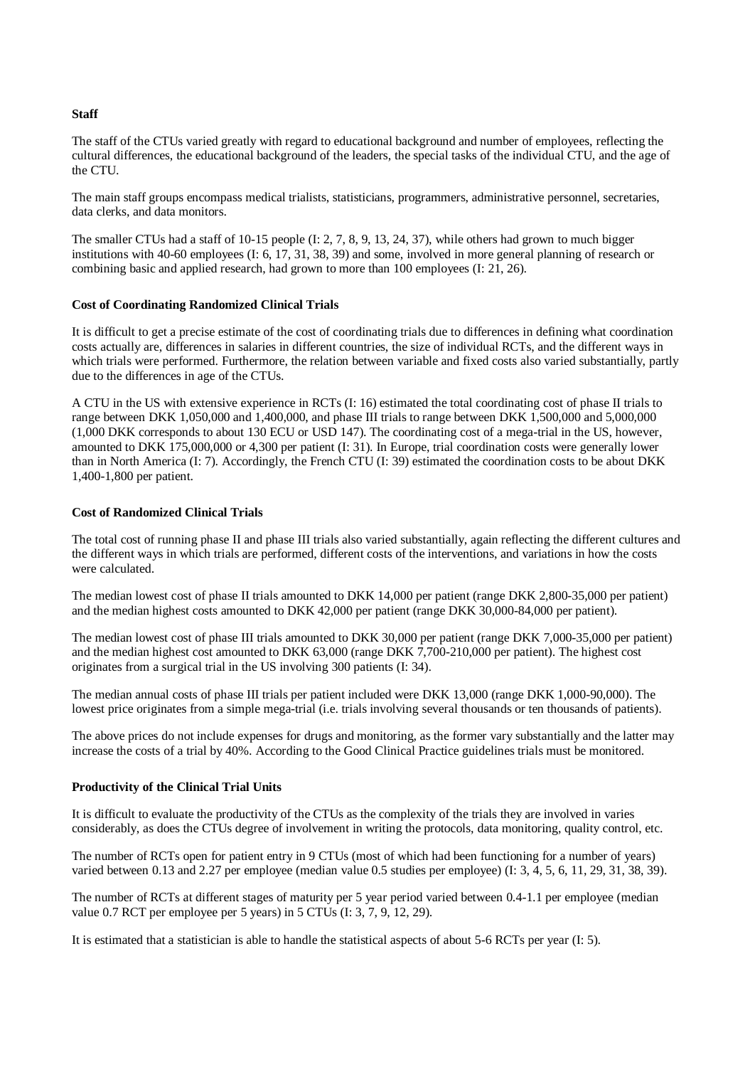**Staff**

The staff of the CTUs varied greatly with regard to educational background and number of employees, reflecting the cultural differences, the educational background of the leaders, the special tasks of the individual CTU, and the age of the CTU.

The main staff groups encompass medical trialists, statisticians, programmers, administrative personnel, secretaries, data clerks, and data monitors.

The smaller CTUs had a staff of 10-15 people (I: 2, 7, 8, 9, 13, 24, 37), while others had grown to much bigger institutions with 40-60 employees (I: 6, 17, 31, 38, 39) and some, involved in more general planning of research or combining basic and applied research, had grown to more than 100 employees (I: 21, 26).

**Cost of Coordinating Randomized Clinical Trials**

It is difficult to get a precise estimate of the cost of coordinating trials due to differences in defining what coordination costs actually are, differences in salaries in different countries, the size of individual RCTs, and the different ways in which trials were performed. Furthermore, the relation between variable and fixed costs also varied substantially, partly due to the differences in age of the CTUs.

A CTU in the US with extensive experience in RCTs (I: 16) estimated the total coordinating cost of phase II trials to range between DKK 1,050,000 and 1,400,000, and phase III trials to range between DKK 1,500,000 and 5,000,000 (1,000 DKK corresponds to about 130 ECU or USD 147). The coordinating cost of a mega-trial in the US, however, amounted to DKK 175,000,000 or 4,300 per patient (I: 31). In Europe, trial coordination costs were generally lower than in North America (I: 7). Accordingly, the French CTU (I: 39) estimated the coordination costs to be about DKK 1,400-1,800 per patient.

**Cost of Randomized Clinical Trials**

The total cost of running phase II and phase III trials also varied substantially, again reflecting the different cultures and the different ways in which trials are performed, different costs of the interventions, and variations in how the costs were calculated.

The median lowest cost of phase II trials amounted to DKK 14,000 per patient (range DKK 2,800-35,000 per patient) and the median highest costs amounted to DKK 42,000 per patient (range DKK 30,000-84,000 per patient).

The median lowest cost of phase III trials amounted to DKK 30,000 per patient (range DKK 7,000-35,000 per patient) and the median highest cost amounted to DKK 63,000 (range DKK 7,700-210,000 per patient). The highest cost originates from a surgical trial in the US involving 300 patients (I: 34).

The median annual costs of phase III trials per patient included were DKK 13,000 (range DKK 1,000-90,000). The lowest price originates from a simple mega-trial (i.e. trials involving several thousands or ten thousands of patients).

The above prices do not include expenses for drugs and monitoring, as the former vary substantially and the latter may increase the costs of a trial by 40%. According to the Good Clinical Practice guidelines trials must be monitored.

**Productivity of the Clinical Trial Units**

It is difficult to evaluate the productivity of the CTUs as the complexity of the trials they are involved in varies considerably, as does the CTUs degree of involvement in writing the protocols, data monitoring, quality control, etc.

The number of RCTs open for patient entry in 9 CTUs (most of which had been functioning for a number of years) varied between 0.13 and 2.27 per employee (median value 0.5 studies per employee) (I: 3, 4, 5, 6, 11, 29, 31, 38, 39).

The number of RCTs at different stages of maturity per 5 year period varied between 0.4-1.1 per employee (median value 0.7 RCT per employee per 5 years) in 5 CTUs (I: 3, 7, 9, 12, 29).

It is estimated that a statistician is able to handle the statistical aspects of about 5-6 RCTs per year (I: 5).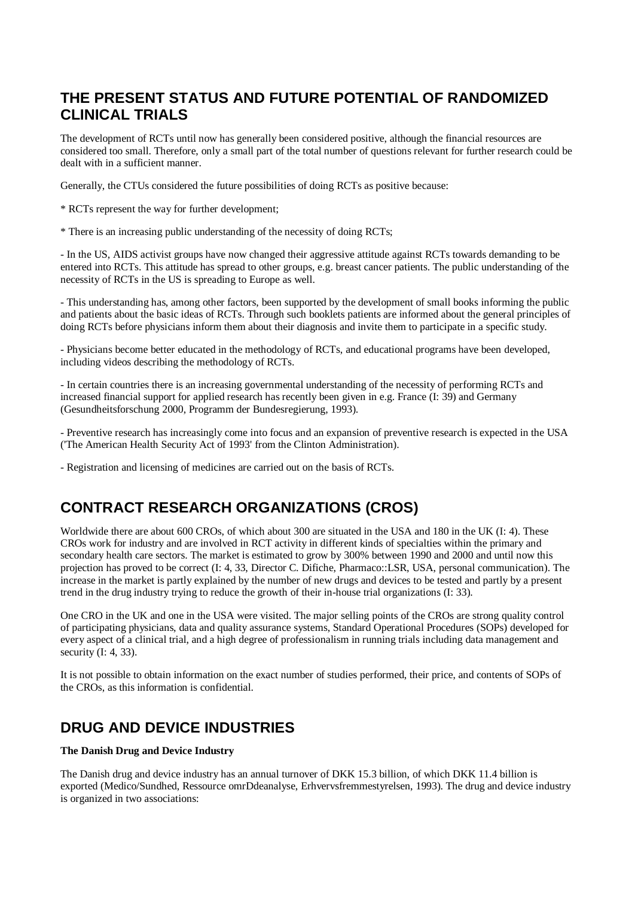## THE PRESENT STATUS AND FUTURE POTENTIAL OF RANDOMIZED CLINICAL TRIALS

The development of RCTs until now has generally been considered positive, although the financial resources are considered too small. Therefore, only a small part of the total number of questions relevant for further research could be dealt with in a sufficient manner.

Generally, the CTUs considered the future possibilities of doing RCTs as positive because:

* RCTs represent the way for further development;

* There is an increasing public understanding of the necessity of doing RCTs;

- In the US, AIDS activist groups have now changed their aggressive attitude against RCTs towards demanding to be entered into RCTs. This attitude has spread to other groups, e.g. breast cancer patients. The public understanding of the necessity of RCTs in the US is spreading to Europe as well.

- This understanding has, among other factors, been supported by the development of small books informing the public and patients about the basic ideas of RCTs. Through such booklets patients are informed about the general principles of doing RCTs before physicians inform them about their diagnosis and invite them to participate in a specific study.

- Physicians become better educated in the methodology of RCTs, and educational programs have been developed, including videos describing the methodology of RCTs.

- In certain countries there is an increasing governmental understanding of the necessity of performing RCTs and increased financial support for applied research has recently been given in e.g. France (I: 39) and Germany (Gesundheitsforschung 2000, Programm der Bundesregierung, 1993).

- Preventive research has increasingly come into focus and an expansion of preventive research is expected in the USA ('The American Health Security Act of 1993' from the Clinton Administration).

- Registration and licensing of medicines are carried out on the basis of RCTs.

## CONTRACT RESEARCH ORGANIZATIONS (CROS)

Worldwide there are about 600 CROs, of which about 300 are situated in the USA and 180 in the UK (I: 4). These CROs work for industry and are involved in RCT activity in different kinds of specialties within the primary and secondary health care sectors. The market is estimated to grow by 300% between 1990 and 2000 and until now this projection has proved to be correct (I: 4, 33, Director C. Difiche, Pharmaco::LSR, USA, personal communication). The increase in the market is partly explained by the number of new drugs and devices to be tested and partly by a present trend in the drug industry trying to reduce the growth of their in-house trial organizations (I: 33).

One CRO in the UK and one in the USA were visited. The major selling points of the CROs are strong quality control of participating physicians, data and quality assurance systems, Standard Operational Procedures (SOPs) developed for every aspect of a clinical trial, and a high degree of professionalism in running trials including data management and security (I: 4, 33).

It is not possible to obtain information on the exact number of studies performed, their price, and contents of SOPs of the CROs, as this information is confidential.

## DRUG AND DEVICE INDUSTRIES

**The Danish Drug and Device Industry**

The Danish drug and device industry has an annual turnover of DKK 15.3 billion, of which DKK 11.4 billion is exported (Medico/Sundhed, Ressource omrDdeanalyse, Erhvervsfremmestyrelsen, 1993). The drug and device industry is organized in two associations: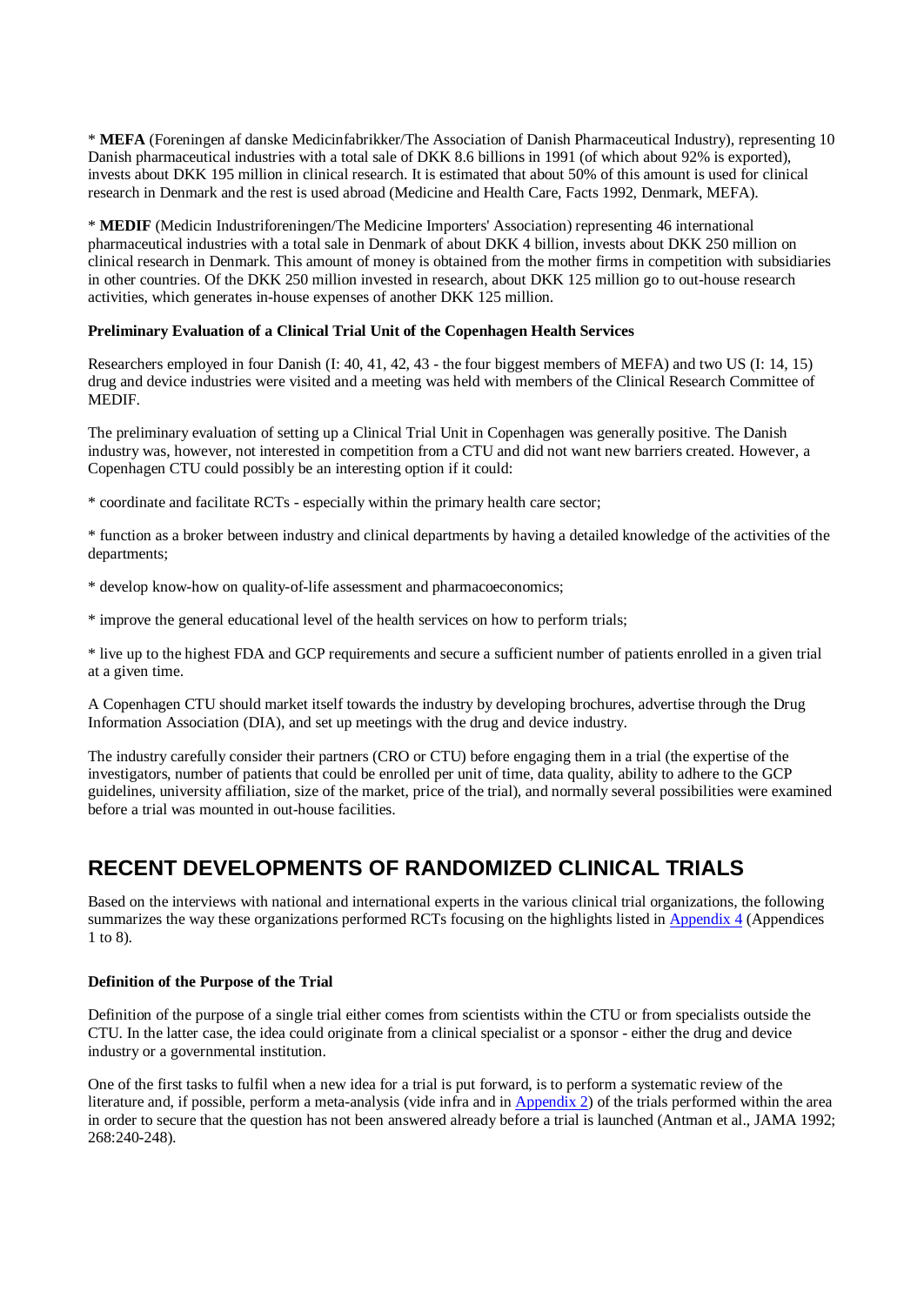* **MEFA** (Foreningen af danske Medicinfabrikker/The Association of Danish Pharmaceutical Industry), representing 10 Danish pharmaceutical industries with a total sale of DKK 8.6 billions in 1991 (of which about 92% is exported), invests about DKK 195 million in clinical research. It is estimated that about 50% of this amount is used for clinical research in Denmark and the rest is used abroad (Medicine and Health Care, Facts 1992, Denmark, MEFA).

* **MEDIF** (Medicin Industriforeningen/The Medicine Importers' Association) representing 46 international pharmaceutical industries with a total sale in Denmark of about DKK 4 billion, invests about DKK 250 million on clinical research in Denmark. This amount of money is obtained from the mother firms in competition with subsidiaries in other countries. Of the DKK 250 million invested in research, about DKK 125 million go to out-house research activities, which generates in-house expenses of another DKK 125 million.

**Preliminary Evaluation of a Clinical Trial Unit of the Copenhagen Health Services**

Researchers employed in four Danish (I: 40, 41, 42, 43 - the four biggest members of MEFA) and two US (I: 14, 15) drug and device industries were visited and a meeting was held with members of the Clinical Research Committee of MEDIF.

The preliminary evaluation of setting up a Clinical Trial Unit in Copenhagen was generally positive. The Danish industry was, however, not interested in competition from a CTU and did not want new barriers created. However, a Copenhagen CTU could possibly be an interesting option if it could:

* coordinate and facilitate RCTs - especially within the primary health care sector;

* function as a broker between industry and clinical departments by having a detailed knowledge of the activities of the departments;

* develop know-how on quality-of-life assessment and pharmacoeconomics;

* improve the general educational level of the health services on how to perform trials;

* live up to the highest FDA and GCP requirements and secure a sufficient number of patients enrolled in a given trial at a given time.

A Copenhagen CTU should market itself towards the industry by developing brochures, advertise through the Drug Information Association (DIA), and set up meetings with the drug and device industry.

The industry carefully consider their partners (CRO or CTU) before engaging them in a trial (the expertise of the investigators, number of patients that could be enrolled per unit of time, data quality, ability to adhere to the GCP guidelines, university affiliation, size of the market, price of the trial), and normally several possibilities were examined before a trial was mounted in out-house facilities.

## RECENT DEVELOPMENTS OF RANDOMIZED CLINICAL TRIALS

Based on the interviews with national and international experts in the various clinical trial organizations, the following summarizes the way these organizations performed RCTs focusing on the highlights listed in Appendix 4 (Appendices 1 to 8).

**Definition of the Purpose of the Trial**

Definition of the purpose of a single trial either comes from scientists within the CTU or from specialists outside the CTU. In the latter case, the idea could originate from a clinical specialist or a sponsor - either the drug and device industry or a governmental institution.

One of the first tasks to fulfil when a new idea for a trial is put forward, is to perform a systematic review of the literature and, if possible, perform a meta-analysis (vide infra and in Appendix 2) of the trials performed within the area in order to secure that the question has not been answered already before a trial is launched (Antman et al., JAMA 1992; 268:240-248).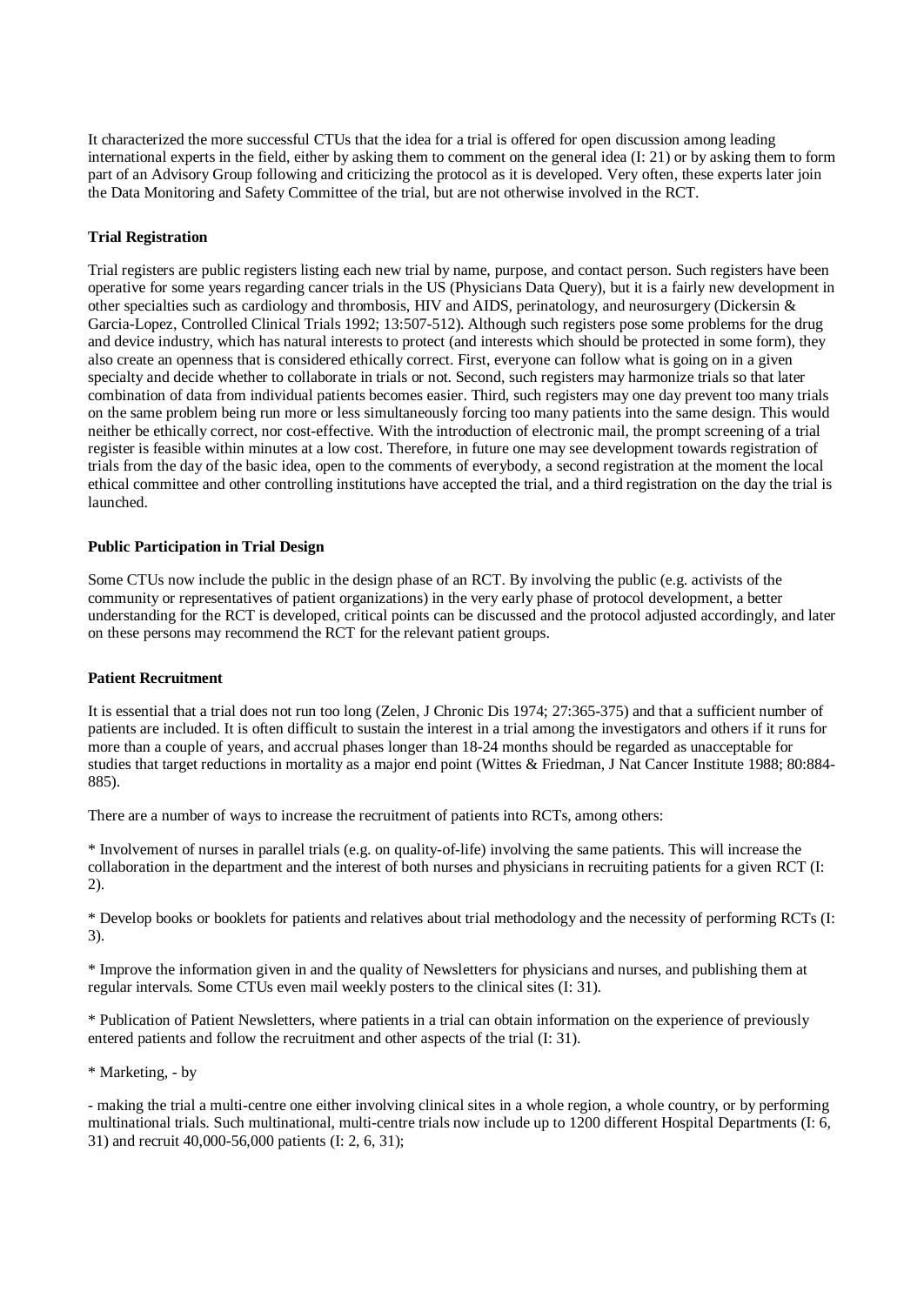It characterized the more successful CTUs that the idea for a trial is offered for open discussion among leading international experts in the field, either by asking them to comment on the general idea (I: 21) or by asking them to form part of an Advisory Group following and criticizing the protocol as it is developed. Very often, these experts later join the Data Monitoring and Safety Committee of the trial, but are not otherwise involved in the RCT.

**Trial Registration**

Trial registers are public registers listing each new trial by name, purpose, and contact person. Such registers have been operative for some years regarding cancer trials in the US (Physicians Data Query), but it is a fairly new development in other specialties such as cardiology and thrombosis, HIV and AIDS, perinatology, and neurosurgery (Dickersin & Garcia-Lopez, Controlled Clinical Trials 1992; 13:507-512). Although such registers pose some problems for the drug and device industry, which has natural interests to protect (and interests which should be protected in some form), they also create an openness that is considered ethically correct. First, everyone can follow what is going on in a given specialty and decide whether to collaborate in trials or not. Second, such registers may harmonize trials so that later combination of data from individual patients becomes easier. Third, such registers may one day prevent too many trials on the same problem being run more or less simultaneously forcing too many patients into the same design. This would neither be ethically correct, nor cost-effective. With the introduction of electronic mail, the prompt screening of a trial register is feasible within minutes at a low cost. Therefore, in future one may see development towards registration of trials from the day of the basic idea, open to the comments of everybody, a second registration at the moment the local ethical committee and other controlling institutions have accepted the trial, and a third registration on the day the trial is launched.

**Public Participation in Trial Design**

Some CTUs now include the public in the design phase of an RCT. By involving the public (e.g. activists of the community or representatives of patient organizations) in the very early phase of protocol development, a better understanding for the RCT is developed, critical points can be discussed and the protocol adjusted accordingly, and later on these persons may recommend the RCT for the relevant patient groups.

**Patient Recruitment**

It is essential that a trial does not run too long (Zelen, J Chronic Dis 1974; 27:365-375) and that a sufficient number of patients are included. It is often difficult to sustain the interest in a trial among the investigators and others if it runs for more than a couple of years, and accrual phases longer than 18-24 months should be regarded as unacceptable for studies that target reductions in mortality as a major end point (Wittes & Friedman, J Nat Cancer Institute 1988; 80:884-885).

There are a number of ways to increase the recruitment of patients into RCTs, among others:

* Involvement of nurses in parallel trials (e.g. on quality-of-life) involving the same patients. This will increase the collaboration in the department and the interest of both nurses and physicians in recruiting patients for a given RCT (I: 2).

* Develop books or booklets for patients and relatives about trial methodology and the necessity of performing RCTs (I: 3).

* Improve the information given in and the quality of Newsletters for physicians and nurses, and publishing them at regular intervals. Some CTUs even mail weekly posters to the clinical sites (I: 31).

* Publication of Patient Newsletters, where patients in a trial can obtain information on the experience of previously entered patients and follow the recruitment and other aspects of the trial (I: 31).

* Marketing, - by

- making the trial a multi-centre one either involving clinical sites in a whole region, a whole country, or by performing multinational trials. Such multinational, multi-centre trials now include up to 1200 different Hospital Departments (I: 6, 31) and recruit 40,000-56,000 patients (I: 2, 6, 31);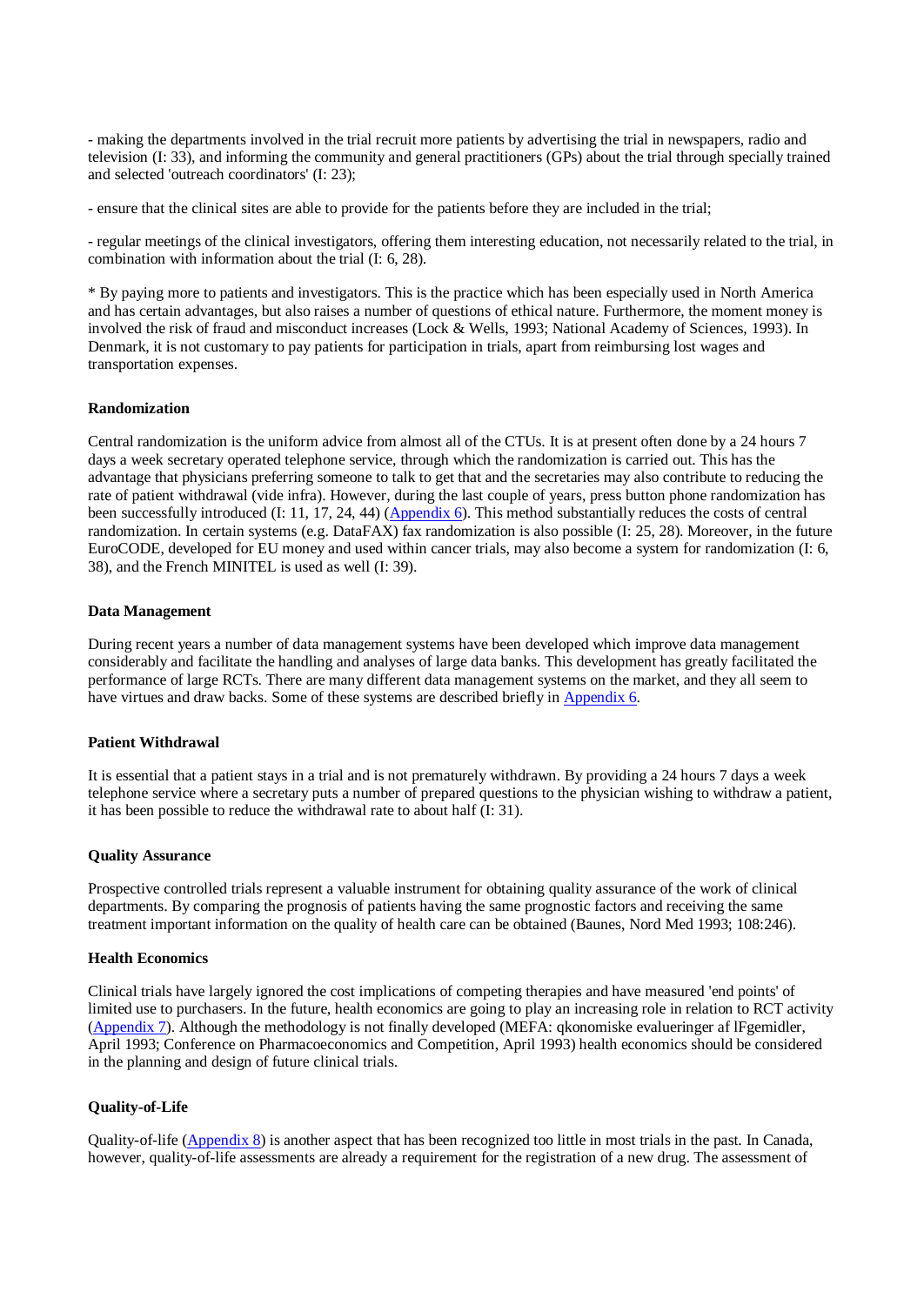- making the departments involved in the trial recruit more patients by advertising the trial in newspapers, radio and television (I: 33), and informing the community and general practitioners (GPs) about the trial through specially trained and selected 'outreach coordinators' (I: 23);

- ensure that the clinical sites are able to provide for the patients before they are included in the trial;

- regular meetings of the clinical investigators, offering them interesting education, not necessarily related to the trial, in combination with information about the trial (I: 6, 28).

* By paying more to patients and investigators. This is the practice which has been especially used in North America and has certain advantages, but also raises a number of questions of ethical nature. Furthermore, the moment money is involved the risk of fraud and misconduct increases (Lock & Wells, 1993; National Academy of Sciences, 1993). In Denmark, it is not customary to pay patients for participation in trials, apart from reimbursing lost wages and transportation expenses.

**Randomization**

Central randomization is the uniform advice from almost all of the CTUs. It is at present often done by a 24 hours 7 days a week secretary operated telephone service, through which the randomization is carried out. This has the advantage that physicians preferring someone to talk to get that and the secretaries may also contribute to reducing the rate of patient withdrawal (vide infra). However, during the last couple of years, press button phone randomization has been successfully introduced (I: 11, 17, 24, 44) (Appendix 6). This method substantially reduces the costs of central randomization. In certain systems (e.g. DataFAX) fax randomization is also possible (I: 25, 28). Moreover, in the future EuroCODE, developed for EU money and used within cancer trials, may also become a system for randomization (I: 6, 38), and the French MINITEL is used as well (I: 39).

**Data Management**

During recent years a number of data management systems have been developed which improve data management considerably and facilitate the handling and analyses of large data banks. This development has greatly facilitated the performance of large RCTs. There are many different data management systems on the market, and they all seem to have virtues and draw backs. Some of these systems are described briefly in Appendix 6.

**Patient Withdrawal**

It is essential that a patient stays in a trial and is not prematurely withdrawn. By providing a 24 hours 7 days a week telephone service where a secretary puts a number of prepared questions to the physician wishing to withdraw a patient, it has been possible to reduce the withdrawal rate to about half (I: 31).

**Quality Assurance**

Prospective controlled trials represent a valuable instrument for obtaining quality assurance of the work of clinical departments. By comparing the prognosis of patients having the same prognostic factors and receiving the same treatment important information on the quality of health care can be obtained (Baunes, Nord Med 1993; 108:246).

**Health Economics**

Clinical trials have largely ignored the cost implications of competing therapies and have measured 'end points' of limited use to purchasers. In the future, health economics are going to play an increasing role in relation to RCT activity (Appendix 7). Although the methodology is not finally developed (MEFA: qkonomiske evalueringer af lFgemidler, April 1993; Conference on Pharmacoeconomics and Competition, April 1993) health economics should be considered in the planning and design of future clinical trials.

**Quality-of-Life**

Quality-of-life (Appendix 8) is another aspect that has been recognized too little in most trials in the past. In Canada, however, quality-of-life assessments are already a requirement for the registration of a new drug. The assessment of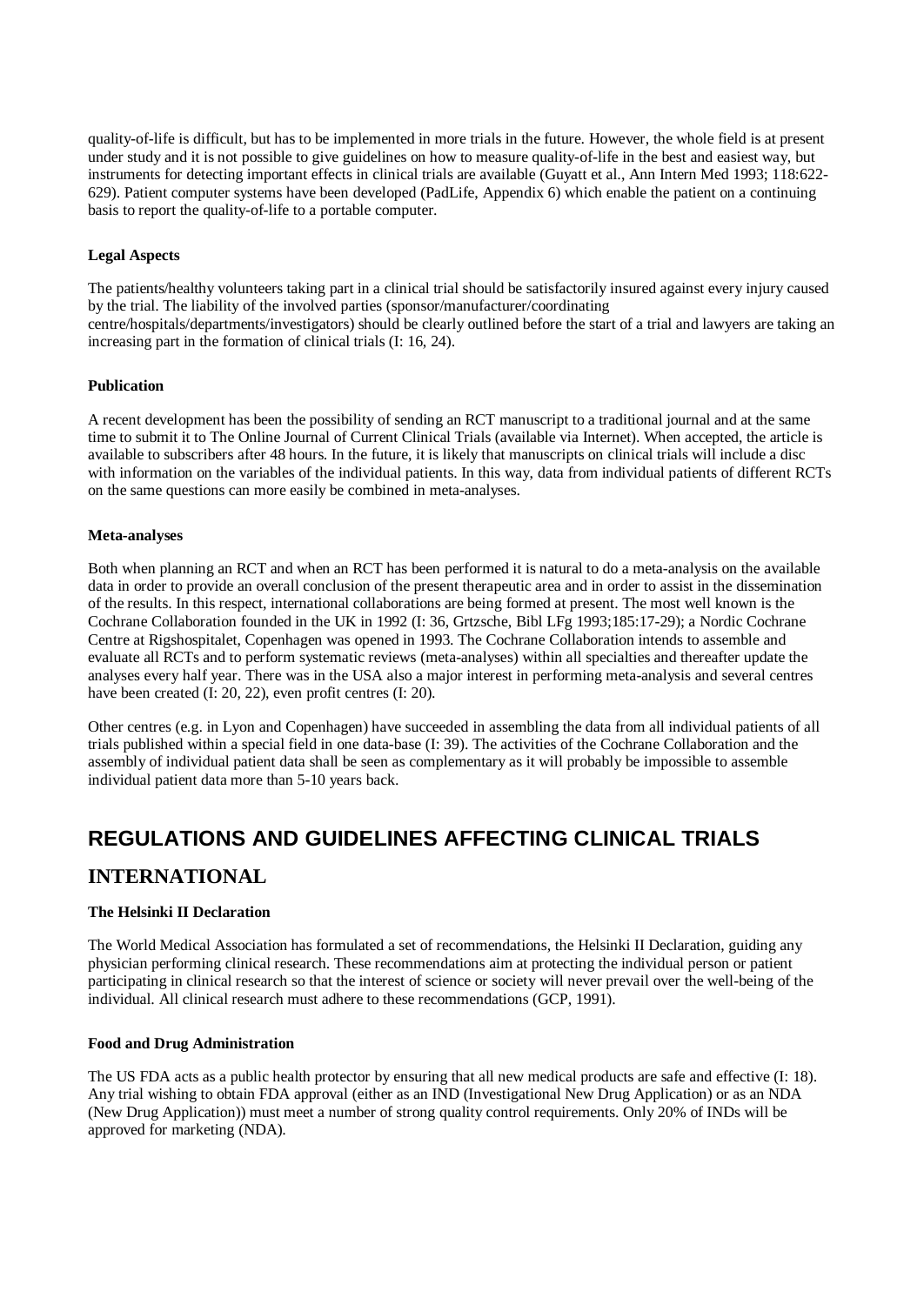quality-of-life is difficult, but has to be implemented in more trials in the future. However, the whole field is at present under study and it is not possible to give guidelines on how to measure quality-of-life in the best and easiest way, but instruments for detecting important effects in clinical trials are available (Guyatt et al., Ann Intern Med 1993; 118:622-629). Patient computer systems have been developed (PadLife, Appendix 6) which enable the patient on a continuing basis to report the quality-of-life to a portable computer.

**Legal Aspects**

The patients/healthy volunteers taking part in a clinical trial should be satisfactorily insured against every injury caused by the trial. The liability of the involved parties (sponsor/manufacturer/coordinating centre/hospitals/departments/investigators) should be clearly outlined before the start of a trial and lawyers are taking an increasing part in the formation of clinical trials (I: 16, 24).

**Publication**

A recent development has been the possibility of sending an RCT manuscript to a traditional journal and at the same time to submit it to The Online Journal of Current Clinical Trials (available via Internet). When accepted, the article is available to subscribers after 48 hours. In the future, it is likely that manuscripts on clinical trials will include a disc with information on the variables of the individual patients. In this way, data from individual patients of different RCTs on the same questions can more easily be combined in meta-analyses.

**Meta-analyses**

Both when planning an RCT and when an RCT has been performed it is natural to do a meta-analysis on the available data in order to provide an overall conclusion of the present therapeutic area and in order to assist in the dissemination of the results. In this respect, international collaborations are being formed at present. The most well known is the Cochrane Collaboration founded in the UK in 1992 (I: 36, Grtzsche, Bibl LFg 1993;185:17-29); a Nordic Cochrane Centre at Rigshospitalet, Copenhagen was opened in 1993. The Cochrane Collaboration intends to assemble and evaluate all RCTs and to perform systematic reviews (meta-analyses) within all specialties and thereafter update the analyses every half year. There was in the USA also a major interest in performing meta-analysis and several centres have been created (I: 20, 22), even profit centres (I: 20).

Other centres (e.g. in Lyon and Copenhagen) have succeeded in assembling the data from all individual patients of all trials published within a special field in one data-base (I: 39). The activities of the Cochrane Collaboration and the assembly of individual patient data shall be seen as complementary as it will probably be impossible to assemble individual patient data more than 5-10 years back.

# REGULATIONS AND GUIDELINES AFFECTING CLINICAL TRIALS

## INTERNATIONAL

**The Helsinki II Declaration**

The World Medical Association has formulated a set of recommendations, the Helsinki II Declaration, guiding any physician performing clinical research. These recommendations aim at protecting the individual person or patient participating in clinical research so that the interest of science or society will never prevail over the well-being of the individual. All clinical research must adhere to these recommendations (GCP, 1991).

**Food and Drug Administration**

The US FDA acts as a public health protector by ensuring that all new medical products are safe and effective (I: 18). Any trial wishing to obtain FDA approval (either as an IND (Investigational New Drug Application) or as an NDA (New Drug Application)) must meet a number of strong quality control requirements. Only 20% of INDs will be approved for marketing (NDA).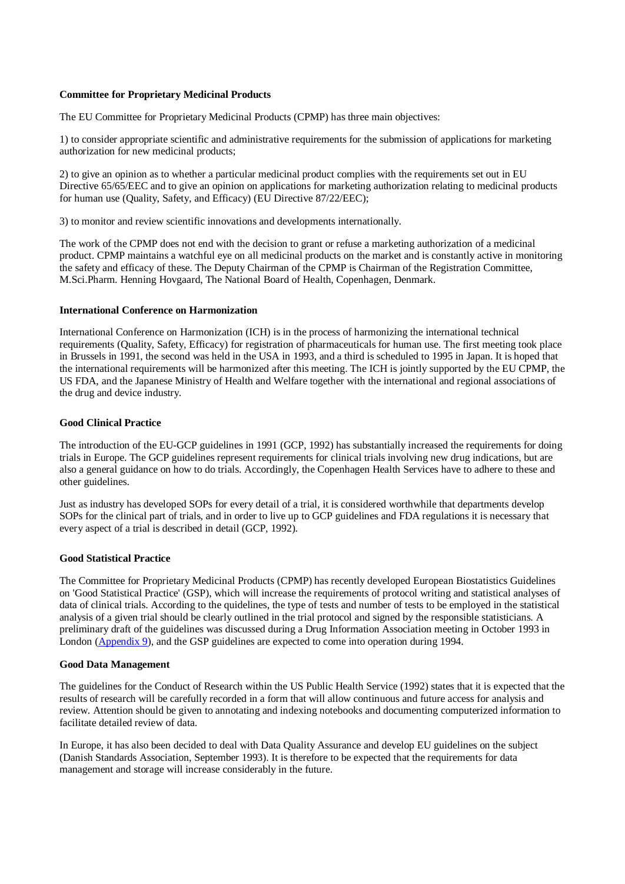**Committee for Proprietary Medicinal Products**

The EU Committee for Proprietary Medicinal Products (CPMP) has three main objectives:

1) to consider appropriate scientific and administrative requirements for the submission of applications for marketing authorization for new medicinal products;

2) to give an opinion as to whether a particular medicinal product complies with the requirements set out in EU Directive 65/65/EEC and to give an opinion on applications for marketing authorization relating to medicinal products for human use (Quality, Safety, and Efficacy) (EU Directive 87/22/EEC);

3) to monitor and review scientific innovations and developments internationally.

The work of the CPMP does not end with the decision to grant or refuse a marketing authorization of a medicinal product. CPMP maintains a watchful eye on all medicinal products on the market and is constantly active in monitoring the safety and efficacy of these. The Deputy Chairman of the CPMP is Chairman of the Registration Committee, M.Sci.Pharm. Henning Hovgaard, The National Board of Health, Copenhagen, Denmark.

**International Conference on Harmonization**

International Conference on Harmonization (ICH) is in the process of harmonizing the international technical requirements (Quality, Safety, Efficacy) for registration of pharmaceuticals for human use. The first meeting took place in Brussels in 1991, the second was held in the USA in 1993, and a third is scheduled to 1995 in Japan. It is hoped that the international requirements will be harmonized after this meeting. The ICH is jointly supported by the EU CPMP, the US FDA, and the Japanese Ministry of Health and Welfare together with the international and regional associations of the drug and device industry.

**Good Clinical Practice**

The introduction of the EU-GCP guidelines in 1991 (GCP, 1992) has substantially increased the requirements for doing trials in Europe. The GCP guidelines represent requirements for clinical trials involving new drug indications, but are also a general guidance on how to do trials. Accordingly, the Copenhagen Health Services have to adhere to these and other guidelines.

Just as industry has developed SOPs for every detail of a trial, it is considered worthwhile that departments develop SOPs for the clinical part of trials, and in order to live up to GCP guidelines and FDA regulations it is necessary that every aspect of a trial is described in detail (GCP, 1992).

**Good Statistical Practice**

The Committee for Proprietary Medicinal Products (CPMP) has recently developed European Biostatistics Guidelines on 'Good Statistical Practice' (GSP), which will increase the requirements of protocol writing and statistical analyses of data of clinical trials. According to the quidelines, the type of tests and number of tests to be employed in the statistical analysis of a given trial should be clearly outlined in the trial protocol and signed by the responsible statisticians. A preliminary draft of the guidelines was discussed during a Drug Information Association meeting in October 1993 in London (Appendix 9), and the GSP guidelines are expected to come into operation during 1994.

**Good Data Management**

The guidelines for the Conduct of Research within the US Public Health Service (1992) states that it is expected that the results of research will be carefully recorded in a form that will allow continuous and future access for analysis and review. Attention should be given to annotating and indexing notebooks and documenting computerized information to facilitate detailed review of data.

In Europe, it has also been decided to deal with Data Quality Assurance and develop EU guidelines on the subject (Danish Standards Association, September 1993). It is therefore to be expected that the requirements for data management and storage will increase considerably in the future.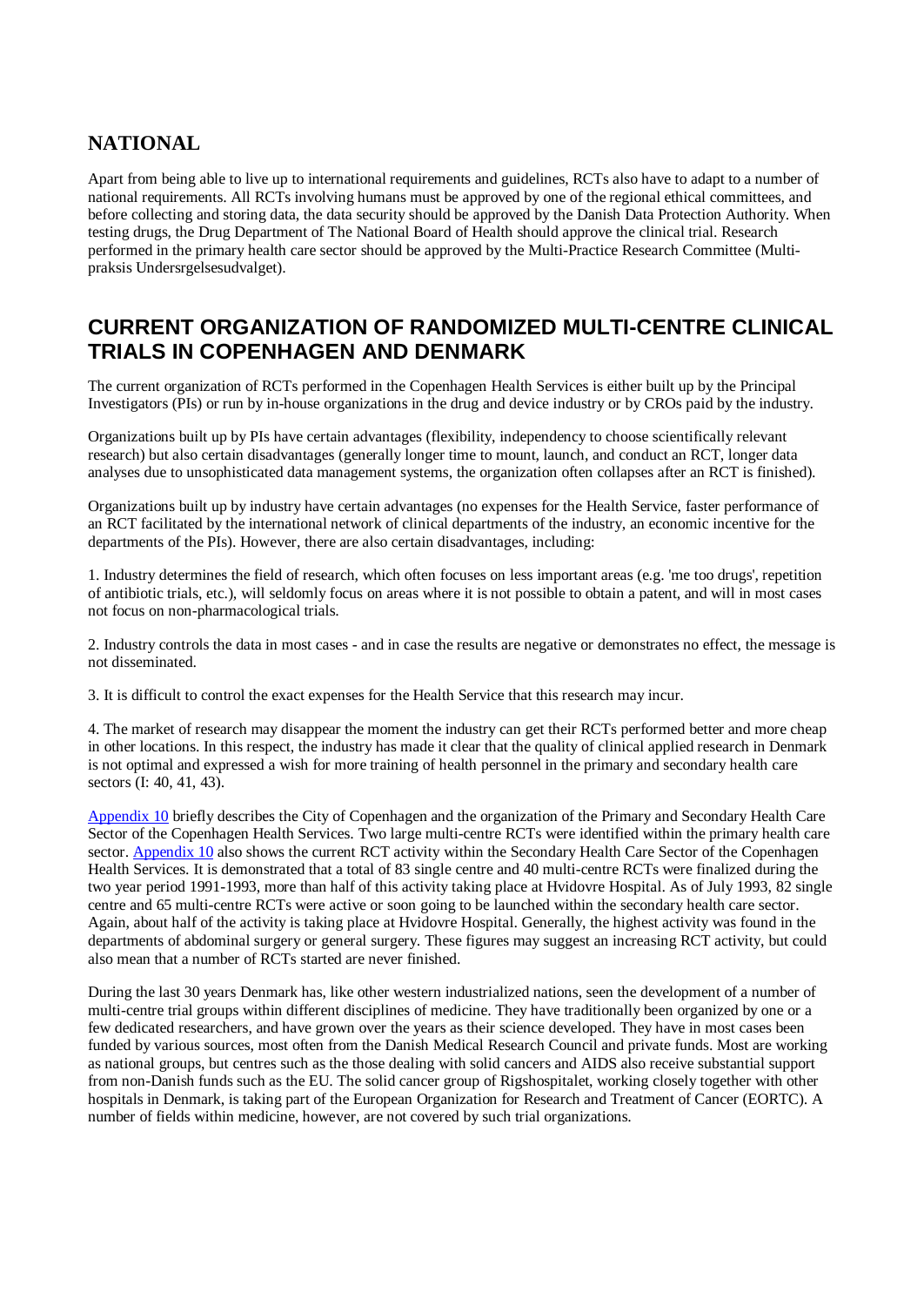## NATIONAL

Apart from being able to live up to international requirements and guidelines, RCTs also have to adapt to a number of national requirements. All RCTs involving humans must be approved by one of the regional ethical committees, and before collecting and storing data, the data security should be approved by the Danish Data Protection Authority. When testing drugs, the Drug Department of The National Board of Health should approve the clinical trial. Research performed in the primary health care sector should be approved by the Multi-Practice Research Committee (Multi-praksis Undersrgelsesudvalget).

## CURRENT ORGANIZATION OF RANDOMIZED MULTI-CENTRE CLINICAL TRIALS IN COPENHAGEN AND DENMARK

The current organization of RCTs performed in the Copenhagen Health Services is either built up by the Principal Investigators (PIs) or run by in-house organizations in the drug and device industry or by CROs paid by the industry.

Organizations built up by PIs have certain advantages (flexibility, independency to choose scientifically relevant research) but also certain disadvantages (generally longer time to mount, launch, and conduct an RCT, longer data analyses due to unsophisticated data management systems, the organization often collapses after an RCT is finished).

Organizations built up by industry have certain advantages (no expenses for the Health Service, faster performance of an RCT facilitated by the international network of clinical departments of the industry, an economic incentive for the departments of the PIs). However, there are also certain disadvantages, including:

1. Industry determines the field of research, which often focuses on less important areas (e.g. 'me too drugs', repetition of antibiotic trials, etc.), will seldomly focus on areas where it is not possible to obtain a patent, and will in most cases not focus on non-pharmacological trials.

2. Industry controls the data in most cases - and in case the results are negative or demonstrates no effect, the message is not disseminated.

3. It is difficult to control the exact expenses for the Health Service that this research may incur.

4. The market of research may disappear the moment the industry can get their RCTs performed better and more cheap in other locations. In this respect, the industry has made it clear that the quality of clinical applied research in Denmark is not optimal and expressed a wish for more training of health personnel in the primary and secondary health care sectors (I: 40, 41, 43).

Appendix 10 briefly describes the City of Copenhagen and the organization of the Primary and Secondary Health Care Sector of the Copenhagen Health Services. Two large multi-centre RCTs were identified within the primary health care sector. Appendix 10 also shows the current RCT activity within the Secondary Health Care Sector of the Copenhagen Health Services. It is demonstrated that a total of 83 single centre and 40 multi-centre RCTs were finalized during the two year period 1991-1993, more than half of this activity taking place at Hvidovre Hospital. As of July 1993, 82 single centre and 65 multi-centre RCTs were active or soon going to be launched within the secondary health care sector. Again, about half of the activity is taking place at Hvidovre Hospital. Generally, the highest activity was found in the departments of abdominal surgery or general surgery. These figures may suggest an increasing RCT activity, but could also mean that a number of RCTs started are never finished.

During the last 30 years Denmark has, like other western industrialized nations, seen the development of a number of multi-centre trial groups within different disciplines of medicine. They have traditionally been organized by one or a few dedicated researchers, and have grown over the years as their science developed. They have in most cases been funded by various sources, most often from the Danish Medical Research Council and private funds. Most are working as national groups, but centres such as the those dealing with solid cancers and AIDS also receive substantial support from non-Danish funds such as the EU. The solid cancer group of Rigshospitalet, working closely together with other hospitals in Denmark, is taking part of the European Organization for Research and Treatment of Cancer (EORTC). A number of fields within medicine, however, are not covered by such trial organizations.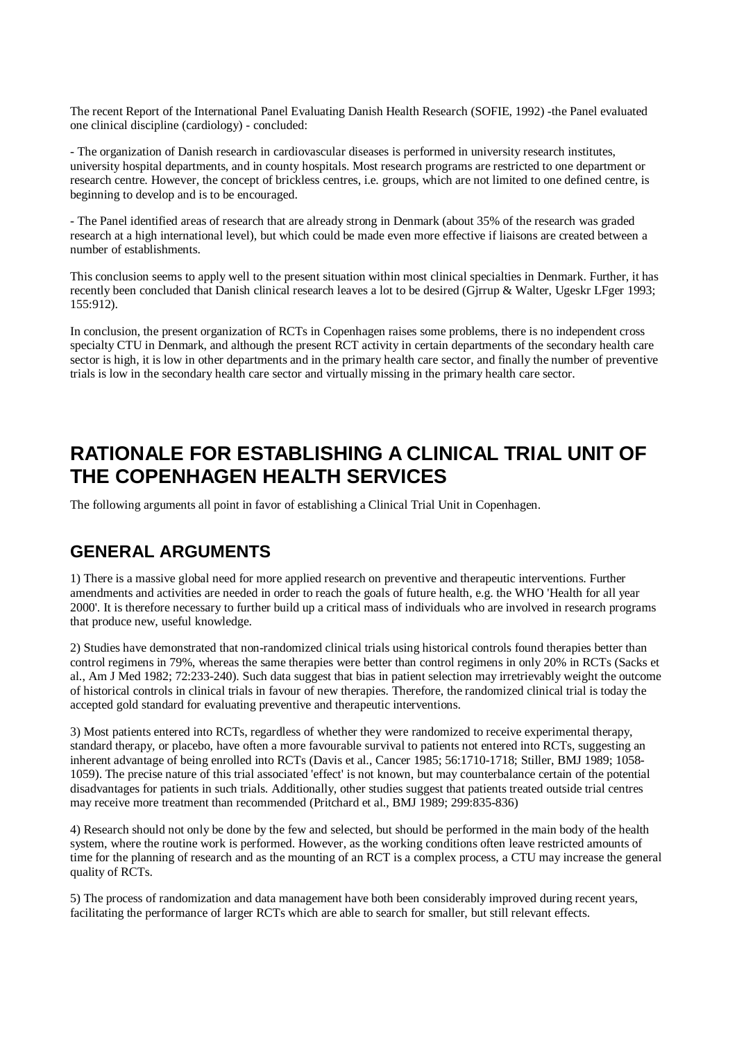The recent Report of the International Panel Evaluating Danish Health Research (SOFIE, 1992) -the Panel evaluated one clinical discipline (cardiology) - concluded:

- The organization of Danish research in cardiovascular diseases is performed in university research institutes, university hospital departments, and in county hospitals. Most research programs are restricted to one department or research centre. However, the concept of brickless centres, i.e. groups, which are not limited to one defined centre, is beginning to develop and is to be encouraged.

- The Panel identified areas of research that are already strong in Denmark (about 35% of the research was graded research at a high international level), but which could be made even more effective if liaisons are created between a number of establishments.

This conclusion seems to apply well to the present situation within most clinical specialties in Denmark. Further, it has recently been concluded that Danish clinical research leaves a lot to be desired (Gjrrup & Walter, Ugeskr LFger 1993; 155:912).

In conclusion, the present organization of RCTs in Copenhagen raises some problems, there is no independent cross specialty CTU in Denmark, and although the present RCT activity in certain departments of the secondary health care sector is high, it is low in other departments and in the primary health care sector, and finally the number of preventive trials is low in the secondary health care sector and virtually missing in the primary health care sector.

# RATIONALE FOR ESTABLISHING A CLINICAL TRIAL UNIT OF THE COPENHAGEN HEALTH SERVICES

The following arguments all point in favor of establishing a Clinical Trial Unit in Copenhagen.

## GENERAL ARGUMENTS

1) There is a massive global need for more applied research on preventive and therapeutic interventions. Further amendments and activities are needed in order to reach the goals of future health, e.g. the WHO 'Health for all year 2000'. It is therefore necessary to further build up a critical mass of individuals who are involved in research programs that produce new, useful knowledge.

2) Studies have demonstrated that non-randomized clinical trials using historical controls found therapies better than control regimens in 79%, whereas the same therapies were better than control regimens in only 20% in RCTs (Sacks et al., Am J Med 1982; 72:233-240). Such data suggest that bias in patient selection may irretrievably weight the outcome of historical controls in clinical trials in favour of new therapies. Therefore, the randomized clinical trial is today the accepted gold standard for evaluating preventive and therapeutic interventions.

3) Most patients entered into RCTs, regardless of whether they were randomized to receive experimental therapy, standard therapy, or placebo, have often a more favourable survival to patients not entered into RCTs, suggesting an inherent advantage of being enrolled into RCTs (Davis et al., Cancer 1985; 56:1710-1718; Stiller, BMJ 1989; 1058-1059). The precise nature of this trial associated 'effect' is not known, but may counterbalance certain of the potential disadvantages for patients in such trials. Additionally, other studies suggest that patients treated outside trial centres may receive more treatment than recommended (Pritchard et al., BMJ 1989; 299:835-836)

4) Research should not only be done by the few and selected, but should be performed in the main body of the health system, where the routine work is performed. However, as the working conditions often leave restricted amounts of time for the planning of research and as the mounting of an RCT is a complex process, a CTU may increase the general quality of RCTs.

5) The process of randomization and data management have both been considerably improved during recent years, facilitating the performance of larger RCTs which are able to search for smaller, but still relevant effects.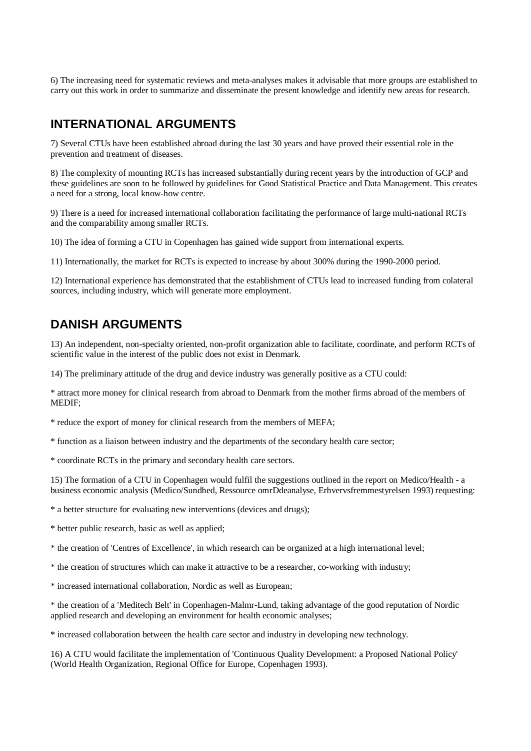6) The increasing need for systematic reviews and meta-analyses makes it advisable that more groups are established to carry out this work in order to summarize and disseminate the present knowledge and identify new areas for research.

## INTERNATIONAL ARGUMENTS

7) Several CTUs have been established abroad during the last 30 years and have proved their essential role in the prevention and treatment of diseases.

8) The complexity of mounting RCTs has increased substantially during recent years by the introduction of GCP and these guidelines are soon to be followed by guidelines for Good Statistical Practice and Data Management. This creates a need for a strong, local know-how centre.

9) There is a need for increased international collaboration facilitating the performance of large multi-national RCTs and the comparability among smaller RCTs.

10) The idea of forming a CTU in Copenhagen has gained wide support from international experts.

11) Internationally, the market for RCTs is expected to increase by about 300% during the 1990-2000 period.

12) International experience has demonstrated that the establishment of CTUs lead to increased funding from colateral sources, including industry, which will generate more employment.

## DANISH ARGUMENTS

13) An independent, non-specialty oriented, non-profit organization able to facilitate, coordinate, and perform RCTs of scientific value in the interest of the public does not exist in Denmark.

14) The preliminary attitude of the drug and device industry was generally positive as a CTU could:

* attract more money for clinical research from abroad to Denmark from the mother firms abroad of the members of MEDIF;

* reduce the export of money for clinical research from the members of MEFA;

* function as a liaison between industry and the departments of the secondary health care sector;

* coordinate RCTs in the primary and secondary health care sectors.

15) The formation of a CTU in Copenhagen would fulfil the suggestions outlined in the report on Medico/Health - a business economic analysis (Medico/Sundhed, Ressource omrDdeanalyse, Erhvervsfremmestyrelsen 1993) requesting:

* a better structure for evaluating new interventions (devices and drugs);

* better public research, basic as well as applied;

* the creation of 'Centres of Excellence', in which research can be organized at a high international level;

* the creation of structures which can make it attractive to be a researcher, co-working with industry;

* increased international collaboration, Nordic as well as European;

* the creation of a 'Meditech Belt' in Copenhagen-Malmr-Lund, taking advantage of the good reputation of Nordic applied research and developing an environment for health economic analyses;

* increased collaboration between the health care sector and industry in developing new technology.

16) A CTU would facilitate the implementation of 'Continuous Quality Development: a Proposed National Policy' (World Health Organization, Regional Office for Europe, Copenhagen 1993).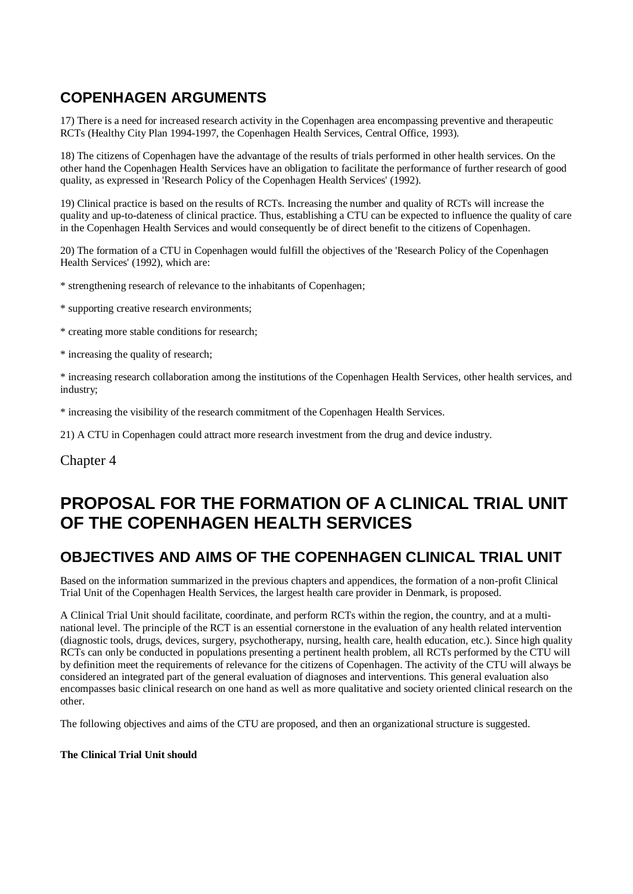## COPENHAGEN ARGUMENTS

17) There is a need for increased research activity in the Copenhagen area encompassing preventive and therapeutic RCTs (Healthy City Plan 1994-1997, the Copenhagen Health Services, Central Office, 1993).

18) The citizens of Copenhagen have the advantage of the results of trials performed in other health services. On the other hand the Copenhagen Health Services have an obligation to facilitate the performance of further research of good quality, as expressed in 'Research Policy of the Copenhagen Health Services' (1992).

19) Clinical practice is based on the results of RCTs. Increasing the number and quality of RCTs will increase the quality and up-to-dateness of clinical practice. Thus, establishing a CTU can be expected to influence the quality of care in the Copenhagen Health Services and would consequently be of direct benefit to the citizens of Copenhagen.

20) The formation of a CTU in Copenhagen would fulfill the objectives of the 'Research Policy of the Copenhagen Health Services' (1992), which are:

* strengthening research of relevance to the inhabitants of Copenhagen;

* supporting creative research environments;

* creating more stable conditions for research;

* increasing the quality of research;

* increasing research collaboration among the institutions of the Copenhagen Health Services, other health services, and industry;

* increasing the visibility of the research commitment of the Copenhagen Health Services.

21) A CTU in Copenhagen could attract more research investment from the drug and device industry.

Chapter 4

# PROPOSAL FOR THE FORMATION OF A CLINICAL TRIAL UNIT OF THE COPENHAGEN HEALTH SERVICES

## OBJECTIVES AND AIMS OF THE COPENHAGEN CLINICAL TRIAL UNIT

Based on the information summarized in the previous chapters and appendices, the formation of a non-profit Clinical Trial Unit of the Copenhagen Health Services, the largest health care provider in Denmark, is proposed.

A Clinical Trial Unit should facilitate, coordinate, and perform RCTs within the region, the country, and at a multi-national level. The principle of the RCT is an essential cornerstone in the evaluation of any health related intervention (diagnostic tools, drugs, devices, surgery, psychotherapy, nursing, health care, health education, etc.). Since high quality RCTs can only be conducted in populations presenting a pertinent health problem, all RCTs performed by the CTU will by definition meet the requirements of relevance for the citizens of Copenhagen. The activity of the CTU will always be considered an integrated part of the general evaluation of diagnoses and interventions. This general evaluation also encompasses basic clinical research on one hand as well as more qualitative and society oriented clinical research on the other.

The following objectives and aims of the CTU are proposed, and then an organizational structure is suggested.

**The Clinical Trial Unit should**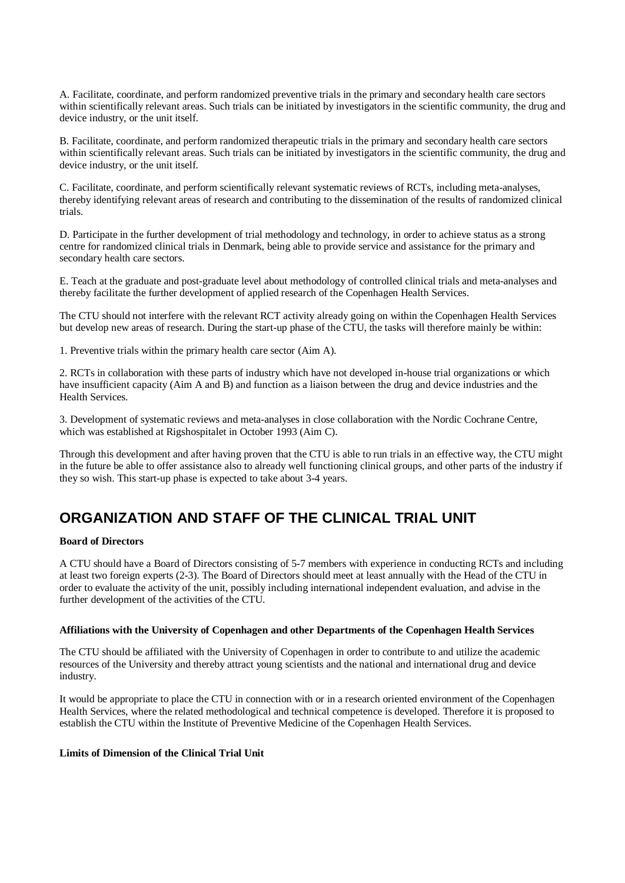A. Facilitate, coordinate, and perform randomized preventive trials in the primary and secondary health care sectors within scientifically relevant areas. Such trials can be initiated by investigators in the scientific community, the drug and device industry, or the unit itself.

B. Facilitate, coordinate, and perform randomized therapeutic trials in the primary and secondary health care sectors within scientifically relevant areas. Such trials can be initiated by investigators in the scientific community, the drug and device industry, or the unit itself.

C. Facilitate, coordinate, and perform scientifically relevant systematic reviews of RCTs, including meta-analyses, thereby identifying relevant areas of research and contributing to the dissemination of the results of randomized clinical trials.

D. Participate in the further development of trial methodology and technology, in order to achieve status as a strong centre for randomized clinical trials in Denmark, being able to provide service and assistance for the primary and secondary health care sectors.

E. Teach at the graduate and post-graduate level about methodology of controlled clinical trials and meta-analyses and thereby facilitate the further development of applied research of the Copenhagen Health Services.

The CTU should not interfere with the relevant RCT activity already going on within the Copenhagen Health Services but develop new areas of research. During the start-up phase of the CTU, the tasks will therefore mainly be within:

1. Preventive trials within the primary health care sector (Aim A).

2. RCTs in collaboration with these parts of industry which have not developed in-house trial organizations or which have insufficient capacity (Aim A and B) and function as a liaison between the drug and device industries and the Health Services.

3. Development of systematic reviews and meta-analyses in close collaboration with the Nordic Cochrane Centre, which was established at Rigshospitalet in October 1993 (Aim C).

Through this development and after having proven that the CTU is able to run trials in an effective way, the CTU might in the future be able to offer assistance also to already well functioning clinical groups, and other parts of the industry if they so wish. This start-up phase is expected to take about 3-4 years.

## ORGANIZATION AND STAFF OF THE CLINICAL TRIAL UNIT

**Board of Directors**

A CTU should have a Board of Directors consisting of 5-7 members with experience in conducting RCTs and including at least two foreign experts (2-3). The Board of Directors should meet at least annually with the Head of the CTU in order to evaluate the activity of the unit, possibly including international independent evaluation, and advise in the further development of the activities of the CTU.

**Affiliations with the University of Copenhagen and other Departments of the Copenhagen Health Services**

The CTU should be affiliated with the University of Copenhagen in order to contribute to and utilize the academic resources of the University and thereby attract young scientists and the national and international drug and device industry.

It would be appropriate to place the CTU in connection with or in a research oriented environment of the Copenhagen Health Services, where the related methodological and technical competence is developed. Therefore it is proposed to establish the CTU within the Institute of Preventive Medicine of the Copenhagen Health Services.

**Limits of Dimension of the Clinical Trial Unit**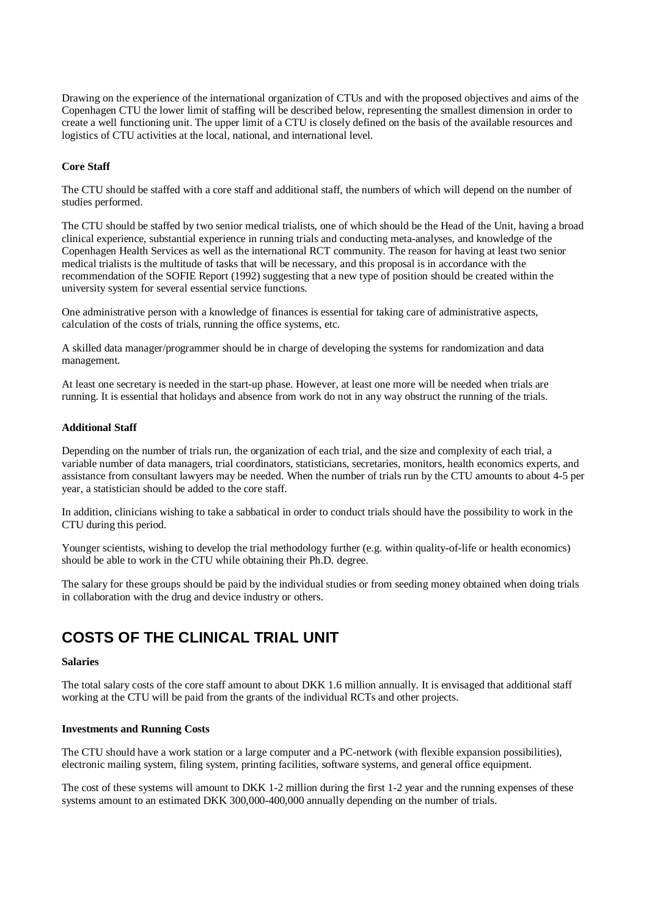Drawing on the experience of the international organization of CTUs and with the proposed objectives and aims of the Copenhagen CTU the lower limit of staffing will be described below, representing the smallest dimension in order to create a well functioning unit. The upper limit of a CTU is closely defined on the basis of the available resources and logistics of CTU activities at the local, national, and international level.

**Core Staff**

The CTU should be staffed with a core staff and additional staff, the numbers of which will depend on the number of studies performed.

The CTU should be staffed by two senior medical trialists, one of which should be the Head of the Unit, having a broad clinical experience, substantial experience in running trials and conducting meta-analyses, and knowledge of the Copenhagen Health Services as well as the international RCT community. The reason for having at least two senior medical trialists is the multitude of tasks that will be necessary, and this proposal is in accordance with the recommendation of the SOFIE Report (1992) suggesting that a new type of position should be created within the university system for several essential service functions.

One administrative person with a knowledge of finances is essential for taking care of administrative aspects, calculation of the costs of trials, running the office systems, etc.

A skilled data manager/programmer should be in charge of developing the systems for randomization and data management.

At least one secretary is needed in the start-up phase. However, at least one more will be needed when trials are running. It is essential that holidays and absence from work do not in any way obstruct the running of the trials.

**Additional Staff**

Depending on the number of trials run, the organization of each trial, and the size and complexity of each trial, a variable number of data managers, trial coordinators, statisticians, secretaries, monitors, health economics experts, and assistance from consultant lawyers may be needed. When the number of trials run by the CTU amounts to about 4-5 per year, a statistician should be added to the core staff.

In addition, clinicians wishing to take a sabbatical in order to conduct trials should have the possibility to work in the CTU during this period.

Younger scientists, wishing to develop the trial methodology further (e.g. within quality-of-life or health economics) should be able to work in the CTU while obtaining their Ph.D. degree.

The salary for these groups should be paid by the individual studies or from seeding money obtained when doing trials in collaboration with the drug and device industry or others.

## COSTS OF THE CLINICAL TRIAL UNIT

**Salaries**

The total salary costs of the core staff amount to about DKK 1.6 million annually. It is envisaged that additional staff working at the CTU will be paid from the grants of the individual RCTs and other projects.

**Investments and Running Costs**

The CTU should have a work station or a large computer and a PC-network (with flexible expansion possibilities), electronic mailing system, filing system, printing facilities, software systems, and general office equipment.

The cost of these systems will amount to DKK 1-2 million during the first 1-2 year and the running expenses of these systems amount to an estimated DKK 300,000-400,000 annually depending on the number of trials.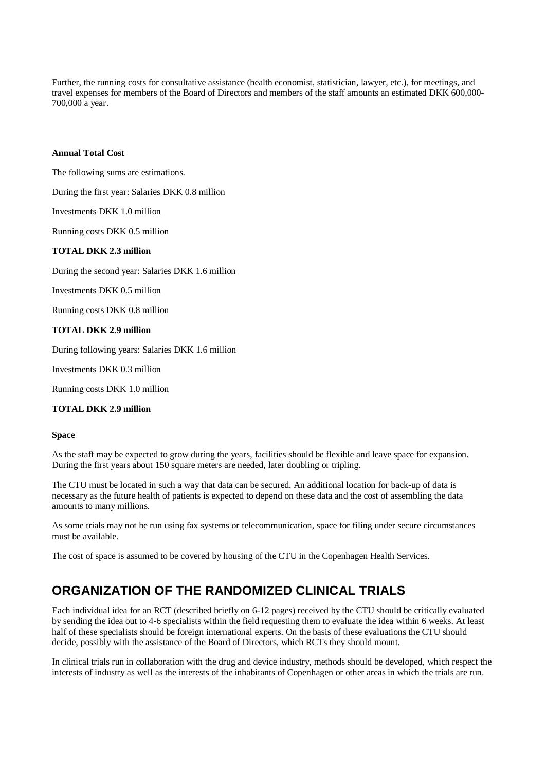Further, the running costs for consultative assistance (health economist, statistician, lawyer, etc.), for meetings, and travel expenses for members of the Board of Directors and members of the staff amounts an estimated DKK 600,000-700,000 a year.

**Annual Total Cost**

The following sums are estimations.

During the first year: Salaries DKK 0.8 million

Investments DKK 1.0 million

Running costs DKK 0.5 million

**TOTAL DKK 2.3 million**

During the second year: Salaries DKK 1.6 million

Investments DKK 0.5 million

Running costs DKK 0.8 million

**TOTAL DKK 2.9 million**

During following years: Salaries DKK 1.6 million

Investments DKK 0.3 million

Running costs DKK 1.0 million

**TOTAL DKK 2.9 million**

**Space**

As the staff may be expected to grow during the years, facilities should be flexible and leave space for expansion. During the first years about 150 square meters are needed, later doubling or tripling.

The CTU must be located in such a way that data can be secured. An additional location for back-up of data is necessary as the future health of patients is expected to depend on these data and the cost of assembling the data amounts to many millions.

As some trials may not be run using fax systems or telecommunication, space for filing under secure circumstances must be available.

The cost of space is assumed to be covered by housing of the CTU in the Copenhagen Health Services.

## ORGANIZATION OF THE RANDOMIZED CLINICAL TRIALS

Each individual idea for an RCT (described briefly on 6-12 pages) received by the CTU should be critically evaluated by sending the idea out to 4-6 specialists within the field requesting them to evaluate the idea within 6 weeks. At least half of these specialists should be foreign international experts. On the basis of these evaluations the CTU should decide, possibly with the assistance of the Board of Directors, which RCTs they should mount.

In clinical trials run in collaboration with the drug and device industry, methods should be developed, which respect the interests of industry as well as the interests of the inhabitants of Copenhagen or other areas in which the trials are run.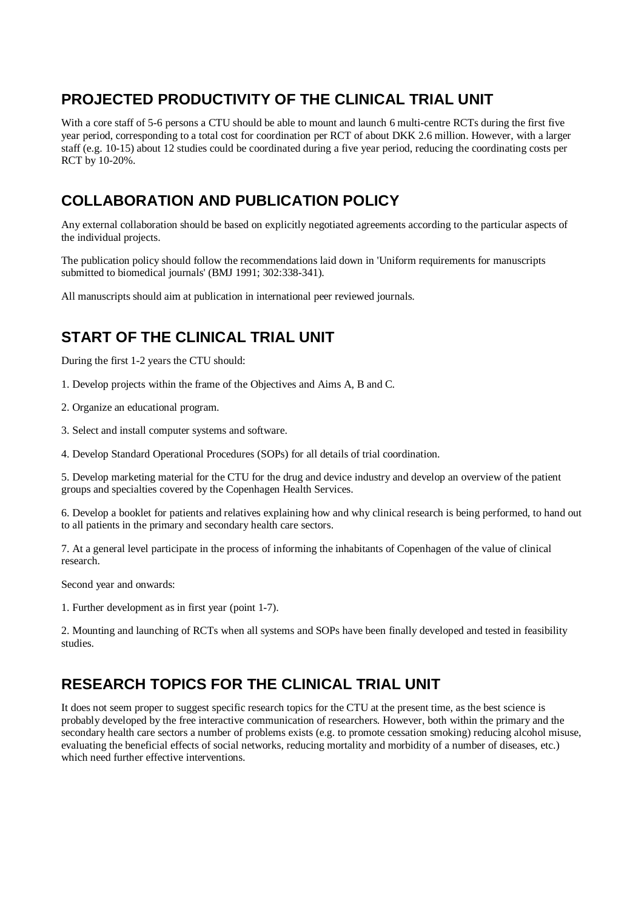## PROJECTED PRODUCTIVITY OF THE CLINICAL TRIAL UNIT

With a core staff of 5-6 persons a CTU should be able to mount and launch 6 multi-centre RCTs during the first five year period, corresponding to a total cost for coordination per RCT of about DKK 2.6 million. However, with a larger staff (e.g. 10-15) about 12 studies could be coordinated during a five year period, reducing the coordinating costs per RCT by 10-20%.

## COLLABORATION AND PUBLICATION POLICY

Any external collaboration should be based on explicitly negotiated agreements according to the particular aspects of the individual projects.

The publication policy should follow the recommendations laid down in 'Uniform requirements for manuscripts submitted to biomedical journals' (BMJ 1991; 302:338-341).

All manuscripts should aim at publication in international peer reviewed journals.

## START OF THE CLINICAL TRIAL UNIT

During the first 1-2 years the CTU should:

1. Develop projects within the frame of the Objectives and Aims A, B and C.

2. Organize an educational program.

3. Select and install computer systems and software.

4. Develop Standard Operational Procedures (SOPs) for all details of trial coordination.

5. Develop marketing material for the CTU for the drug and device industry and develop an overview of the patient groups and specialties covered by the Copenhagen Health Services.

6. Develop a booklet for patients and relatives explaining how and why clinical research is being performed, to hand out to all patients in the primary and secondary health care sectors.

7. At a general level participate in the process of informing the inhabitants of Copenhagen of the value of clinical research.

Second year and onwards:

1. Further development as in first year (point 1-7).

2. Mounting and launching of RCTs when all systems and SOPs have been finally developed and tested in feasibility studies.

## RESEARCH TOPICS FOR THE CLINICAL TRIAL UNIT

It does not seem proper to suggest specific research topics for the CTU at the present time, as the best science is probably developed by the free interactive communication of researchers. However, both within the primary and the secondary health care sectors a number of problems exists (e.g. to promote cessation smoking) reducing alcohol misuse, evaluating the beneficial effects of social networks, reducing mortality and morbidity of a number of diseases, etc.) which need further effective interventions.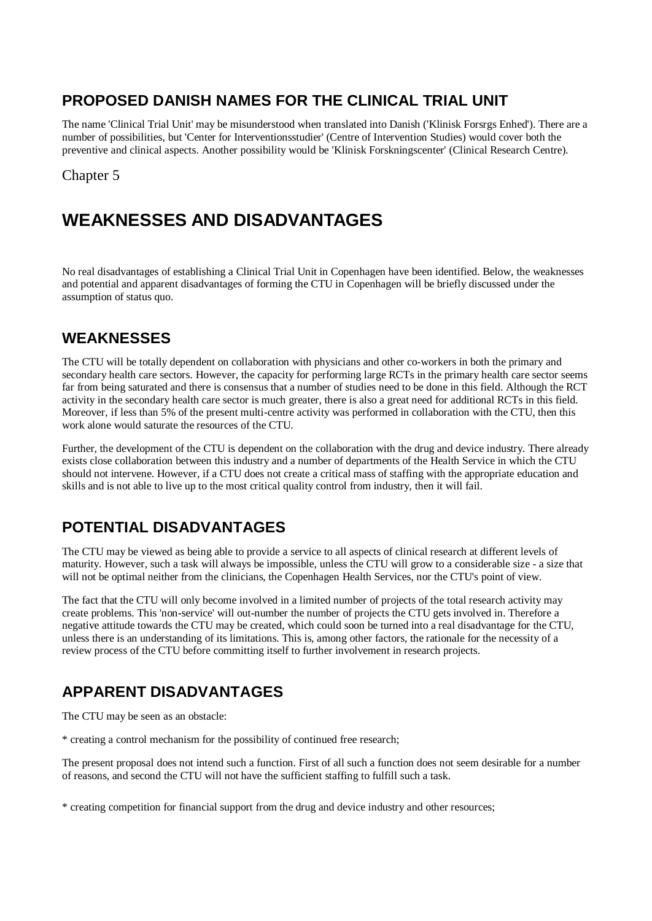## PROPOSED DANISH NAMES FOR THE CLINICAL TRIAL UNIT

The name 'Clinical Trial Unit' may be misunderstood when translated into Danish ('Klinisk Forsrgs Enhed'). There are a number of possibilities, but 'Center for Interventionsstudier' (Centre of Intervention Studies) would cover both the preventive and clinical aspects. Another possibility would be 'Klinisk Forskningscenter' (Clinical Research Centre).

Chapter 5

# WEAKNESSES AND DISADVANTAGES

No real disadvantages of establishing a Clinical Trial Unit in Copenhagen have been identified. Below, the weaknesses and potential and apparent disadvantages of forming the CTU in Copenhagen will be briefly discussed under the assumption of status quo.

## WEAKNESSES

The CTU will be totally dependent on collaboration with physicians and other co-workers in both the primary and secondary health care sectors. However, the capacity for performing large RCTs in the primary health care sector seems far from being saturated and there is consensus that a number of studies need to be done in this field. Although the RCT activity in the secondary health care sector is much greater, there is also a great need for additional RCTs in this field. Moreover, if less than 5% of the present multi-centre activity was performed in collaboration with the CTU, then this work alone would saturate the resources of the CTU.

Further, the development of the CTU is dependent on the collaboration with the drug and device industry. There already exists close collaboration between this industry and a number of departments of the Health Service in which the CTU should not intervene. However, if a CTU does not create a critical mass of staffing with the appropriate education and skills and is not able to live up to the most critical quality control from industry, then it will fail.

## POTENTIAL DISADVANTAGES

The CTU may be viewed as being able to provide a service to all aspects of clinical research at different levels of maturity. However, such a task will always be impossible, unless the CTU will grow to a considerable size - a size that will not be optimal neither from the clinicians, the Copenhagen Health Services, nor the CTU's point of view.

The fact that the CTU will only become involved in a limited number of projects of the total research activity may create problems. This 'non-service' will out-number the number of projects the CTU gets involved in. Therefore a negative attitude towards the CTU may be created, which could soon be turned into a real disadvantage for the CTU, unless there is an understanding of its limitations. This is, among other factors, the rationale for the necessity of a review process of the CTU before committing itself to further involvement in research projects.

## APPARENT DISADVANTAGES

The CTU may be seen as an obstacle:

* creating a control mechanism for the possibility of continued free research;

The present proposal does not intend such a function. First of all such a function does not seem desirable for a number of reasons, and second the CTU will not have the sufficient staffing to fulfill such a task.

* creating competition for financial support from the drug and device industry and other resources;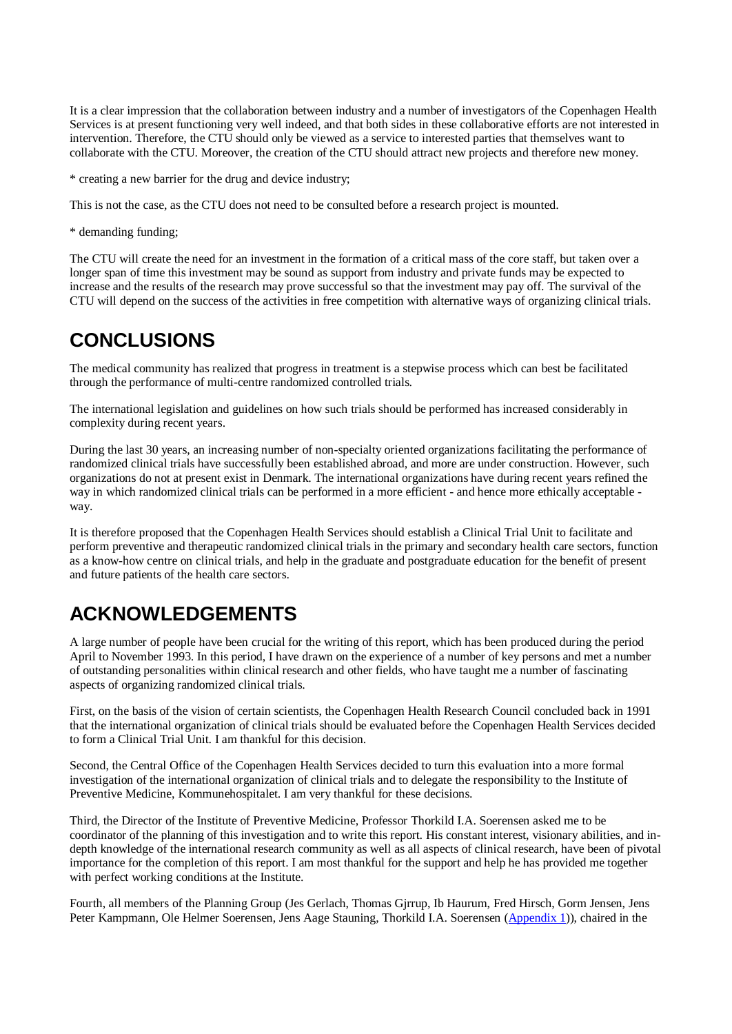It is a clear impression that the collaboration between industry and a number of investigators of the Copenhagen Health Services is at present functioning very well indeed, and that both sides in these collaborative efforts are not interested in intervention. Therefore, the CTU should only be viewed as a service to interested parties that themselves want to collaborate with the CTU. Moreover, the creation of the CTU should attract new projects and therefore new money.

* creating a new barrier for the drug and device industry;

This is not the case, as the CTU does not need to be consulted before a research project is mounted.

* demanding funding;

The CTU will create the need for an investment in the formation of a critical mass of the core staff, but taken over a longer span of time this investment may be sound as support from industry and private funds may be expected to increase and the results of the research may prove successful so that the investment may pay off. The survival of the CTU will depend on the success of the activities in free competition with alternative ways of organizing clinical trials.

## CONCLUSIONS

The medical community has realized that progress in treatment is a stepwise process which can best be facilitated through the performance of multi-centre randomized controlled trials.

The international legislation and guidelines on how such trials should be performed has increased considerably in complexity during recent years.

During the last 30 years, an increasing number of non-specialty oriented organizations facilitating the performance of randomized clinical trials have successfully been established abroad, and more are under construction. However, such organizations do not at present exist in Denmark. The international organizations have during recent years refined the way in which randomized clinical trials can be performed in a more efficient - and hence more ethically acceptable - way.

It is therefore proposed that the Copenhagen Health Services should establish a Clinical Trial Unit to facilitate and perform preventive and therapeutic randomized clinical trials in the primary and secondary health care sectors, function as a know-how centre on clinical trials, and help in the graduate and postgraduate education for the benefit of present and future patients of the health care sectors.

## ACKNOWLEDGEMENTS

A large number of people have been crucial for the writing of this report, which has been produced during the period April to November 1993. In this period, I have drawn on the experience of a number of key persons and met a number of outstanding personalities within clinical research and other fields, who have taught me a number of fascinating aspects of organizing randomized clinical trials.

First, on the basis of the vision of certain scientists, the Copenhagen Health Research Council concluded back in 1991 that the international organization of clinical trials should be evaluated before the Copenhagen Health Services decided to form a Clinical Trial Unit. I am thankful for this decision.

Second, the Central Office of the Copenhagen Health Services decided to turn this evaluation into a more formal investigation of the international organization of clinical trials and to delegate the responsibility to the Institute of Preventive Medicine, Kommunehospitalet. I am very thankful for these decisions.

Third, the Director of the Institute of Preventive Medicine, Professor Thorkild I.A. Soerensen asked me to be coordinator of the planning of this investigation and to write this report. His constant interest, visionary abilities, and in-depth knowledge of the international research community as well as all aspects of clinical research, have been of pivotal importance for the completion of this report. I am most thankful for the support and help he has provided me together with perfect working conditions at the Institute.

Fourth, all members of the Planning Group (Jes Gerlach, Thomas Gjrrup, Ib Haurum, Fred Hirsch, Gorm Jensen, Jens Peter Kampmann, Ole Helmer Soerensen, Jens Aage Stauning, Thorkild I.A. Soerensen (Appendix 1)), chaired in the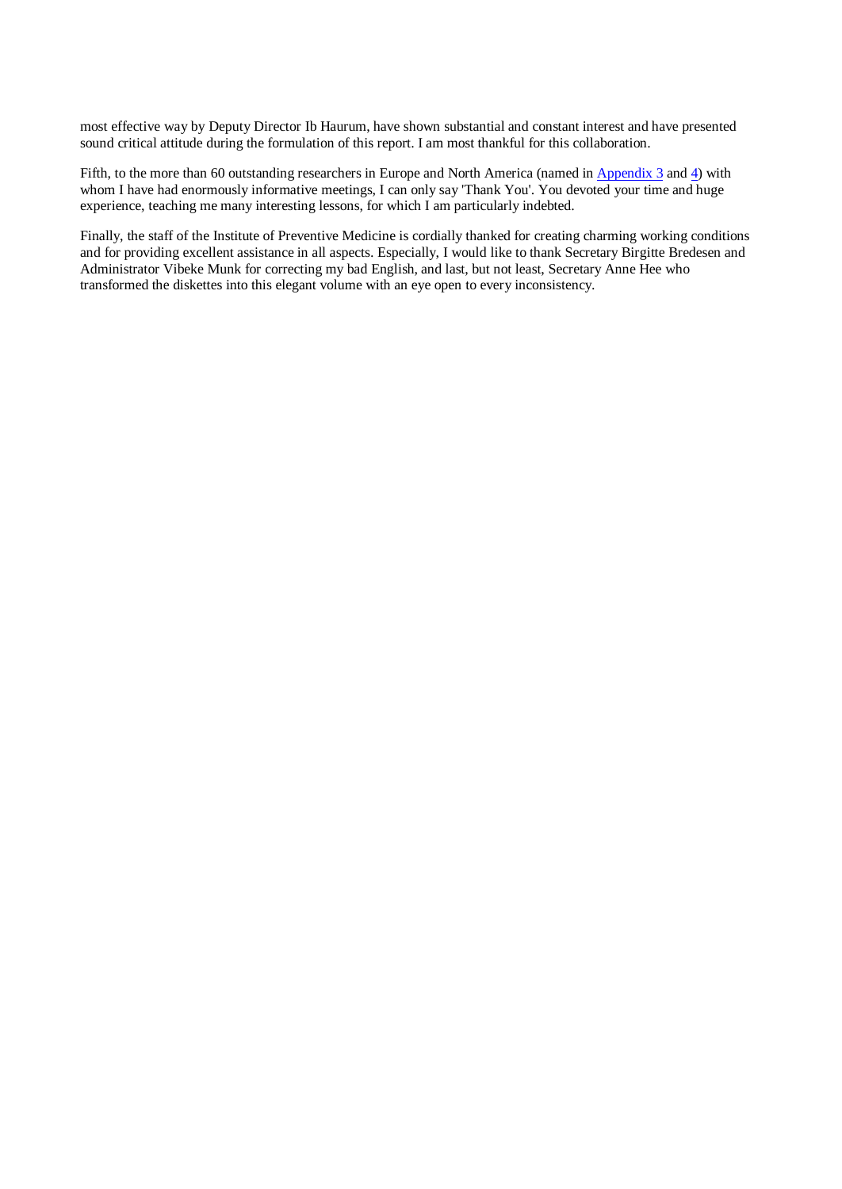most effective way by Deputy Director Ib Haurum, have shown substantial and constant interest and have presented sound critical attitude during the formulation of this report. I am most thankful for this collaboration.

Fifth, to the more than 60 outstanding researchers in Europe and North America (named in Appendix 3 and 4) with whom I have had enormously informative meetings, I can only say 'Thank You'. You devoted your time and huge experience, teaching me many interesting lessons, for which I am particularly indebted.

Finally, the staff of the Institute of Preventive Medicine is cordially thanked for creating charming working conditions and for providing excellent assistance in all aspects. Especially, I would like to thank Secretary Birgitte Bredesen and Administrator Vibeke Munk for correcting my bad English, and last, but not least, Secretary Anne Hee who transformed the diskettes into this elegant volume with an eye open to every inconsistency.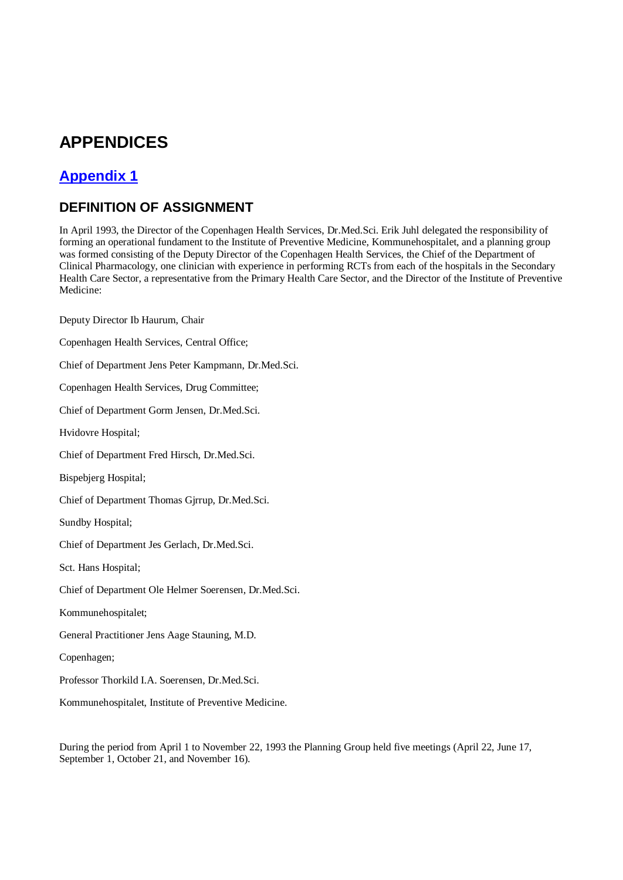# APPENDICES

## Appendix 1

### DEFINITION OF ASSIGNMENT

In April 1993, the Director of the Copenhagen Health Services, Dr.Med.Sci. Erik Juhl delegated the responsibility of forming an operational fundament to the Institute of Preventive Medicine, Kommunehospitalet, and a planning group was formed consisting of the Deputy Director of the Copenhagen Health Services, the Chief of the Department of Clinical Pharmacology, one clinician with experience in performing RCTs from each of the hospitals in the Secondary Health Care Sector, a representative from the Primary Health Care Sector, and the Director of the Institute of Preventive Medicine:

Deputy Director Ib Haurum, Chair

Copenhagen Health Services, Central Office;

Chief of Department Jens Peter Kampmann, Dr.Med.Sci.

Copenhagen Health Services, Drug Committee;

Chief of Department Gorm Jensen, Dr.Med.Sci.

Hvidovre Hospital;

Chief of Department Fred Hirsch, Dr.Med.Sci.

Bispebjerg Hospital;

Chief of Department Thomas Gjrrup, Dr.Med.Sci.

Sundby Hospital;

Chief of Department Jes Gerlach, Dr.Med.Sci.

Sct. Hans Hospital;

Chief of Department Ole Helmer Soerensen, Dr.Med.Sci.

Kommunehospitalet;

General Practitioner Jens Aage Stauning, M.D.

Copenhagen;

Professor Thorkild I.A. Soerensen, Dr.Med.Sci.

Kommunehospitalet, Institute of Preventive Medicine.

During the period from April 1 to November 22, 1993 the Planning Group held five meetings (April 22, June 17, September 1, October 21, and November 16).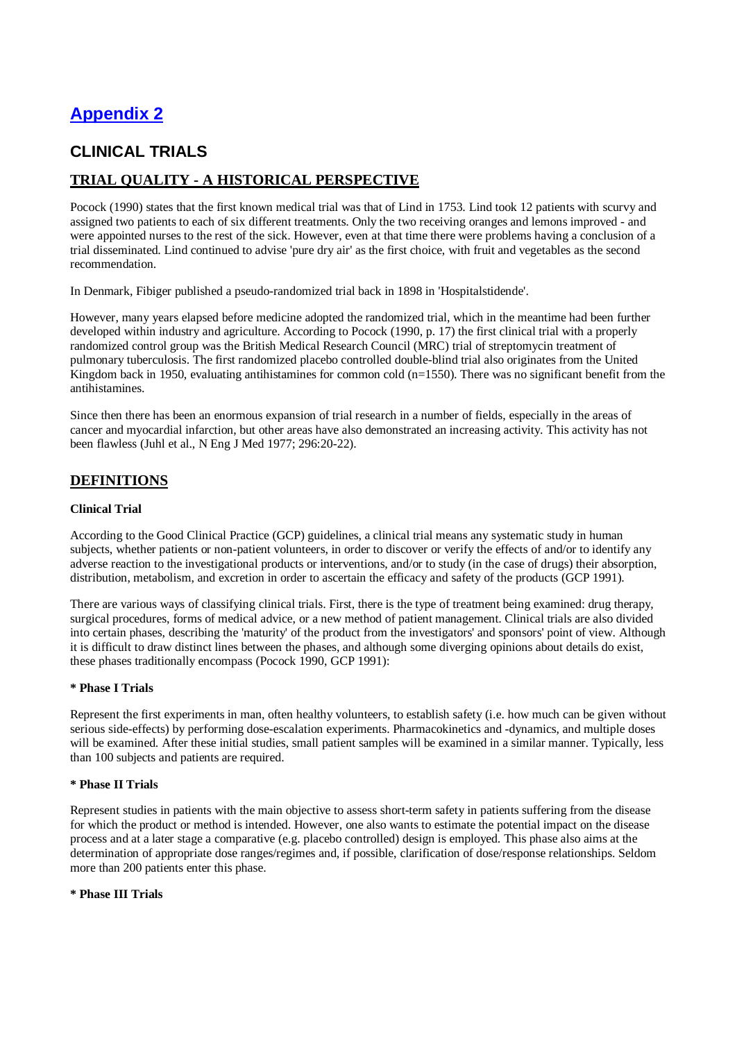# Appendix 2

## CLINICAL TRIALS

## TRIAL QUALITY - A HISTORICAL PERSPECTIVE

Pocock (1990) states that the first known medical trial was that of Lind in 1753. Lind took 12 patients with scurvy and assigned two patients to each of six different treatments. Only the two receiving oranges and lemons improved - and were appointed nurses to the rest of the sick. However, even at that time there were problems having a conclusion of a trial disseminated. Lind continued to advise 'pure dry air' as the first choice, with fruit and vegetables as the second recommendation.

In Denmark, Fibiger published a pseudo-randomized trial back in 1898 in 'Hospitalstidende'.

However, many years elapsed before medicine adopted the randomized trial, which in the meantime had been further developed within industry and agriculture. According to Pocock (1990, p. 17) the first clinical trial with a properly randomized control group was the British Medical Research Council (MRC) trial of streptomycin treatment of pulmonary tuberculosis. The first randomized placebo controlled double-blind trial also originates from the United Kingdom back in 1950, evaluating antihistamines for common cold (n=1550). There was no significant benefit from the antihistamines.

Since then there has been an enormous expansion of trial research in a number of fields, especially in the areas of cancer and myocardial infarction, but other areas have also demonstrated an increasing activity. This activity has not been flawless (Juhl et al., N Eng J Med 1977; 296:20-22).

## DEFINITIONS

**Clinical Trial**

According to the Good Clinical Practice (GCP) guidelines, a clinical trial means any systematic study in human subjects, whether patients or non-patient volunteers, in order to discover or verify the effects of and/or to identify any adverse reaction to the investigational products or interventions, and/or to study (in the case of drugs) their absorption, distribution, metabolism, and excretion in order to ascertain the efficacy and safety of the products (GCP 1991).

There are various ways of classifying clinical trials. First, there is the type of treatment being examined: drug therapy, surgical procedures, forms of medical advice, or a new method of patient management. Clinical trials are also divided into certain phases, describing the 'maturity' of the product from the investigators' and sponsors' point of view. Although it is difficult to draw distinct lines between the phases, and although some diverging opinions about details do exist, these phases traditionally encompass (Pocock 1990, GCP 1991):

**\* Phase I Trials**

Represent the first experiments in man, often healthy volunteers, to establish safety (i.e. how much can be given without serious side-effects) by performing dose-escalation experiments. Pharmacokinetics and -dynamics, and multiple doses will be examined. After these initial studies, small patient samples will be examined in a similar manner. Typically, less than 100 subjects and patients are required.

**\* Phase II Trials**

Represent studies in patients with the main objective to assess short-term safety in patients suffering from the disease for which the product or method is intended. However, one also wants to estimate the potential impact on the disease process and at a later stage a comparative (e.g. placebo controlled) design is employed. This phase also aims at the determination of appropriate dose ranges/regimes and, if possible, clarification of dose/response relationships. Seldom more than 200 patients enter this phase.

**\* Phase III Trials**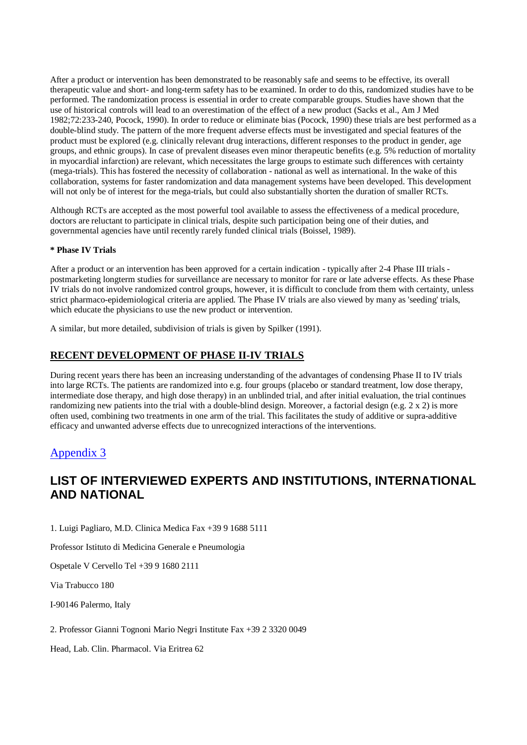After a product or intervention has been demonstrated to be reasonably safe and seems to be effective, its overall therapeutic value and short- and long-term safety has to be examined. In order to do this, randomized studies have to be performed. The randomization process is essential in order to create comparable groups. Studies have shown that the use of historical controls will lead to an overestimation of the effect of a new product (Sacks et al., Am J Med 1982;72:233-240, Pocock, 1990). In order to reduce or eliminate bias (Pocock, 1990) these trials are best performed as a double-blind study. The pattern of the more frequent adverse effects must be investigated and special features of the product must be explored (e.g. clinically relevant drug interactions, different responses to the product in gender, age groups, and ethnic groups). In case of prevalent diseases even minor therapeutic benefits (e.g. 5% reduction of mortality in myocardial infarction) are relevant, which necessitates the large groups to estimate such differences with certainty (mega-trials). This has fostered the necessity of collaboration - national as well as international. In the wake of this collaboration, systems for faster randomization and data management systems have been developed. This development will not only be of interest for the mega-trials, but could also substantially shorten the duration of smaller RCTs.

Although RCTs are accepted as the most powerful tool available to assess the effectiveness of a medical procedure, doctors are reluctant to participate in clinical trials, despite such participation being one of their duties, and governmental agencies have until recently rarely funded clinical trials (Boissel, 1989).

**\* Phase IV Trials**

After a product or an intervention has been approved for a certain indication - typically after 2-4 Phase III trials - postmarketing longterm studies for surveillance are necessary to monitor for rare or late adverse effects. As these Phase IV trials do not involve randomized control groups, however, it is difficult to conclude from them with certainty, unless strict pharmaco-epidemiological criteria are applied. The Phase IV trials are also viewed by many as 'seeding' trials, which educate the physicians to use the new product or intervention.

A similar, but more detailed, subdivision of trials is given by Spilker (1991).

## RECENT DEVELOPMENT OF PHASE II-IV TRIALS

During recent years there has been an increasing understanding of the advantages of condensing Phase II to IV trials into large RCTs. The patients are randomized into e.g. four groups (placebo or standard treatment, low dose therapy, intermediate dose therapy, and high dose therapy) in an unblinded trial, and after initial evaluation, the trial continues randomizing new patients into the trial with a double-blind design. Moreover, a factorial design (e.g. 2 x 2) is more often used, combining two treatments in one arm of the trial. This facilitates the study of additive or supra-additive efficacy and unwanted adverse effects due to unrecognized interactions of the interventions.

## Appendix 3

# LIST OF INTERVIEWED EXPERTS AND INSTITUTIONS, INTERNATIONAL AND NATIONAL

1. Luigi Pagliaro, M.D. Clinica Medica Fax +39 9 1688 5111

Professor Istituto di Medicina Generale e Pneumologia

Ospetale V Cervello Tel +39 9 1680 2111

Via Trabucco 180

I-90146 Palermo, Italy

2. Professor Gianni Tognoni Mario Negri Institute Fax +39 2 3320 0049

Head, Lab. Clin. Pharmacol. Via Eritrea 62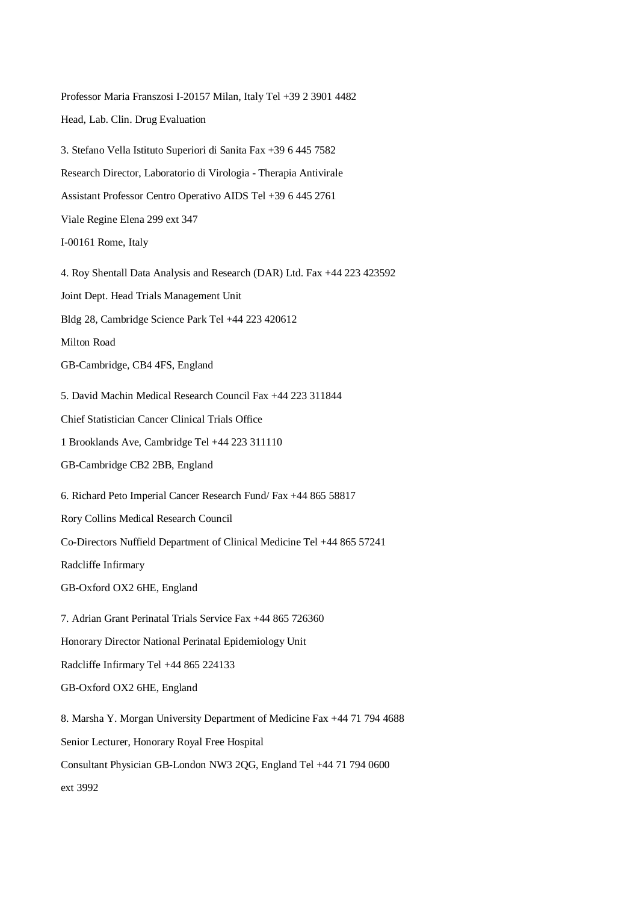Professor Maria Franszosi I-20157 Milan, Italy Tel +39 2 3901 4482

Head, Lab. Clin. Drug Evaluation

3. Stefano Vella Istituto Superiori di Sanita Fax +39 6 445 7582

Research Director, Laboratorio di Virologia - Therapia Antivirale

Assistant Professor Centro Operativo AIDS Tel +39 6 445 2761

Viale Regine Elena 299 ext 347

I-00161 Rome, Italy

4. Roy Shentall Data Analysis and Research (DAR) Ltd. Fax +44 223 423592

Joint Dept. Head Trials Management Unit

Bldg 28, Cambridge Science Park Tel +44 223 420612

Milton Road

GB-Cambridge, CB4 4FS, England

5. David Machin Medical Research Council Fax +44 223 311844

Chief Statistician Cancer Clinical Trials Office

1 Brooklands Ave, Cambridge Tel +44 223 311110

GB-Cambridge CB2 2BB, England

6. Richard Peto Imperial Cancer Research Fund/ Fax +44 865 58817

Rory Collins Medical Research Council

Co-Directors Nuffield Department of Clinical Medicine Tel +44 865 57241

Radcliffe Infirmary

GB-Oxford OX2 6HE, England

7. Adrian Grant Perinatal Trials Service Fax +44 865 726360

Honorary Director National Perinatal Epidemiology Unit

Radcliffe Infirmary Tel +44 865 224133

GB-Oxford OX2 6HE, England

8. Marsha Y. Morgan University Department of Medicine Fax +44 71 794 4688

Senior Lecturer, Honorary Royal Free Hospital

Consultant Physician GB-London NW3 2QG, England Tel +44 71 794 0600

ext 3992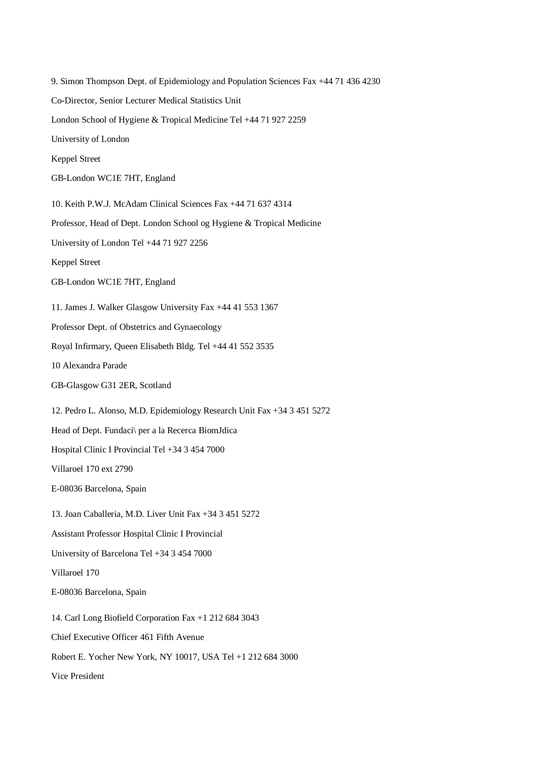9. Simon Thompson Dept. of Epidemiology and Population Sciences Fax +44 71 436 4230

Co-Director, Senior Lecturer Medical Statistics Unit

London School of Hygiene & Tropical Medicine Tel +44 71 927 2259

University of London

Keppel Street

GB-London WC1E 7HT, England

10. Keith P.W.J. McAdam Clinical Sciences Fax +44 71 637 4314

Professor, Head of Dept. London School og Hygiene & Tropical Medicine

University of London Tel +44 71 927 2256

Keppel Street

GB-London WC1E 7HT, England

11. James J. Walker Glasgow University Fax +44 41 553 1367

Professor Dept. of Obstetrics and Gynaecology

Royal Infirmary, Queen Elisabeth Bldg. Tel +44 41 552 3535

10 Alexandra Parade

GB-Glasgow G31 2ER, Scotland

12. Pedro L. Alonso, M.D. Epidemiology Research Unit Fax +34 3 451 5272

Head of Dept. Fundaci\ per a la Recerca BiomJdica

Hospital Clinic I Provincial Tel +34 3 454 7000

Villaroel 170 ext 2790

E-08036 Barcelona, Spain

13. Joan Caballeria, M.D. Liver Unit Fax +34 3 451 5272

Assistant Professor Hospital Clinic I Provincial

University of Barcelona Tel +34 3 454 7000

Villaroel 170

E-08036 Barcelona, Spain

14. Carl Long Biofield Corporation Fax +1 212 684 3043

Chief Executive Officer 461 Fifth Avenue

Robert E. Yocher New York, NY 10017, USA Tel +1 212 684 3000

Vice President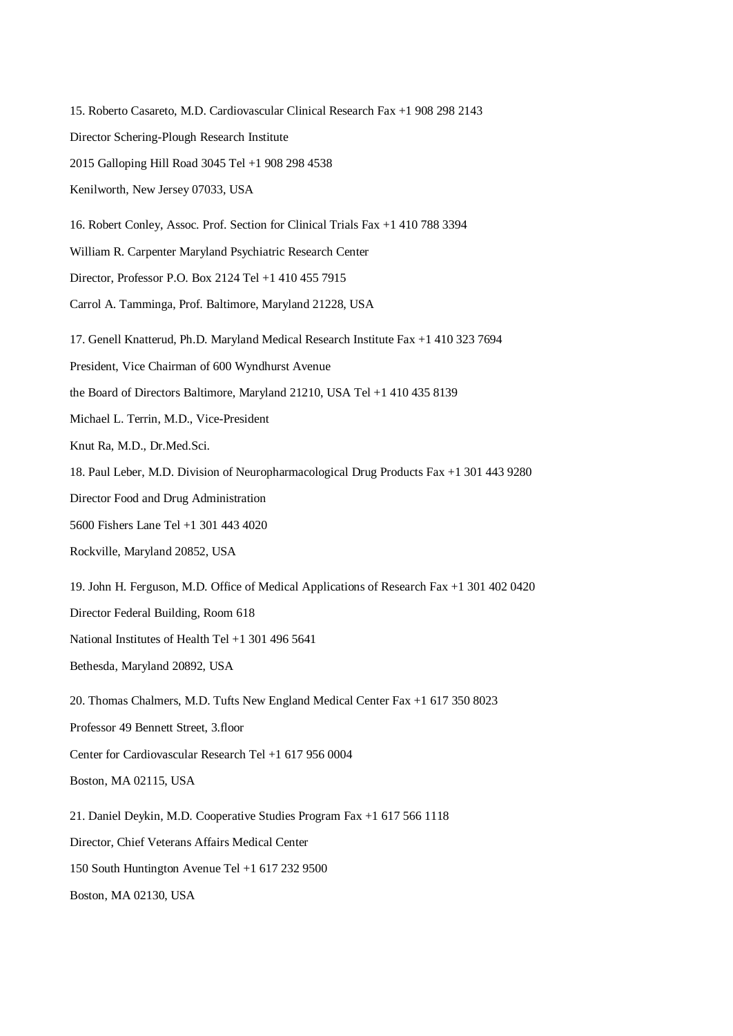15. Roberto Casareto, M.D. Cardiovascular Clinical Research Fax +1 908 298 2143

Director Schering-Plough Research Institute

2015 Galloping Hill Road 3045 Tel +1 908 298 4538

Kenilworth, New Jersey 07033, USA

16. Robert Conley, Assoc. Prof. Section for Clinical Trials Fax +1 410 788 3394

William R. Carpenter Maryland Psychiatric Research Center

Director, Professor P.O. Box 2124 Tel +1 410 455 7915

Carrol A. Tamminga, Prof. Baltimore, Maryland 21228, USA

17. Genell Knatterud, Ph.D. Maryland Medical Research Institute Fax +1 410 323 7694

President, Vice Chairman of 600 Wyndhurst Avenue

the Board of Directors Baltimore, Maryland 21210, USA Tel +1 410 435 8139

Michael L. Terrin, M.D., Vice-President

Knut Ra, M.D., Dr.Med.Sci.

18. Paul Leber, M.D. Division of Neuropharmacological Drug Products Fax +1 301 443 9280

Director Food and Drug Administration

5600 Fishers Lane Tel +1 301 443 4020

Rockville, Maryland 20852, USA

19. John H. Ferguson, M.D. Office of Medical Applications of Research Fax +1 301 402 0420

Director Federal Building, Room 618

National Institutes of Health Tel +1 301 496 5641

Bethesda, Maryland 20892, USA

20. Thomas Chalmers, M.D. Tufts New England Medical Center Fax +1 617 350 8023

Professor 49 Bennett Street, 3.floor

Center for Cardiovascular Research Tel +1 617 956 0004

Boston, MA 02115, USA

21. Daniel Deykin, M.D. Cooperative Studies Program Fax +1 617 566 1118

Director, Chief Veterans Affairs Medical Center

150 South Huntington Avenue Tel +1 617 232 9500

Boston, MA 02130, USA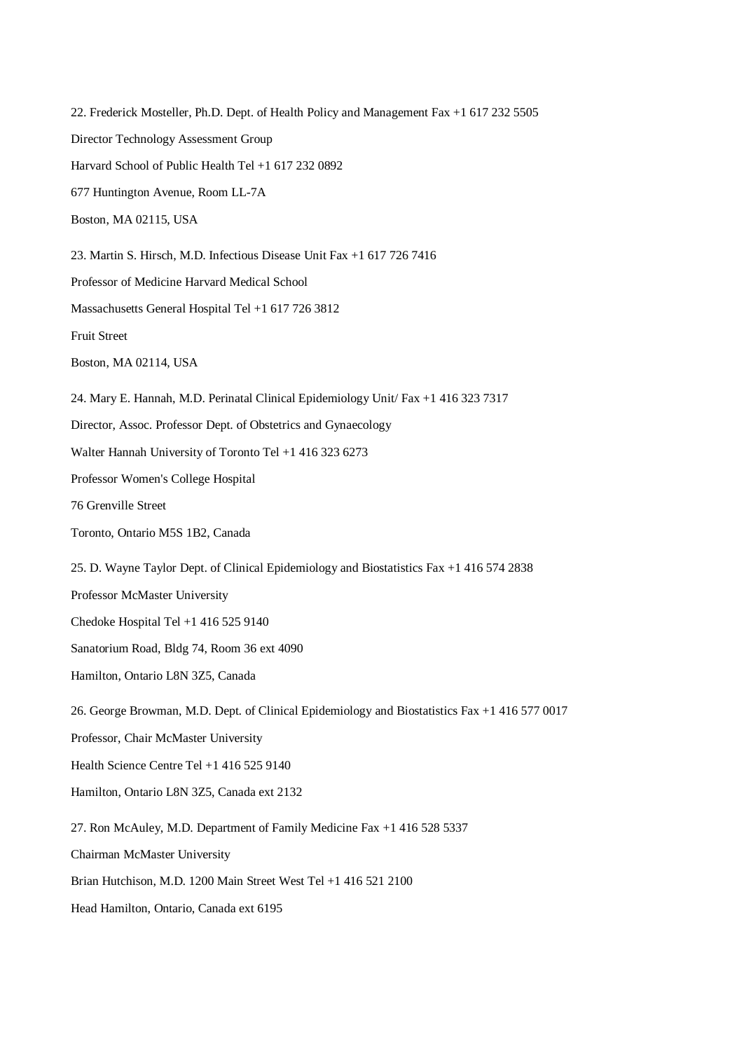22. Frederick Mosteller, Ph.D. Dept. of Health Policy and Management Fax +1 617 232 5505

Director Technology Assessment Group

Harvard School of Public Health Tel +1 617 232 0892

677 Huntington Avenue, Room LL-7A

Boston, MA 02115, USA

23. Martin S. Hirsch, M.D. Infectious Disease Unit Fax +1 617 726 7416

Professor of Medicine Harvard Medical School

Massachusetts General Hospital Tel +1 617 726 3812

Fruit Street

Boston, MA 02114, USA

24. Mary E. Hannah, M.D. Perinatal Clinical Epidemiology Unit/ Fax +1 416 323 7317

Director, Assoc. Professor Dept. of Obstetrics and Gynaecology

Walter Hannah University of Toronto Tel +1 416 323 6273

Professor Women's College Hospital

76 Grenville Street

Toronto, Ontario M5S 1B2, Canada

25. D. Wayne Taylor Dept. of Clinical Epidemiology and Biostatistics Fax +1 416 574 2838

Professor McMaster University

Chedoke Hospital Tel +1 416 525 9140

Sanatorium Road, Bldg 74, Room 36 ext 4090

Hamilton, Ontario L8N 3Z5, Canada

26. George Browman, M.D. Dept. of Clinical Epidemiology and Biostatistics Fax +1 416 577 0017

Professor, Chair McMaster University

Health Science Centre Tel +1 416 525 9140

Hamilton, Ontario L8N 3Z5, Canada ext 2132

27. Ron McAuley, M.D. Department of Family Medicine Fax +1 416 528 5337

Chairman McMaster University

Brian Hutchison, M.D. 1200 Main Street West Tel +1 416 521 2100

Head Hamilton, Ontario, Canada ext 6195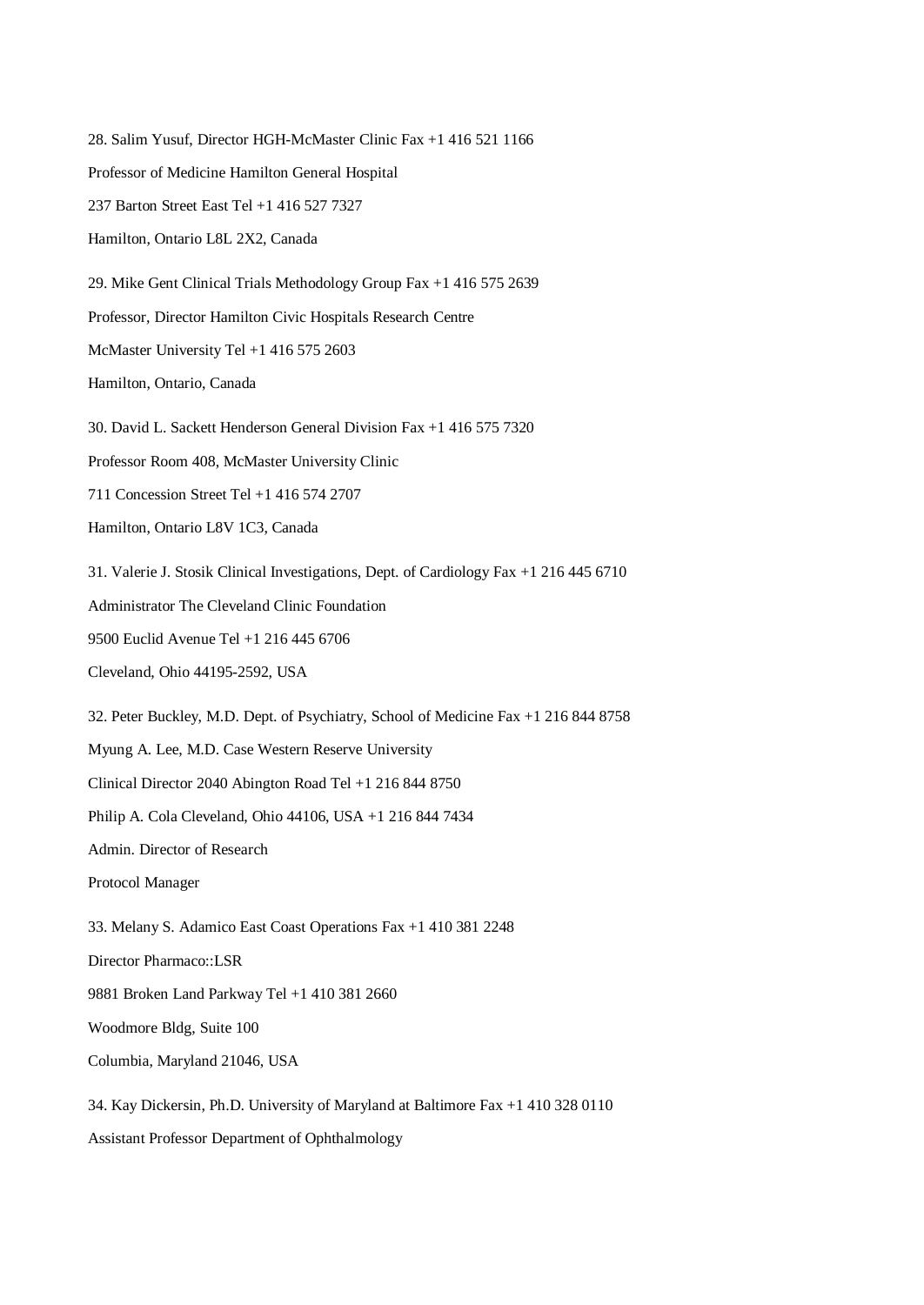28. Salim Yusuf, Director HGH-McMaster Clinic Fax +1 416 521 1166

Professor of Medicine Hamilton General Hospital

237 Barton Street East Tel +1 416 527 7327

Hamilton, Ontario L8L 2X2, Canada

29. Mike Gent Clinical Trials Methodology Group Fax +1 416 575 2639

Professor, Director Hamilton Civic Hospitals Research Centre

McMaster University Tel +1 416 575 2603

Hamilton, Ontario, Canada

30. David L. Sackett Henderson General Division Fax +1 416 575 7320

Professor Room 408, McMaster University Clinic

711 Concession Street Tel +1 416 574 2707

Hamilton, Ontario L8V 1C3, Canada

31. Valerie J. Stosik Clinical Investigations, Dept. of Cardiology Fax +1 216 445 6710

Administrator The Cleveland Clinic Foundation

9500 Euclid Avenue Tel +1 216 445 6706

Cleveland, Ohio 44195-2592, USA

32. Peter Buckley, M.D. Dept. of Psychiatry, School of Medicine Fax +1 216 844 8758

Myung A. Lee, M.D. Case Western Reserve University

Clinical Director 2040 Abington Road Tel +1 216 844 8750

Philip A. Cola Cleveland, Ohio 44106, USA +1 216 844 7434

Admin. Director of Research

Protocol Manager

33. Melany S. Adamico East Coast Operations Fax +1 410 381 2248

Director Pharmaco::LSR

9881 Broken Land Parkway Tel +1 410 381 2660

Woodmore Bldg, Suite 100

Columbia, Maryland 21046, USA

34. Kay Dickersin, Ph.D. University of Maryland at Baltimore Fax +1 410 328 0110

Assistant Professor Department of Ophthalmology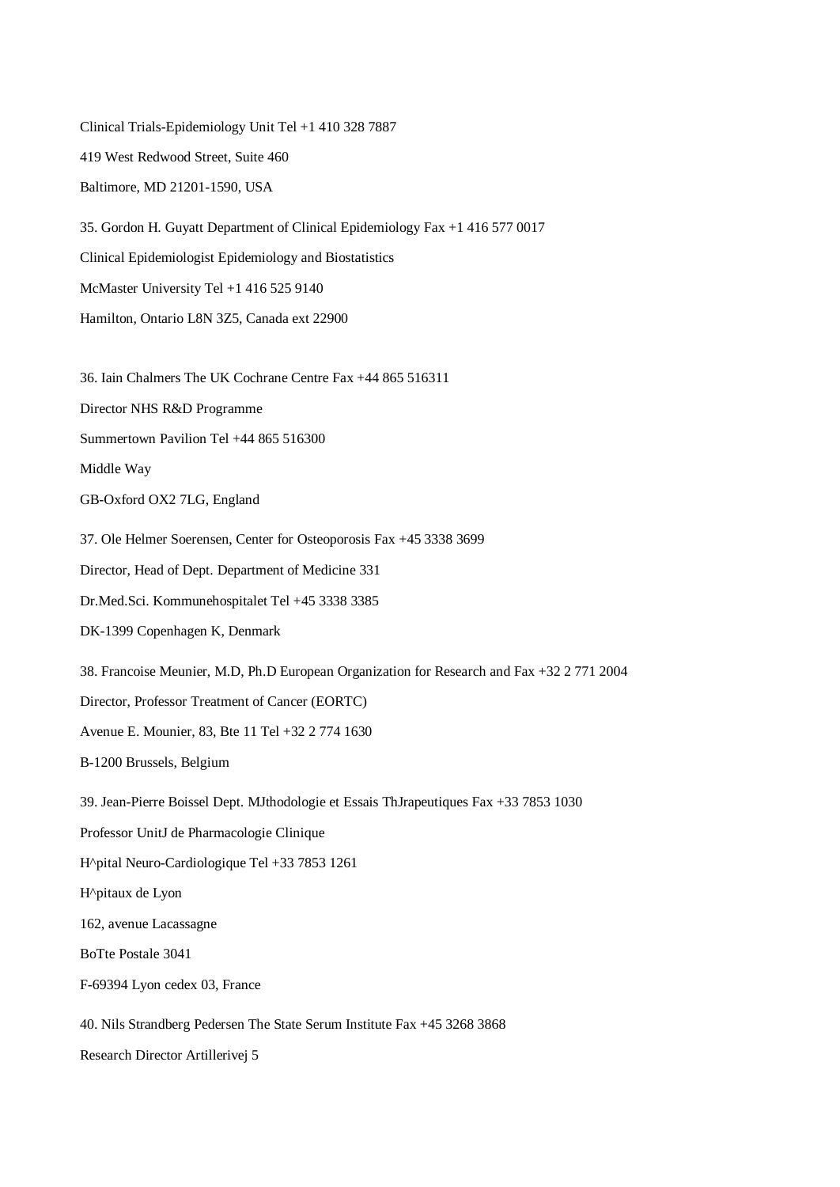Clinical Trials-Epidemiology Unit Tel +1 410 328 7887

419 West Redwood Street, Suite 460

Baltimore, MD 21201-1590, USA

35. Gordon H. Guyatt Department of Clinical Epidemiology Fax +1 416 577 0017

Clinical Epidemiologist Epidemiology and Biostatistics

McMaster University Tel +1 416 525 9140

Hamilton, Ontario L8N 3Z5, Canada ext 22900

36. Iain Chalmers The UK Cochrane Centre Fax +44 865 516311

Director NHS R&D Programme

Summertown Pavilion Tel +44 865 516300

Middle Way

GB-Oxford OX2 7LG, England

37. Ole Helmer Soerensen, Center for Osteoporosis Fax +45 3338 3699

Director, Head of Dept. Department of Medicine 331

Dr.Med.Sci. Kommunehospitalet Tel +45 3338 3385

DK-1399 Copenhagen K, Denmark

38. Francoise Meunier, M.D, Ph.D European Organization for Research and Fax +32 2 771 2004

Director, Professor Treatment of Cancer (EORTC)

Avenue E. Mounier, 83, Bte 11 Tel +32 2 774 1630

B-1200 Brussels, Belgium

39. Jean-Pierre Boissel Dept. MJthodologie et Essais ThJrapeutiques Fax +33 7853 1030

Professor UnitJ de Pharmacologie Clinique

H^pital Neuro-Cardiologique Tel +33 7853 1261

H^pitaux de Lyon

162, avenue Lacassagne

BoTte Postale 3041

F-69394 Lyon cedex 03, France

40. Nils Strandberg Pedersen The State Serum Institute Fax +45 3268 3868

Research Director Artillerivej 5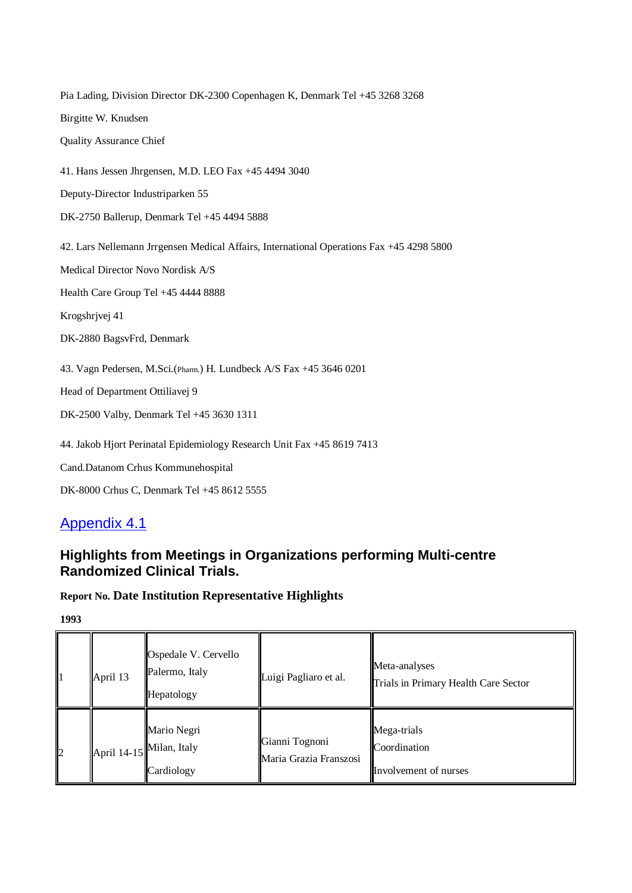Pia Lading, Division Director DK-2300 Copenhagen K, Denmark Tel +45 3268 3268

Birgitte W. Knudsen

Quality Assurance Chief

41. Hans Jessen Jhrgensen, M.D. LEO Fax +45 4494 3040

Deputy-Director Industriparken 55

DK-2750 Ballerup, Denmark Tel +45 4494 5888

42. Lars Nellemann Jrrgensen Medical Affairs, International Operations Fax +45 4298 5800

Medical Director Novo Nordisk A/S

Health Care Group Tel +45 4444 8888

Krogshrjvej 41

DK-2880 BagsvFrd, Denmark

43. Vagn Pedersen, M.Sci.(Pharm.) H. Lundbeck A/S Fax +45 3646 0201

Head of Department Ottiliavej 9

DK-2500 Valby, Denmark Tel +45 3630 1311

44. Jakob Hjort Perinatal Epidemiology Research Unit Fax +45 8619 7413

Cand.Datanom Crhus Kommunehospital

DK-8000 Crhus C, Denmark Tel +45 8612 5555

## Appendix 4.1

### Highlights from Meetings in Organizations performing Multi-centre Randomized Clinical Trials.

**Report No. Date Institution Representative Highlights**

**1993**

| Report No. | Date | Institution | Representative | Highlights |
|---|---|---|---|---|
| 1 | April 13 | Ospedale V. Cervello<br>Palermo, Italy<br>Hepatology | Luigi Pagliaro et al. | Meta-analyses<br>Trials in Primary Health Care Sector |
| 2 | April 14-15 | Mario Negri<br>Milan, Italy<br>Cardiology | Gianni Tognoni<br>Maria Grazia Franszosi | Mega-trials<br>Coordination<br>Involvement of nurses |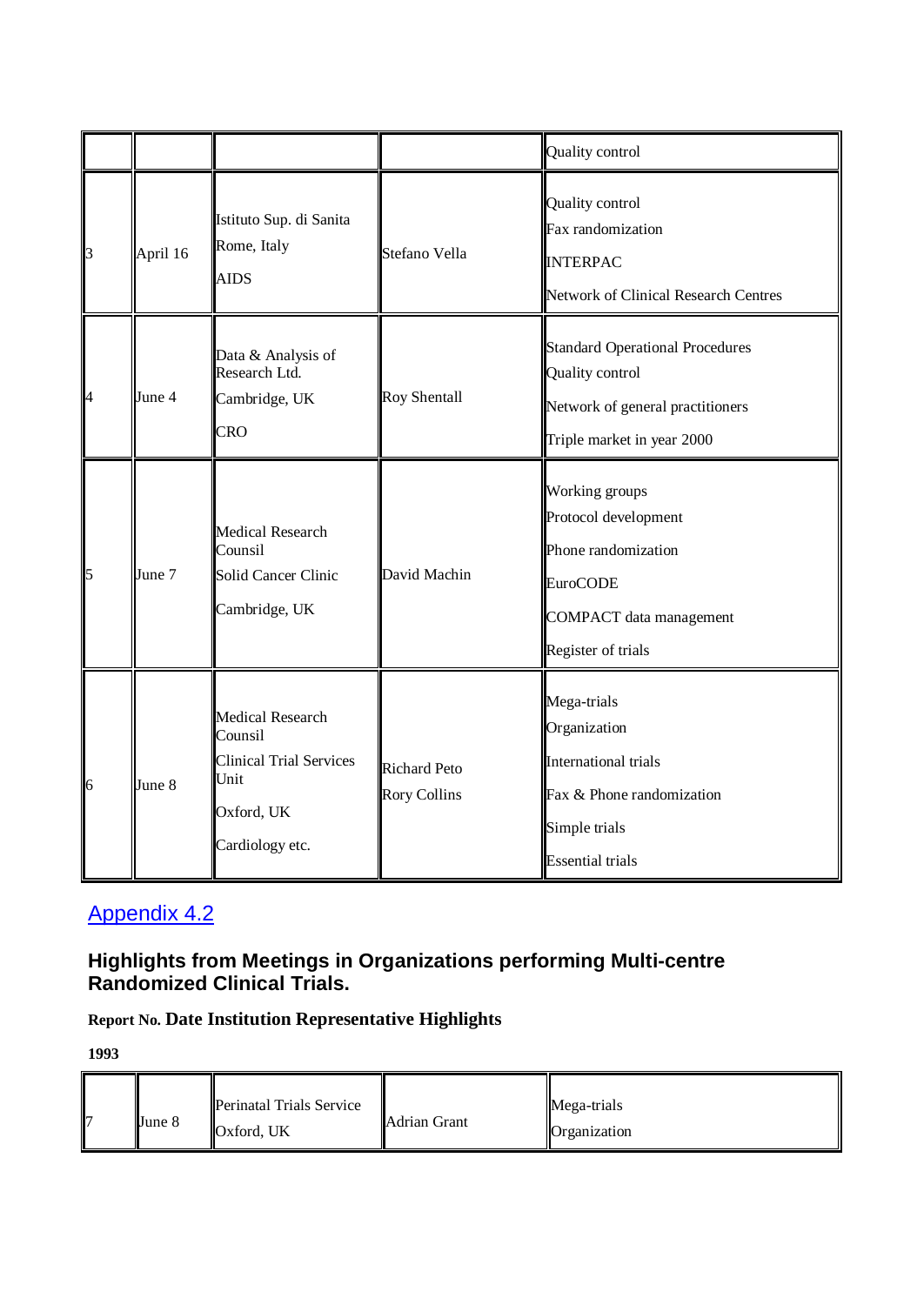| | | | | Quality control |
|---|---|---|---|---|
| 3 | April 16 | Istituto Sup. di Sanita<br>Rome, Italy<br>AIDS | Stefano Vella | Quality control<br>Fax randomization<br>INTERPAC<br>Network of Clinical Research Centres |
| 4 | June 4 | Data & Analysis of Research Ltd.<br>Cambridge, UK<br>CRO | Roy Shentall | Standard Operational Procedures<br>Quality control<br>Network of general practitioners<br>Triple market in year 2000 |
| 5 | June 7 | Medical Research Counsil<br>Solid Cancer Clinic<br>Cambridge, UK | David Machin | Working groups<br>Protocol development<br>Phone randomization<br>EuroCODE<br>COMPACT data management<br>Register of trials |
| 6 | June 8 | Medical Research Counsil<br>Clinical Trial Services Unit<br>Oxford, UK<br>Cardiology etc. | Richard Peto<br>Rory Collins | Mega-trials<br>Organization<br>International trials<br>Fax & Phone randomization<br>Simple trials<br>Essential trials |

## Appendix 4.2

## Highlights from Meetings in Organizations performing Multi-centre Randomized Clinical Trials.

**Report No. Date Institution Representative Highlights**

**1993**

| | | | | |
|---|---|---|---|---|
| 7 | June 8 | Perinatal Trials Service<br>Oxford, UK | Adrian Grant | Mega-trials<br>Organization |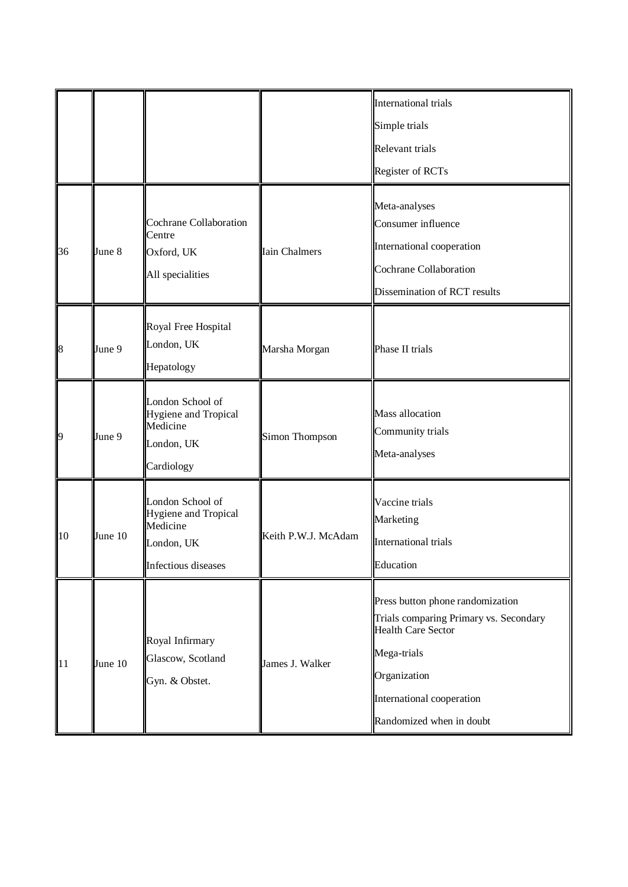|  |  |  |  |  |
|---|---|---|---|---|
|  |  |  |  | International trials<br>Simple trials<br>Relevant trials<br>Register of RCTs |
| 36 | June 8 | Cochrane Collaboration Centre<br>Oxford, UK<br>All specialities | Iain Chalmers | Meta-analyses<br>Consumer influence<br>International cooperation<br>Cochrane Collaboration<br>Dissemination of RCT results |
| 8 | June 9 | Royal Free Hospital<br>London, UK<br>Hepatology | Marsha Morgan | Phase II trials |
| 9 | June 9 | London School of Hygiene and Tropical Medicine<br>London, UK<br>Cardiology | Simon Thompson | Mass allocation<br>Community trials<br>Meta-analyses |
| 10 | June 10 | London School of Hygiene and Tropical Medicine<br>London, UK<br>Infectious diseases | Keith P.W.J. McAdam | Vaccine trials<br>Marketing<br>International trials<br>Education |
| 11 | June 10 | Royal Infirmary<br>Glascow, Scotland<br>Gyn. & Obstet. | James J. Walker | Press button phone randomization<br>Trials comparing Primary vs. Secondary Health Care Sector<br>Mega-trials<br>Organization<br>International cooperation<br>Randomized when in doubt |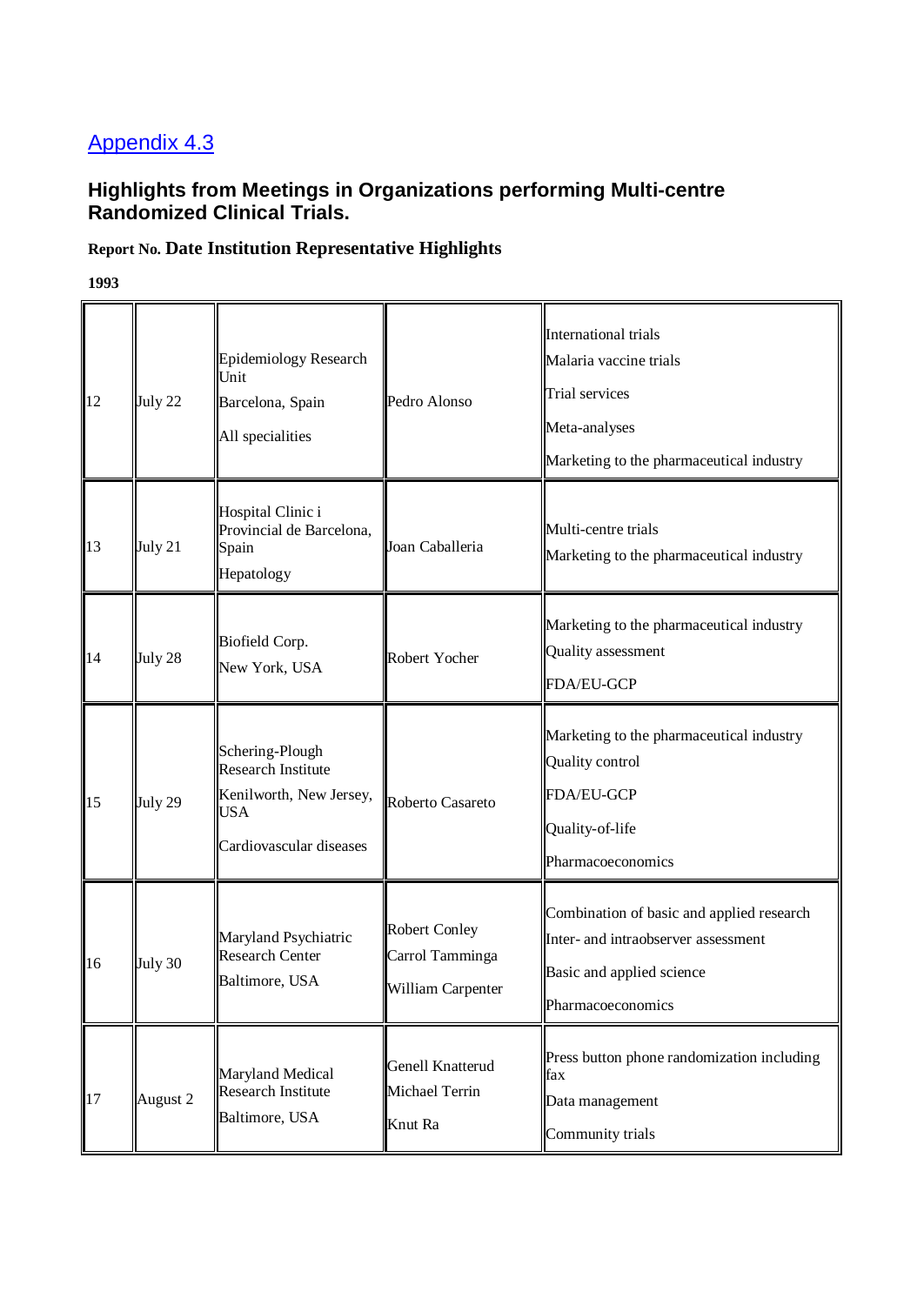## Appendix 4.3

### Highlights from Meetings in Organizations performing Multi-centre Randomized Clinical Trials.

**Report No. Date Institution Representative Highlights**

**1993**

| | | | | |
|---|---|---|---|---|
| 12 | July 22 | Epidemiology Research Unit<br>Barcelona, Spain<br>All specialities | Pedro Alonso | International trials<br>Malaria vaccine trials<br>Trial services<br>Meta-analyses<br>Marketing to the pharmaceutical industry |
| 13 | July 21 | Hospital Clinic i Provincial de Barcelona, Spain<br>Hepatology | Joan Caballeria | Multi-centre trials<br>Marketing to the pharmaceutical industry |
| 14 | July 28 | Biofield Corp.<br>New York, USA | Robert Yocher | Marketing to the pharmaceutical industry<br>Quality assessment<br>FDA/EU-GCP |
| 15 | July 29 | Schering-Plough Research Institute<br>Kenilworth, New Jersey, USA<br>Cardiovascular diseases | Roberto Casareto | Marketing to the pharmaceutical industry<br>Quality control<br>FDA/EU-GCP<br>Quality-of-life<br>Pharmacoeconomics |
| 16 | July 30 | Maryland Psychiatric Research Center<br>Baltimore, USA | Robert Conley<br>Carrol Tamminga<br>William Carpenter | Combination of basic and applied research<br>Inter- and intraobserver assessment<br>Basic and applied science<br>Pharmacoeconomics |
| 17 | August 2 | Maryland Medical Research Institute<br>Baltimore, USA | Genell Knatterud<br>Michael Terrin<br>Knut Ra | Press button phone randomization including fax<br>Data management<br>Community trials |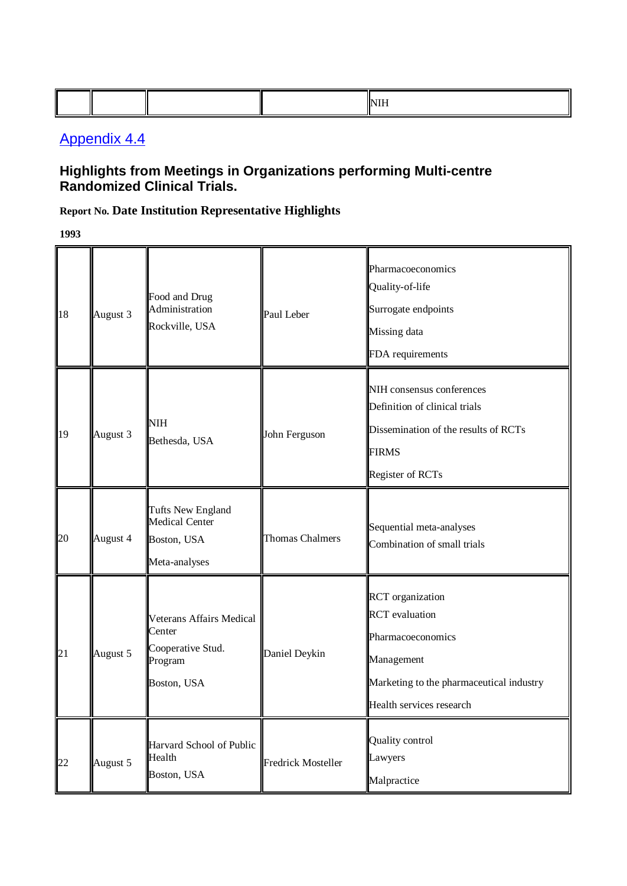| | | | | NIH |
|---|---|---|---|---|

Appendix 4.4

### Highlights from Meetings in Organizations performing Multi-centre Randomized Clinical Trials.

**Report No. Date Institution Representative Highlights**

**1993**

| | | | | |
|---|---|---|---|---|
| 18 | August 3 | Food and Drug Administration<br>Rockville, USA | Paul Leber | Pharmacoeconomics<br>Quality-of-life<br>Surrogate endpoints<br>Missing data<br>FDA requirements |
| 19 | August 3 | NIH<br>Bethesda, USA | John Ferguson | NIH consensus conferences<br>Definition of clinical trials<br>Dissemination of the results of RCTs<br>FIRMS<br>Register of RCTs |
| 20 | August 4 | Tufts New England Medical Center<br>Boston, USA<br>Meta-analyses | Thomas Chalmers | Sequential meta-analyses<br>Combination of small trials |
| 21 | August 5 | Veterans Affairs Medical Center<br>Cooperative Stud. Program<br>Boston, USA | Daniel Deykin | RCT organization<br>RCT evaluation<br>Pharmacoeconomics<br>Management<br>Marketing to the pharmaceutical industry<br>Health services research |
| 22 | August 5 | Harvard School of Public Health<br>Boston, USA | Fredrick Mosteller | Quality control<br>Lawyers<br>Malpractice |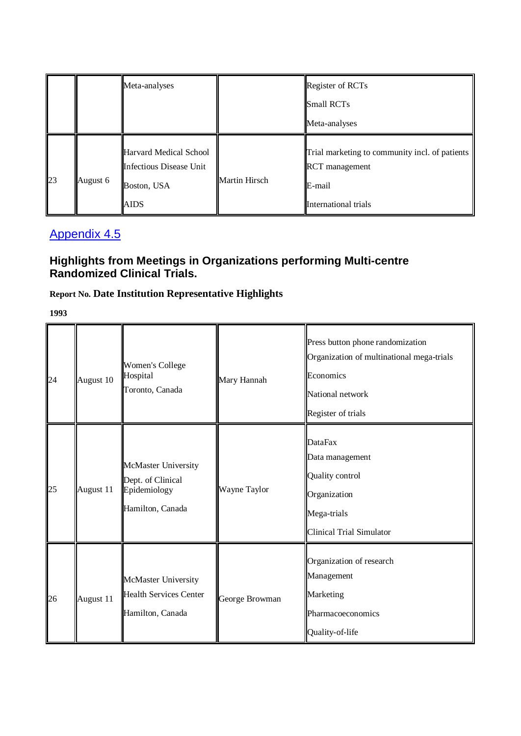| | | Meta-analyses | | Register of RCTs<br>Small RCTs<br>Meta-analyses |
|---|---|---|---|---|
| 23 | August 6 | Harvard Medical School<br>Infectious Disease Unit<br>Boston, USA<br>AIDS | Martin Hirsch | Trial marketing to community incl. of patients<br>RCT management<br>E-mail<br>International trials |

## Appendix 4.5

### Highlights from Meetings in Organizations performing Multi-centre Randomized Clinical Trials.

**Report No. Date Institution Representative Highlights**

**1993**

| Report No. | Date | Institution | Representative | Highlights |
|---|---|---|---|---|
| 24 | August 10 | Women's College Hospital<br>Toronto, Canada | Mary Hannah | Press button phone randomization<br>Organization of multinational mega-trials<br>Economics<br>National network<br>Register of trials |
| 25 | August 11 | McMaster University<br>Dept. of Clinical Epidemiology<br>Hamilton, Canada | Wayne Taylor | DataFax<br>Data management<br>Quality control<br>Organization<br>Mega-trials<br>Clinical Trial Simulator |
| 26 | August 11 | McMaster University<br>Health Services Center<br>Hamilton, Canada | George Browman | Organization of research<br>Management<br>Marketing<br>Pharmacoeconomics<br>Quality-of-life |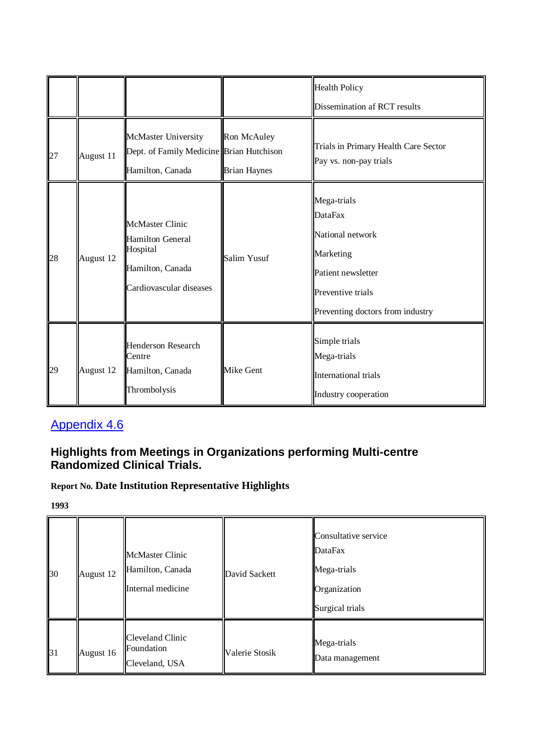| | | | | Health Policy<br>Dissemination af RCT results |
|---|---|---|---|---|
| 27 | August 11 | McMaster University<br>Dept. of Family Medicine<br>Hamilton, Canada | Ron McAuley<br>Brian Hutchison<br>Brian Haynes | Trials in Primary Health Care Sector<br>Pay vs. non-pay trials |
| 28 | August 12 | McMaster Clinic<br>Hamilton General Hospital<br>Hamilton, Canada<br>Cardiovascular diseases | Salim Yusuf | Mega-trials<br>DataFax<br>National network<br>Marketing<br>Patient newsletter<br>Preventive trials<br>Preventing doctors from industry |
| 29 | August 12 | Henderson Research Centre<br>Hamilton, Canada<br>Thrombolysis | Mike Gent | Simple trials<br>Mega-trials<br>International trials<br>Industry cooperation |

## Appendix 4.6

### Highlights from Meetings in Organizations performing Multi-centre Randomized Clinical Trials.

**Report No. Date Institution Representative Highlights**

**1993**

| Report No. | Date | Institution | Representative | Highlights |
|---|---|---|---|---|
| 30 | August 12 | McMaster Clinic<br>Hamilton, Canada<br>Internal medicine | David Sackett | Consultative service<br>DataFax<br>Mega-trials<br>Organization<br>Surgical trials |
| 31 | August 16 | Cleveland Clinic Foundation<br>Cleveland, USA | Valerie Stosik | Mega-trials<br>Data management |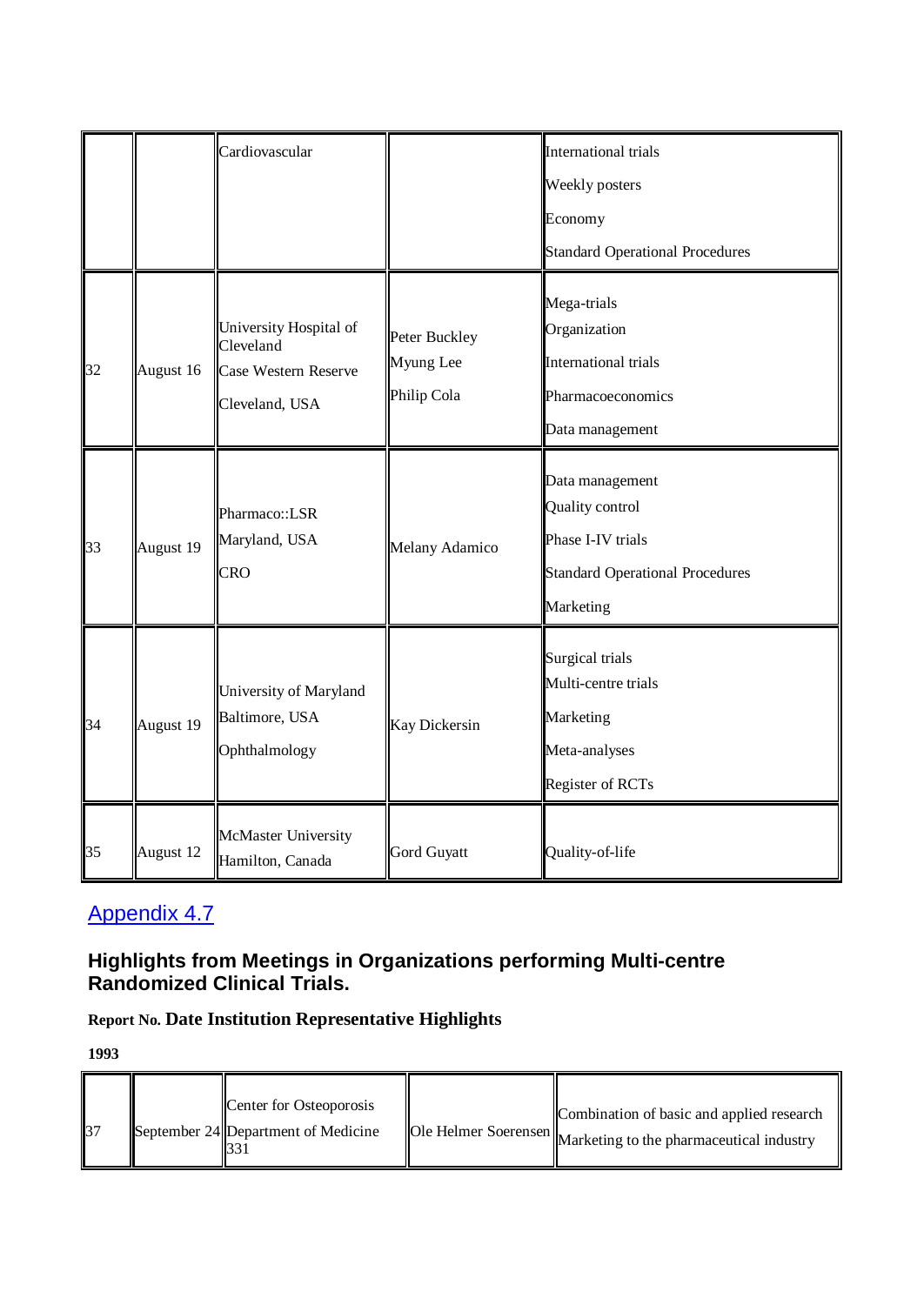|  |  | Cardiovascular |  | International trials<br>Weekly posters<br>Economy<br>Standard Operational Procedures |
|---|---|---|---|---|
| 32 | August 16 | University Hospital of Cleveland<br>Case Western Reserve<br>Cleveland, USA | Peter Buckley<br>Myung Lee<br>Philip Cola | Mega-trials<br>Organization<br>International trials<br>Pharmacoeconomics<br>Data management |
| 33 | August 19 | Pharmaco::LSR<br>Maryland, USA<br>CRO | Melany Adamico | Data management<br>Quality control<br>Phase I-IV trials<br>Standard Operational Procedures<br>Marketing |
| 34 | August 19 | University of Maryland<br>Baltimore, USA<br>Ophthalmology | Kay Dickersin | Surgical trials<br>Multi-centre trials<br>Marketing<br>Meta-analyses<br>Register of RCTs |
| 35 | August 12 | McMaster University<br>Hamilton, Canada | Gord Guyatt | Quality-of-life |

## Appendix 4.7

## Highlights from Meetings in Organizations performing Multi-centre Randomized Clinical Trials.

**Report No. Date Institution Representative Highlights**

**1993**

| 37 | September 24 | Center for Osteoporosis<br>Department of Medicine<br>331 | Ole Helmer Soerensen | Combination of basic and applied research<br>Marketing to the pharmaceutical industry |
|---|---|---|---|---|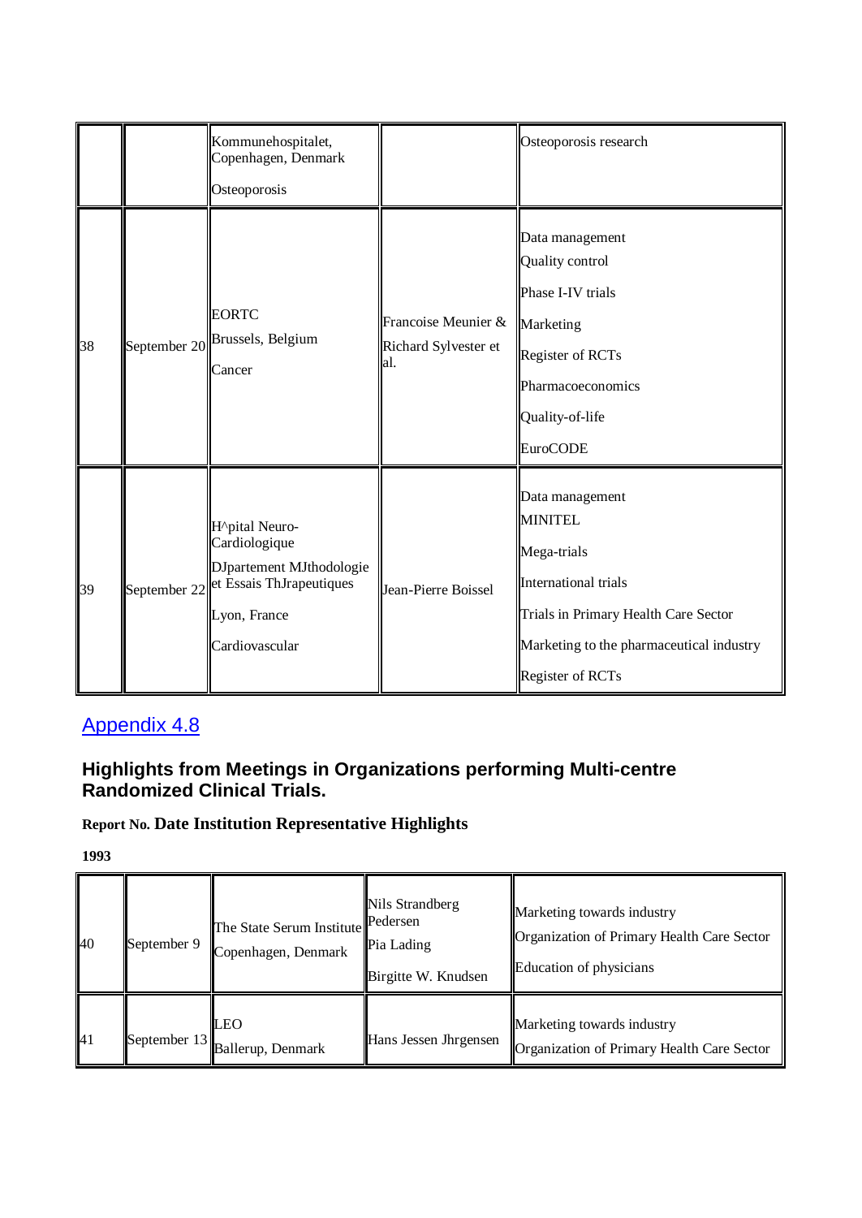|  |  | Kommunehospitalet, Copenhagen, Denmark<br><br>Osteoporosis |  | Osteoporosis research |
|---|---|---|---|---|
| 38 | September 20 | EORTC<br>Brussels, Belgium<br>Cancer | Francoise Meunier & Richard Sylvester et al. | Data management<br>Quality control<br>Phase I-IV trials<br>Marketing<br>Register of RCTs<br>Pharmacoeconomics<br>Quality-of-life<br>EuroCODE |
| 39 | September 22 | H^pital Neuro-Cardiologique<br>DJpartement MJthodologie et Essais ThJrapeutiques<br>Lyon, France<br>Cardiovascular | Jean-Pierre Boissel | Data management<br>MINITEL<br>Mega-trials<br>International trials<br>Trials in Primary Health Care Sector<br>Marketing to the pharmaceutical industry<br>Register of RCTs |

## Appendix 4.8

### Highlights from Meetings in Organizations performing Multi-centre Randomized Clinical Trials.

**Report No. Date Institution Representative Highlights**

**1993**

| 40 | September 9 | The State Serum Institute<br>Copenhagen, Denmark | Nils Strandberg Pedersen<br>Pia Lading<br>Birgitte W. Knudsen | Marketing towards industry<br>Organization of Primary Health Care Sector<br>Education of physicians |
|---|---|---|---|---|
| 41 | September 13 | LEO<br>Ballerup, Denmark | Hans Jessen Jhrgensen | Marketing towards industry<br>Organization of Primary Health Care Sector |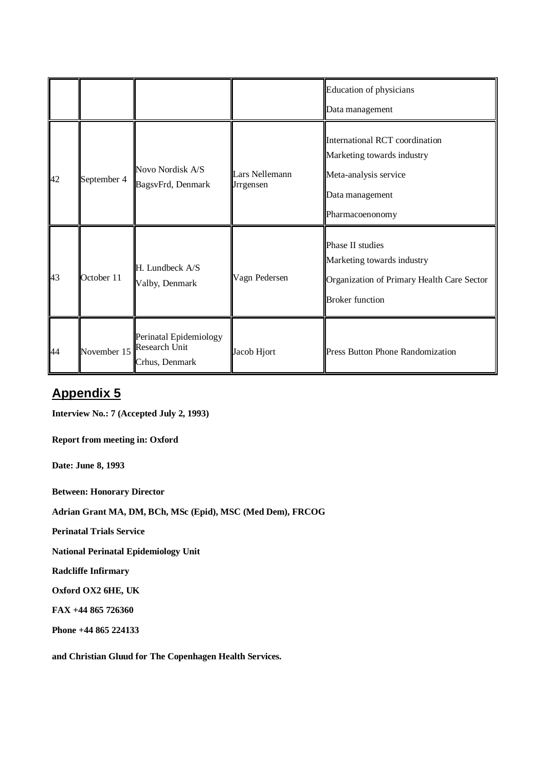| | | | | |
|---|---|---|---|---|
| | | | | Education of physicians<br>Data management |
| 42 | September 4 | Novo Nordisk A/S<br>BagsvFrd, Denmark | Lars Nellemann Jrrgensen | International RCT coordination<br>Marketing towards industry<br>Meta-analysis service<br>Data management<br>Pharmacoenonomy |
| 43 | October 11 | H. Lundbeck A/S<br>Valby, Denmark | Vagn Pedersen | Phase II studies<br>Marketing towards industry<br>Organization of Primary Health Care Sector<br>Broker function |
| 44 | November 15 | Perinatal Epidemiology Research Unit<br>Crhus, Denmark | Jacob Hjort | Press Button Phone Randomization |

## Appendix 5

**Interview No.: 7 (Accepted July 2, 1993)**

**Report from meeting in: Oxford**

**Date: June 8, 1993**

**Between: Honorary Director**

**Adrian Grant MA, DM, BCh, MSc (Epid), MSC (Med Dem), FRCOG**

**Perinatal Trials Service**

**National Perinatal Epidemiology Unit**

**Radcliffe Infirmary**

**Oxford OX2 6HE, UK**

**FAX +44 865 726360**

**Phone +44 865 224133**

**and Christian Gluud for The Copenhagen Health Services.**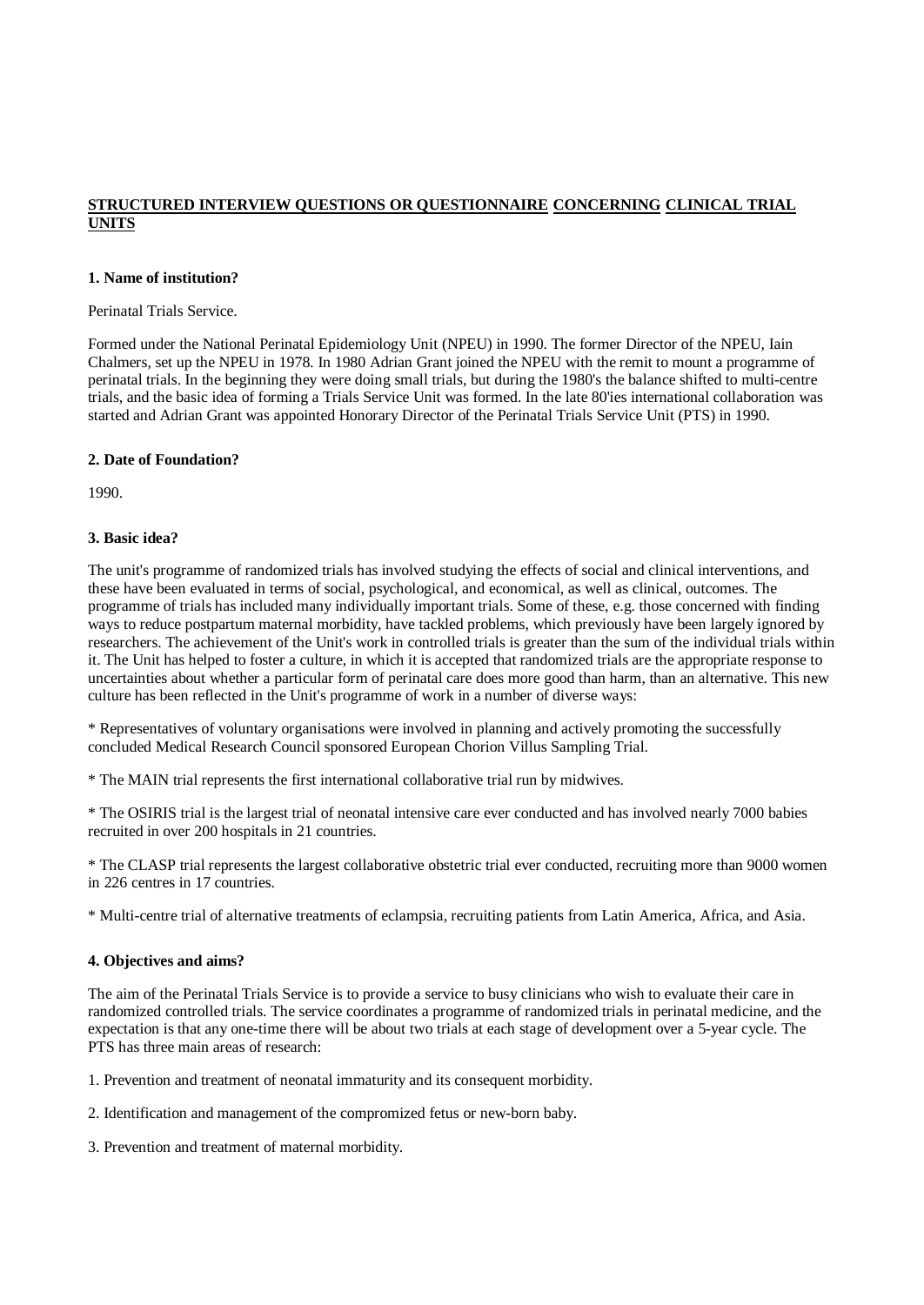**STRUCTURED INTERVIEW QUESTIONS OR QUESTIONNAIRE CONCERNING CLINICAL TRIAL UNITS**

**1. Name of institution?**

Perinatal Trials Service.

Formed under the National Perinatal Epidemiology Unit (NPEU) in 1990. The former Director of the NPEU, Iain Chalmers, set up the NPEU in 1978. In 1980 Adrian Grant joined the NPEU with the remit to mount a programme of perinatal trials. In the beginning they were doing small trials, but during the 1980's the balance shifted to multi-centre trials, and the basic idea of forming a Trials Service Unit was formed. In the late 80'ies international collaboration was started and Adrian Grant was appointed Honorary Director of the Perinatal Trials Service Unit (PTS) in 1990.

**2. Date of Foundation?**

1990.

**3. Basic idea?**

The unit's programme of randomized trials has involved studying the effects of social and clinical interventions, and these have been evaluated in terms of social, psychological, and economical, as well as clinical, outcomes. The programme of trials has included many individually important trials. Some of these, e.g. those concerned with finding ways to reduce postpartum maternal morbidity, have tackled problems, which previously have been largely ignored by researchers. The achievement of the Unit's work in controlled trials is greater than the sum of the individual trials within it. The Unit has helped to foster a culture, in which it is accepted that randomized trials are the appropriate response to uncertainties about whether a particular form of perinatal care does more good than harm, than an alternative. This new culture has been reflected in the Unit's programme of work in a number of diverse ways:

* Representatives of voluntary organisations were involved in planning and actively promoting the successfully concluded Medical Research Council sponsored European Chorion Villus Sampling Trial.

* The MAIN trial represents the first international collaborative trial run by midwives.

* The OSIRIS trial is the largest trial of neonatal intensive care ever conducted and has involved nearly 7000 babies recruited in over 200 hospitals in 21 countries.

* The CLASP trial represents the largest collaborative obstetric trial ever conducted, recruiting more than 9000 women in 226 centres in 17 countries.

* Multi-centre trial of alternative treatments of eclampsia, recruiting patients from Latin America, Africa, and Asia.

**4. Objectives and aims?**

The aim of the Perinatal Trials Service is to provide a service to busy clinicians who wish to evaluate their care in randomized controlled trials. The service coordinates a programme of randomized trials in perinatal medicine, and the expectation is that any one-time there will be about two trials at each stage of development over a 5-year cycle. The PTS has three main areas of research:

1. Prevention and treatment of neonatal immaturity and its consequent morbidity.

2. Identification and management of the compromized fetus or new-born baby.

3. Prevention and treatment of maternal morbidity.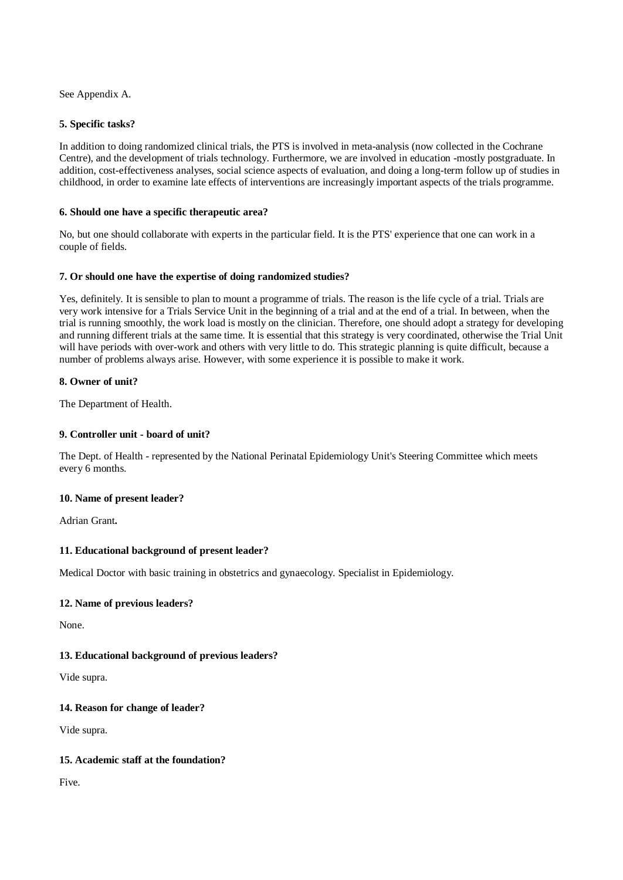See Appendix A.

**5. Specific tasks?**

In addition to doing randomized clinical trials, the PTS is involved in meta-analysis (now collected in the Cochrane Centre), and the development of trials technology. Furthermore, we are involved in education -mostly postgraduate. In addition, cost-effectiveness analyses, social science aspects of evaluation, and doing a long-term follow up of studies in childhood, in order to examine late effects of interventions are increasingly important aspects of the trials programme.

**6. Should one have a specific therapeutic area?**

No, but one should collaborate with experts in the particular field. It is the PTS' experience that one can work in a couple of fields.

**7. Or should one have the expertise of doing randomized studies?**

Yes, definitely. It is sensible to plan to mount a programme of trials. The reason is the life cycle of a trial. Trials are very work intensive for a Trials Service Unit in the beginning of a trial and at the end of a trial. In between, when the trial is running smoothly, the work load is mostly on the clinician. Therefore, one should adopt a strategy for developing and running different trials at the same time. It is essential that this strategy is very coordinated, otherwise the Trial Unit will have periods with over-work and others with very little to do. This strategic planning is quite difficult, because a number of problems always arise. However, with some experience it is possible to make it work.

**8. Owner of unit?**

The Department of Health.

**9. Controller unit - board of unit?**

The Dept. of Health - represented by the National Perinatal Epidemiology Unit's Steering Committee which meets every 6 months.

**10. Name of present leader?**

Adrian Grant**.**

**11. Educational background of present leader?**

Medical Doctor with basic training in obstetrics and gynaecology. Specialist in Epidemiology.

**12. Name of previous leaders?**

None.

**13. Educational background of previous leaders?**

Vide supra.

**14. Reason for change of leader?**

Vide supra.

**15. Academic staff at the foundation?**

Five.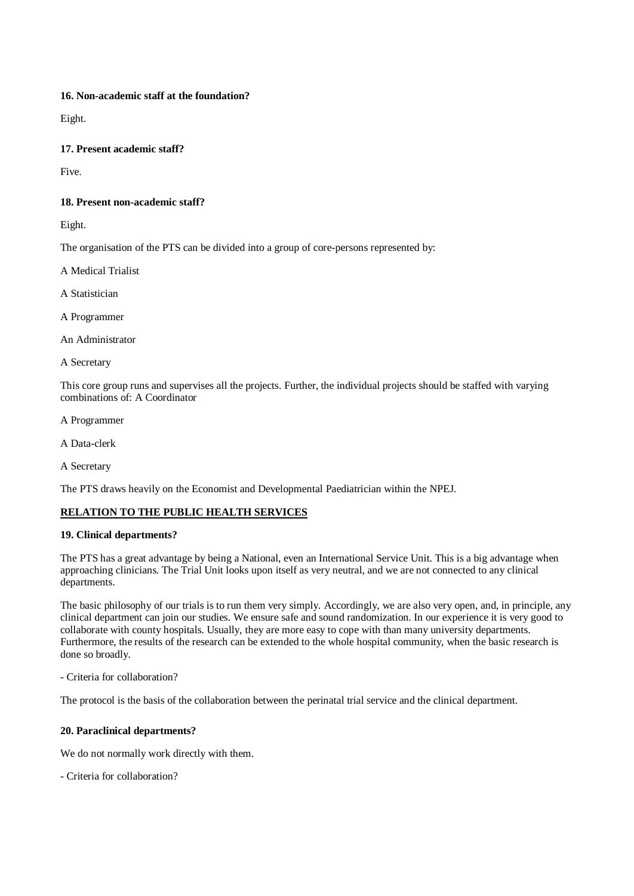**16. Non-academic staff at the foundation?**

Eight.

**17. Present academic staff?**

Five.

**18. Present non-academic staff?**

Eight.

The organisation of the PTS can be divided into a group of core-persons represented by:

A Medical Trialist

A Statistician

A Programmer

An Administrator

A Secretary

This core group runs and supervises all the projects. Further, the individual projects should be staffed with varying combinations of: A Coordinator

A Programmer

A Data-clerk

A Secretary

The PTS draws heavily on the Economist and Developmental Paediatrician within the NPEJ.

**RELATION TO THE PUBLIC HEALTH SERVICES**

**19. Clinical departments?**

The PTS has a great advantage by being a National, even an International Service Unit. This is a big advantage when approaching clinicians. The Trial Unit looks upon itself as very neutral, and we are not connected to any clinical departments.

The basic philosophy of our trials is to run them very simply. Accordingly, we are also very open, and, in principle, any clinical department can join our studies. We ensure safe and sound randomization. In our experience it is very good to collaborate with county hospitals. Usually, they are more easy to cope with than many university departments. Furthermore, the results of the research can be extended to the whole hospital community, when the basic research is done so broadly.

- Criteria for collaboration?

The protocol is the basis of the collaboration between the perinatal trial service and the clinical department.

**20. Paraclinical departments?**

We do not normally work directly with them.

- Criteria for collaboration?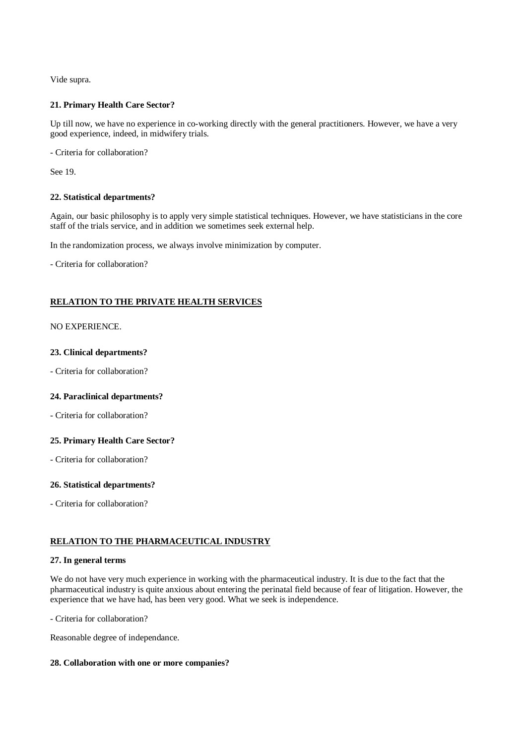Vide supra.

**21. Primary Health Care Sector?**

Up till now, we have no experience in co-working directly with the general practitioners. However, we have a very good experience, indeed, in midwifery trials.

- Criteria for collaboration?

See 19.

**22. Statistical departments?**

Again, our basic philosophy is to apply very simple statistical techniques. However, we have statisticians in the core staff of the trials service, and in addition we sometimes seek external help.

In the randomization process, we always involve minimization by computer.

- Criteria for collaboration?

## RELATION TO THE PRIVATE HEALTH SERVICES

NO EXPERIENCE.

**23. Clinical departments?**

- Criteria for collaboration?

**24. Paraclinical departments?**

- Criteria for collaboration?

**25. Primary Health Care Sector?**

- Criteria for collaboration?

**26. Statistical departments?**

- Criteria for collaboration?

## RELATION TO THE PHARMACEUTICAL INDUSTRY

**27. In general terms**

We do not have very much experience in working with the pharmaceutical industry. It is due to the fact that the pharmaceutical industry is quite anxious about entering the perinatal field because of fear of litigation. However, the experience that we have had, has been very good. What we seek is independence.

- Criteria for collaboration?

Reasonable degree of independance.

**28. Collaboration with one or more companies?**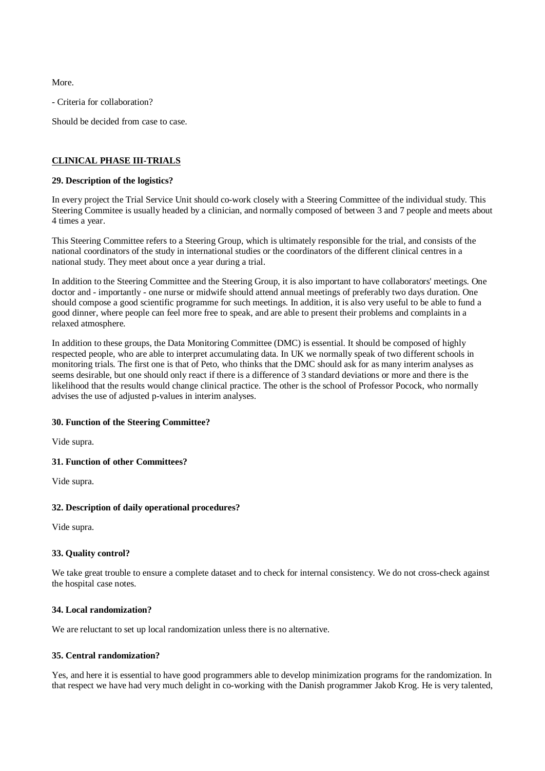More.

- Criteria for collaboration?

Should be decided from case to case.

## CLINICAL PHASE III-TRIALS

**29. Description of the logistics?**

In every project the Trial Service Unit should co-work closely with a Steering Committee of the individual study. This Steering Commitee is usually headed by a clinician, and normally composed of between 3 and 7 people and meets about 4 times a year.

This Steering Committee refers to a Steering Group, which is ultimately responsible for the trial, and consists of the national coordinators of the study in international studies or the coordinators of the different clinical centres in a national study. They meet about once a year during a trial.

In addition to the Steering Committee and the Steering Group, it is also important to have collaborators' meetings. One doctor and - importantly - one nurse or midwife should attend annual meetings of preferably two days duration. One should compose a good scientific programme for such meetings. In addition, it is also very useful to be able to fund a good dinner, where people can feel more free to speak, and are able to present their problems and complaints in a relaxed atmosphere.

In addition to these groups, the Data Monitoring Committee (DMC) is essential. It should be composed of highly respected people, who are able to interpret accumulating data. In UK we normally speak of two different schools in monitoring trials. The first one is that of Peto, who thinks that the DMC should ask for as many interim analyses as seems desirable, but one should only react if there is a difference of 3 standard deviations or more and there is the likelihood that the results would change clinical practice. The other is the school of Professor Pocock, who normally advises the use of adjusted p-values in interim analyses.

**30. Function of the Steering Committee?**

Vide supra.

**31. Function of other Committees?**

Vide supra.

**32. Description of daily operational procedures?**

Vide supra.

**33. Quality control?**

We take great trouble to ensure a complete dataset and to check for internal consistency. We do not cross-check against the hospital case notes.

**34. Local randomization?**

We are reluctant to set up local randomization unless there is no alternative.

**35. Central randomization?**

Yes, and here it is essential to have good programmers able to develop minimization programs for the randomization. In that respect we have had very much delight in co-working with the Danish programmer Jakob Krog. He is very talented,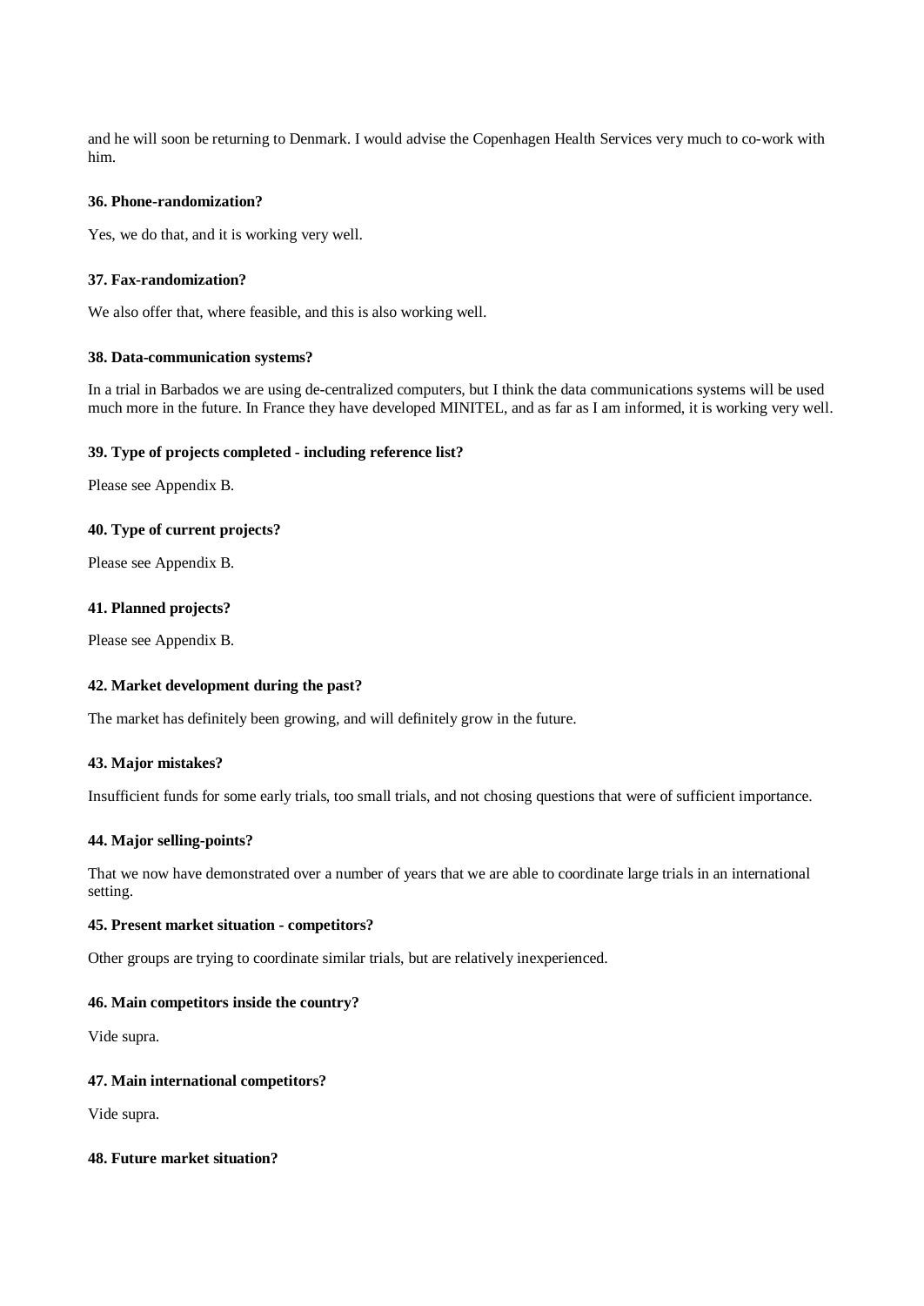and he will soon be returning to Denmark. I would advise the Copenhagen Health Services very much to co-work with him.

**36. Phone-randomization?**

Yes, we do that, and it is working very well.

**37. Fax-randomization?**

We also offer that, where feasible, and this is also working well.

**38. Data-communication systems?**

In a trial in Barbados we are using de-centralized computers, but I think the data communications systems will be used much more in the future. In France they have developed MINITEL, and as far as I am informed, it is working very well.

**39. Type of projects completed - including reference list?**

Please see Appendix B.

**40. Type of current projects?**

Please see Appendix B.

**41. Planned projects?**

Please see Appendix B.

**42. Market development during the past?**

The market has definitely been growing, and will definitely grow in the future.

**43. Major mistakes?**

Insufficient funds for some early trials, too small trials, and not chosing questions that were of sufficient importance.

**44. Major selling-points?**

That we now have demonstrated over a number of years that we are able to coordinate large trials in an international setting.

**45. Present market situation - competitors?**

Other groups are trying to coordinate similar trials, but are relatively inexperienced.

**46. Main competitors inside the country?**

Vide supra.

**47. Main international competitors?**

Vide supra.

**48. Future market situation?**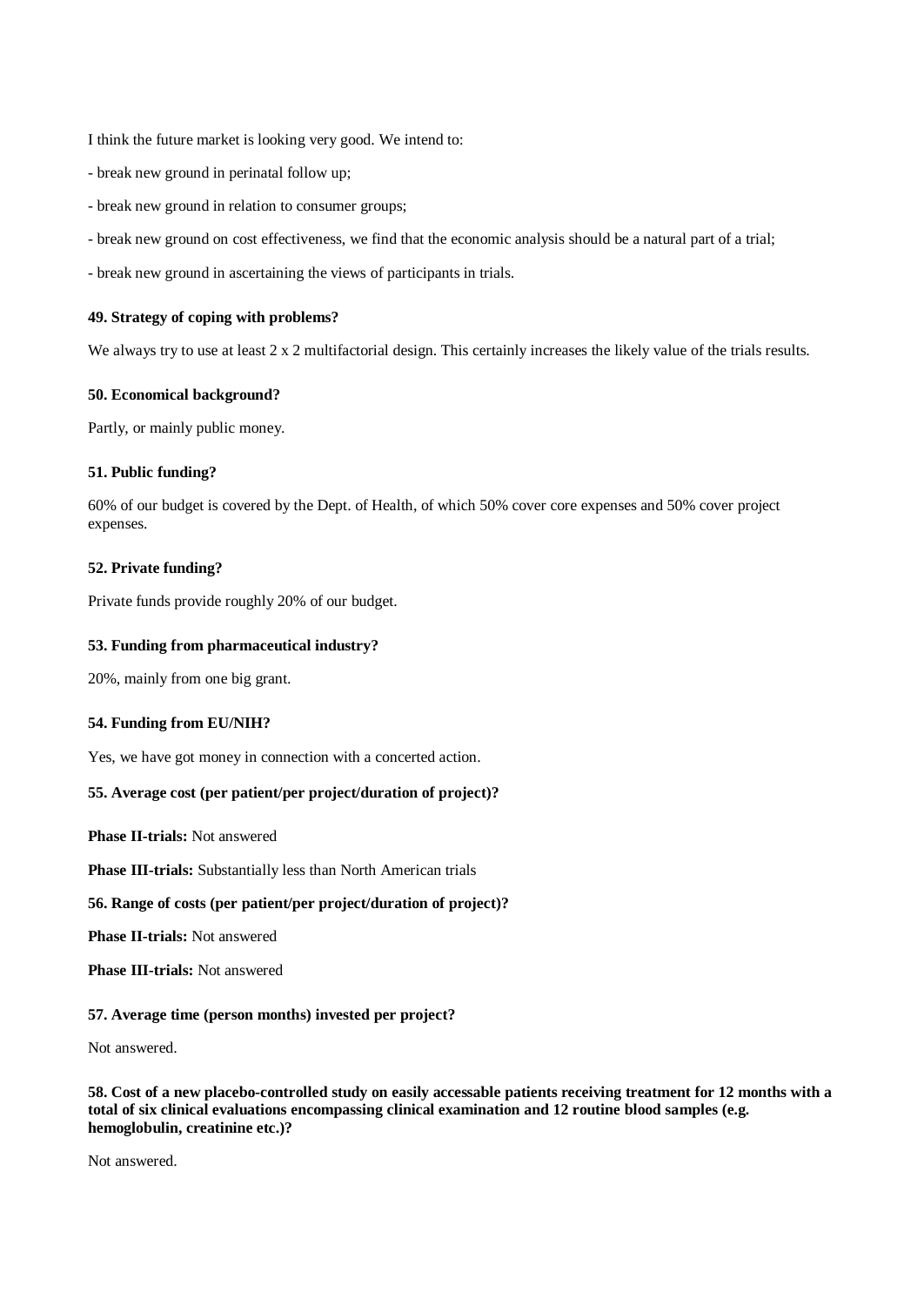I think the future market is looking very good. We intend to:

- break new ground in perinatal follow up;
- break new ground in relation to consumer groups;
- break new ground on cost effectiveness, we find that the economic analysis should be a natural part of a trial;
- break new ground in ascertaining the views of participants in trials.

**49. Strategy of coping with problems?**

We always try to use at least 2 x 2 multifactorial design. This certainly increases the likely value of the trials results.

**50. Economical background?**

Partly, or mainly public money.

**51. Public funding?**

60% of our budget is covered by the Dept. of Health, of which 50% cover core expenses and 50% cover project expenses.

**52. Private funding?**

Private funds provide roughly 20% of our budget.

**53. Funding from pharmaceutical industry?**

20%, mainly from one big grant.

**54. Funding from EU/NIH?**

Yes, we have got money in connection with a concerted action.

**55. Average cost (per patient/per project/duration of project)?**

**Phase II-trials:** Not answered

**Phase III-trials:** Substantially less than North American trials

**56. Range of costs (per patient/per project/duration of project)?**

**Phase II-trials:** Not answered

**Phase III-trials:** Not answered

**57. Average time (person months) invested per project?**

Not answered.

**58. Cost of a new placebo-controlled study on easily accessable patients receiving treatment for 12 months with a total of six clinical evaluations encompassing clinical examination and 12 routine blood samples (e.g. hemoglobulin, creatinine etc.)?**

Not answered.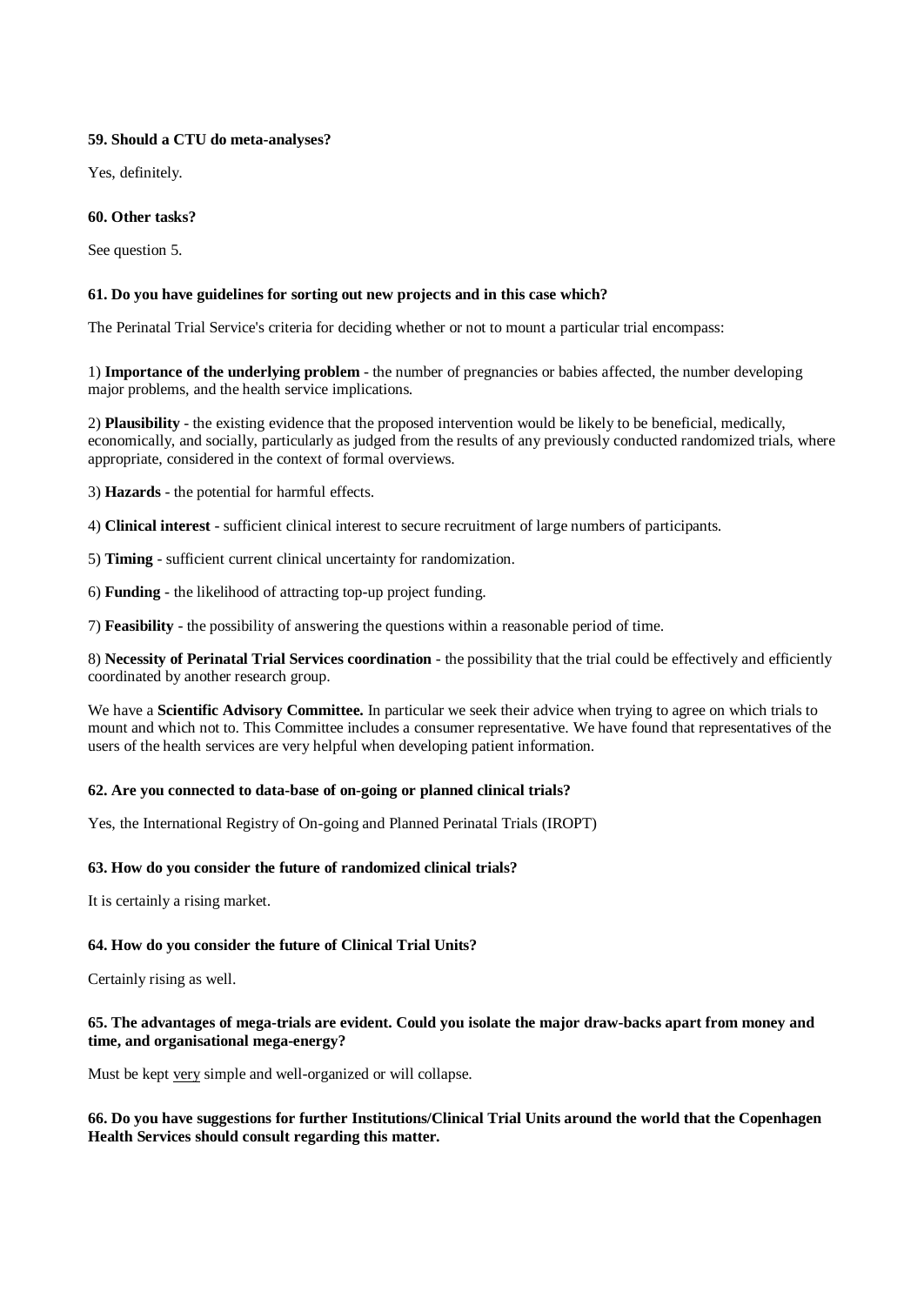**59. Should a CTU do meta-analyses?**

Yes, definitely.

**60. Other tasks?**

See question 5.

**61. Do you have guidelines for sorting out new projects and in this case which?**

The Perinatal Trial Service's criteria for deciding whether or not to mount a particular trial encompass:

1) **Importance of the underlying problem** - the number of pregnancies or babies affected, the number developing major problems, and the health service implications.

2) **Plausibility** - the existing evidence that the proposed intervention would be likely to be beneficial, medically, economically, and socially, particularly as judged from the results of any previously conducted randomized trials, where appropriate, considered in the context of formal overviews.

3) **Hazards** - the potential for harmful effects.

4) **Clinical interest** - sufficient clinical interest to secure recruitment of large numbers of participants.

5) **Timing** - sufficient current clinical uncertainty for randomization.

6) **Funding** - the likelihood of attracting top-up project funding.

7) **Feasibility** - the possibility of answering the questions within a reasonable period of time.

8) **Necessity of Perinatal Trial Services coordination** - the possibility that the trial could be effectively and efficiently coordinated by another research group.

We have a **Scientific Advisory Committee.** In particular we seek their advice when trying to agree on which trials to mount and which not to. This Committee includes a consumer representative. We have found that representatives of the users of the health services are very helpful when developing patient information.

**62. Are you connected to data-base of on-going or planned clinical trials?**

Yes, the International Registry of On-going and Planned Perinatal Trials (IROPT)

**63. How do you consider the future of randomized clinical trials?**

It is certainly a rising market.

**64. How do you consider the future of Clinical Trial Units?**

Certainly rising as well.

**65. The advantages of mega-trials are evident. Could you isolate the major draw-backs apart from money and time, and organisational mega-energy?**

Must be kept very simple and well-organized or will collapse.

**66. Do you have suggestions for further Institutions/Clinical Trial Units around the world that the Copenhagen Health Services should consult regarding this matter.**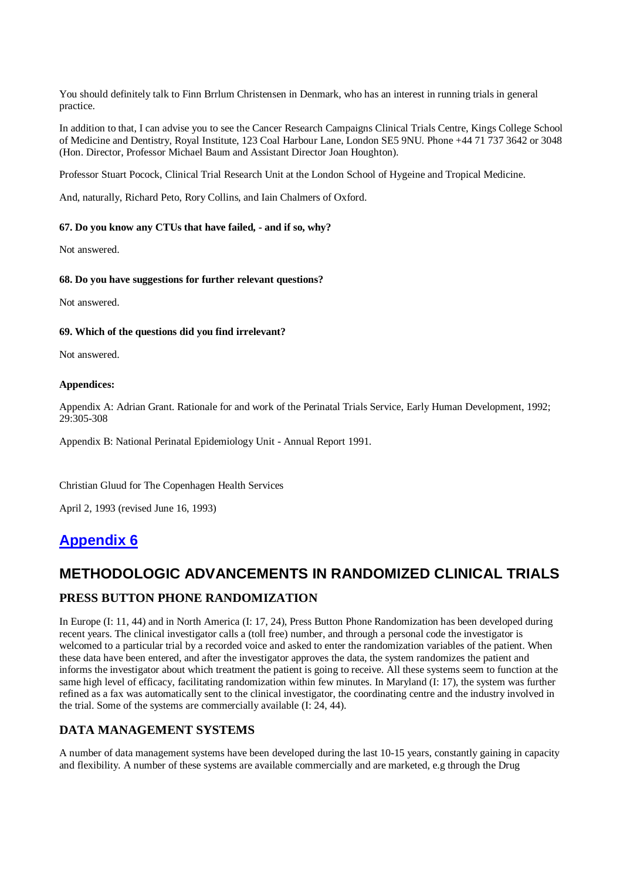You should definitely talk to Finn Brrlum Christensen in Denmark, who has an interest in running trials in general practice.

In addition to that, I can advise you to see the Cancer Research Campaigns Clinical Trials Centre, Kings College School of Medicine and Dentistry, Royal Institute, 123 Coal Harbour Lane, London SE5 9NU. Phone +44 71 737 3642 or 3048 (Hon. Director, Professor Michael Baum and Assistant Director Joan Houghton).

Professor Stuart Pocock, Clinical Trial Research Unit at the London School of Hygeine and Tropical Medicine.

And, naturally, Richard Peto, Rory Collins, and Iain Chalmers of Oxford.

**67. Do you know any CTUs that have failed, - and if so, why?**

Not answered.

**68. Do you have suggestions for further relevant questions?**

Not answered.

**69. Which of the questions did you find irrelevant?**

Not answered.

**Appendices:**

Appendix A: Adrian Grant. Rationale for and work of the Perinatal Trials Service, Early Human Development, 1992; 29:305-308

Appendix B: National Perinatal Epidemiology Unit - Annual Report 1991.

Christian Gluud for The Copenhagen Health Services

April 2, 1993 (revised June 16, 1993)

# Appendix 6

## METHODOLOGIC ADVANCEMENTS IN RANDOMIZED CLINICAL TRIALS

### PRESS BUTTON PHONE RANDOMIZATION

In Europe (I: 11, 44) and in North America (I: 17, 24), Press Button Phone Randomization has been developed during recent years. The clinical investigator calls a (toll free) number, and through a personal code the investigator is welcomed to a particular trial by a recorded voice and asked to enter the randomization variables of the patient. When these data have been entered, and after the investigator approves the data, the system randomizes the patient and informs the investigator about which treatment the patient is going to receive. All these systems seem to function at the same high level of efficacy, facilitating randomization within few minutes. In Maryland (I: 17), the system was further refined as a fax was automatically sent to the clinical investigator, the coordinating centre and the industry involved in the trial. Some of the systems are commercially available (I: 24, 44).

### DATA MANAGEMENT SYSTEMS

A number of data management systems have been developed during the last 10-15 years, constantly gaining in capacity and flexibility. A number of these systems are available commercially and are marketed, e.g through the Drug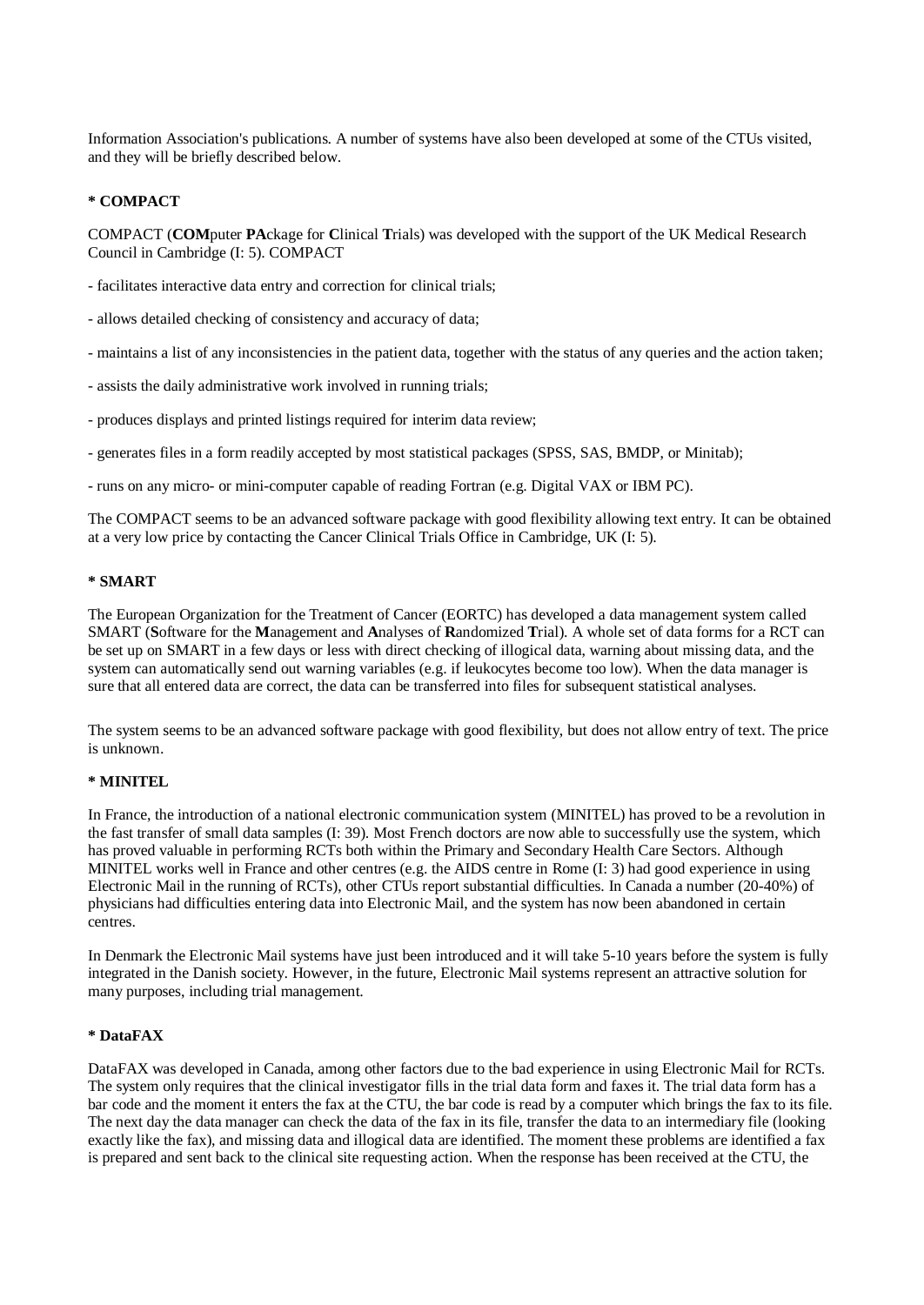Information Association's publications. A number of systems have also been developed at some of the CTUs visited, and they will be briefly described below.

**\* COMPACT**

COMPACT (**COM**puter **PA**ckage for **C**linical **T**rials) was developed with the support of the UK Medical Research Council in Cambridge (I: 5). COMPACT

- facilitates interactive data entry and correction for clinical trials;

- allows detailed checking of consistency and accuracy of data;

- maintains a list of any inconsistencies in the patient data, together with the status of any queries and the action taken;

- assists the daily administrative work involved in running trials;

- produces displays and printed listings required for interim data review;

- generates files in a form readily accepted by most statistical packages (SPSS, SAS, BMDP, or Minitab);

- runs on any micro- or mini-computer capable of reading Fortran (e.g. Digital VAX or IBM PC).

The COMPACT seems to be an advanced software package with good flexibility allowing text entry. It can be obtained at a very low price by contacting the Cancer Clinical Trials Office in Cambridge, UK (I: 5).

**\* SMART**

The European Organization for the Treatment of Cancer (EORTC) has developed a data management system called SMART (**S**oftware for the **M**anagement and **A**nalyses of **R**andomized **T**rial). A whole set of data forms for a RCT can be set up on SMART in a few days or less with direct checking of illogical data, warning about missing data, and the system can automatically send out warning variables (e.g. if leukocytes become too low). When the data manager is sure that all entered data are correct, the data can be transferred into files for subsequent statistical analyses.

The system seems to be an advanced software package with good flexibility, but does not allow entry of text. The price is unknown.

**\* MINITEL**

In France, the introduction of a national electronic communication system (MINITEL) has proved to be a revolution in the fast transfer of small data samples (I: 39). Most French doctors are now able to successfully use the system, which has proved valuable in performing RCTs both within the Primary and Secondary Health Care Sectors. Although MINITEL works well in France and other centres (e.g. the AIDS centre in Rome (I: 3) had good experience in using Electronic Mail in the running of RCTs), other CTUs report substantial difficulties. In Canada a number (20-40%) of physicians had difficulties entering data into Electronic Mail, and the system has now been abandoned in certain centres.

In Denmark the Electronic Mail systems have just been introduced and it will take 5-10 years before the system is fully integrated in the Danish society. However, in the future, Electronic Mail systems represent an attractive solution for many purposes, including trial management.

**\* DataFAX**

DataFAX was developed in Canada, among other factors due to the bad experience in using Electronic Mail for RCTs. The system only requires that the clinical investigator fills in the trial data form and faxes it. The trial data form has a bar code and the moment it enters the fax at the CTU, the bar code is read by a computer which brings the fax to its file. The next day the data manager can check the data of the fax in its file, transfer the data to an intermediary file (looking exactly like the fax), and missing data and illogical data are identified. The moment these problems are identified a fax is prepared and sent back to the clinical site requesting action. When the response has been received at the CTU, the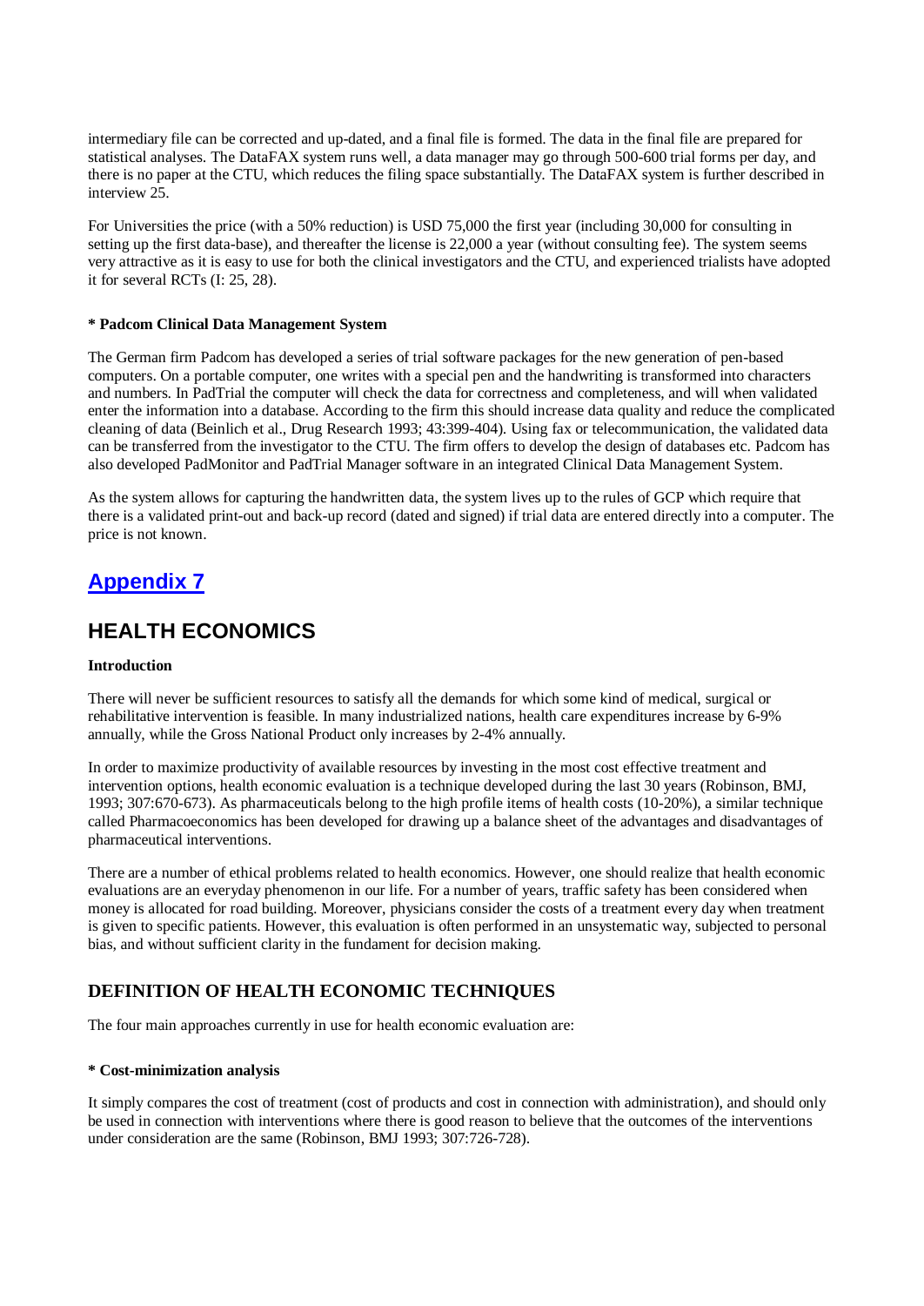intermediary file can be corrected and up-dated, and a final file is formed. The data in the final file are prepared for statistical analyses. The DataFAX system runs well, a data manager may go through 500-600 trial forms per day, and there is no paper at the CTU, which reduces the filing space substantially. The DataFAX system is further described in interview 25.

For Universities the price (with a 50% reduction) is USD 75,000 the first year (including 30,000 for consulting in setting up the first data-base), and thereafter the license is 22,000 a year (without consulting fee). The system seems very attractive as it is easy to use for both the clinical investigators and the CTU, and experienced trialists have adopted it for several RCTs (I: 25, 28).

**\* Padcom Clinical Data Management System**

The German firm Padcom has developed a series of trial software packages for the new generation of pen-based computers. On a portable computer, one writes with a special pen and the handwriting is transformed into characters and numbers. In PadTrial the computer will check the data for correctness and completeness, and will when validated enter the information into a database. According to the firm this should increase data quality and reduce the complicated cleaning of data (Beinlich et al., Drug Research 1993; 43:399-404). Using fax or telecommunication, the validated data can be transferred from the investigator to the CTU. The firm offers to develop the design of databases etc. Padcom has also developed PadMonitor and PadTrial Manager software in an integrated Clinical Data Management System.

As the system allows for capturing the handwritten data, the system lives up to the rules of GCP which require that there is a validated print-out and back-up record (dated and signed) if trial data are entered directly into a computer. The price is not known.

# Appendix 7

# HEALTH ECONOMICS

**Introduction**

There will never be sufficient resources to satisfy all the demands for which some kind of medical, surgical or rehabilitative intervention is feasible. In many industrialized nations, health care expenditures increase by 6-9% annually, while the Gross National Product only increases by 2-4% annually.

In order to maximize productivity of available resources by investing in the most cost effective treatment and intervention options, health economic evaluation is a technique developed during the last 30 years (Robinson, BMJ, 1993; 307:670-673). As pharmaceuticals belong to the high profile items of health costs (10-20%), a similar technique called Pharmacoeconomics has been developed for drawing up a balance sheet of the advantages and disadvantages of pharmaceutical interventions.

There are a number of ethical problems related to health economics. However, one should realize that health economic evaluations are an everyday phenomenon in our life. For a number of years, traffic safety has been considered when money is allocated for road building. Moreover, physicians consider the costs of a treatment every day when treatment is given to specific patients. However, this evaluation is often performed in an unsystematic way, subjected to personal bias, and without sufficient clarity in the fundament for decision making.

## DEFINITION OF HEALTH ECONOMIC TECHNIQUES

The four main approaches currently in use for health economic evaluation are:

**\* Cost-minimization analysis**

It simply compares the cost of treatment (cost of products and cost in connection with administration), and should only be used in connection with interventions where there is good reason to believe that the outcomes of the interventions under consideration are the same (Robinson, BMJ 1993; 307:726-728).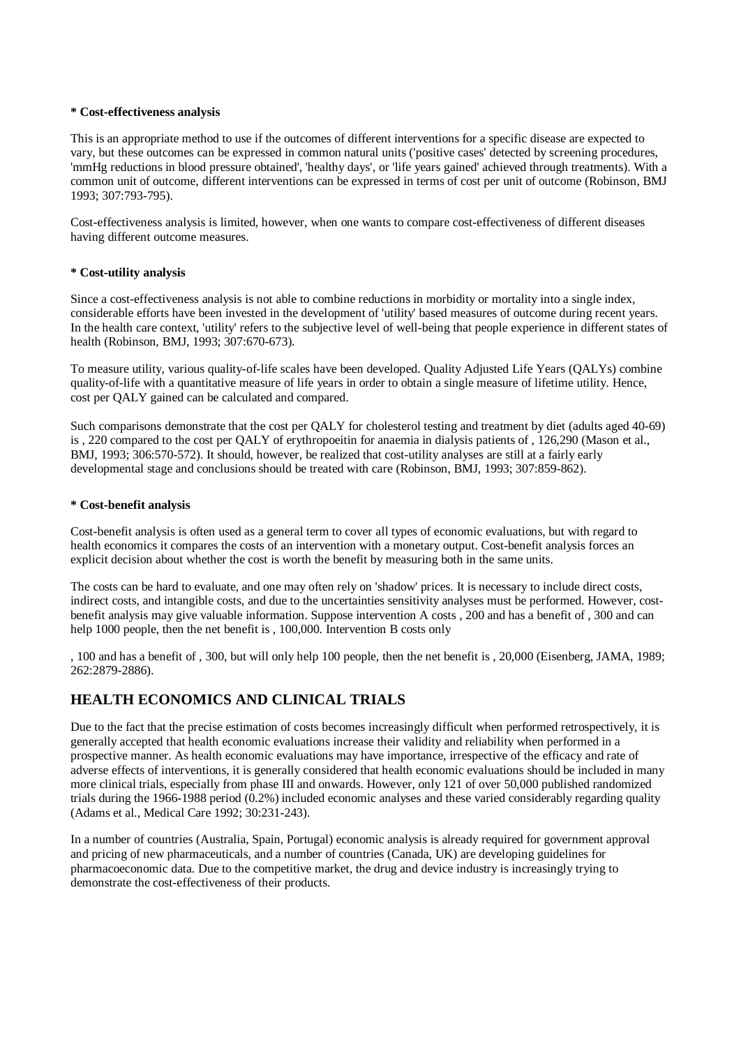**\* Cost-effectiveness analysis**

This is an appropriate method to use if the outcomes of different interventions for a specific disease are expected to vary, but these outcomes can be expressed in common natural units ('positive cases' detected by screening procedures, 'mmHg reductions in blood pressure obtained', 'healthy days', or 'life years gained' achieved through treatments). With a common unit of outcome, different interventions can be expressed in terms of cost per unit of outcome (Robinson, BMJ 1993; 307:793-795).

Cost-effectiveness analysis is limited, however, when one wants to compare cost-effectiveness of different diseases having different outcome measures.

**\* Cost-utility analysis**

Since a cost-effectiveness analysis is not able to combine reductions in morbidity or mortality into a single index, considerable efforts have been invested in the development of 'utility' based measures of outcome during recent years. In the health care context, 'utility' refers to the subjective level of well-being that people experience in different states of health (Robinson, BMJ, 1993; 307:670-673).

To measure utility, various quality-of-life scales have been developed. Quality Adjusted Life Years (QALYs) combine quality-of-life with a quantitative measure of life years in order to obtain a single measure of lifetime utility. Hence, cost per QALY gained can be calculated and compared.

Such comparisons demonstrate that the cost per QALY for cholesterol testing and treatment by diet (adults aged 40-69) is , 220 compared to the cost per QALY of erythropoeitin for anaemia in dialysis patients of , 126,290 (Mason et al., BMJ, 1993; 306:570-572). It should, however, be realized that cost-utility analyses are still at a fairly early developmental stage and conclusions should be treated with care (Robinson, BMJ, 1993; 307:859-862).

**\* Cost-benefit analysis**

Cost-benefit analysis is often used as a general term to cover all types of economic evaluations, but with regard to health economics it compares the costs of an intervention with a monetary output. Cost-benefit analysis forces an explicit decision about whether the cost is worth the benefit by measuring both in the same units.

The costs can be hard to evaluate, and one may often rely on 'shadow' prices. It is necessary to include direct costs, indirect costs, and intangible costs, and due to the uncertainties sensitivity analyses must be performed. However, cost-benefit analysis may give valuable information. Suppose intervention A costs , 200 and has a benefit of , 300 and can help 1000 people, then the net benefit is , 100,000. Intervention B costs only

, 100 and has a benefit of , 300, but will only help 100 people, then the net benefit is , 20,000 (Eisenberg, JAMA, 1989; 262:2879-2886).

## HEALTH ECONOMICS AND CLINICAL TRIALS

Due to the fact that the precise estimation of costs becomes increasingly difficult when performed retrospectively, it is generally accepted that health economic evaluations increase their validity and reliability when performed in a prospective manner. As health economic evaluations may have importance, irrespective of the efficacy and rate of adverse effects of interventions, it is generally considered that health economic evaluations should be included in many more clinical trials, especially from phase III and onwards. However, only 121 of over 50,000 published randomized trials during the 1966-1988 period (0.2%) included economic analyses and these varied considerably regarding quality (Adams et al., Medical Care 1992; 30:231-243).

In a number of countries (Australia, Spain, Portugal) economic analysis is already required for government approval and pricing of new pharmaceuticals, and a number of countries (Canada, UK) are developing guidelines for pharmacoeconomic data. Due to the competitive market, the drug and device industry is increasingly trying to demonstrate the cost-effectiveness of their products.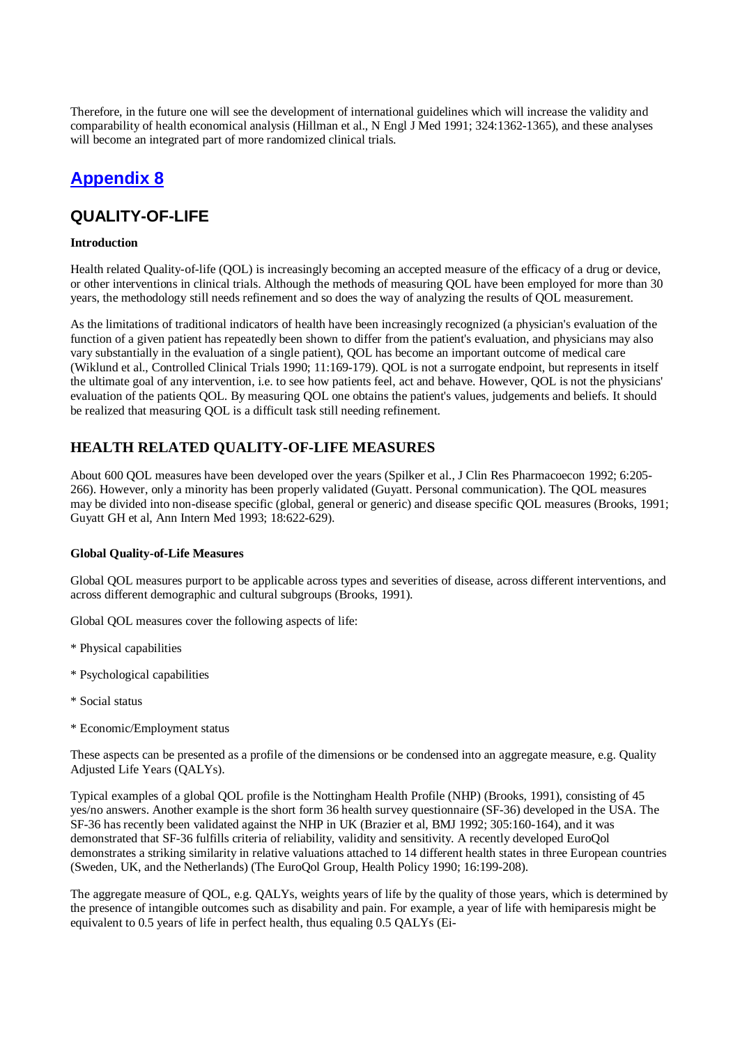Therefore, in the future one will see the development of international guidelines which will increase the validity and comparability of health economical analysis (Hillman et al., N Engl J Med 1991; 324:1362-1365), and these analyses will become an integrated part of more randomized clinical trials.

## Appendix 8

## QUALITY-OF-LIFE

**Introduction**

Health related Quality-of-life (QOL) is increasingly becoming an accepted measure of the efficacy of a drug or device, or other interventions in clinical trials. Although the methods of measuring QOL have been employed for more than 30 years, the methodology still needs refinement and so does the way of analyzing the results of QOL measurement.

As the limitations of traditional indicators of health have been increasingly recognized (a physician's evaluation of the function of a given patient has repeatedly been shown to differ from the patient's evaluation, and physicians may also vary substantially in the evaluation of a single patient), QOL has become an important outcome of medical care (Wiklund et al., Controlled Clinical Trials 1990; 11:169-179). QOL is not a surrogate endpoint, but represents in itself the ultimate goal of any intervention, i.e. to see how patients feel, act and behave. However, QOL is not the physicians' evaluation of the patients QOL. By measuring QOL one obtains the patient's values, judgements and beliefs. It should be realized that measuring QOL is a difficult task still needing refinement.

## HEALTH RELATED QUALITY-OF-LIFE MEASURES

About 600 QOL measures have been developed over the years (Spilker et al., J Clin Res Pharmacoecon 1992; 6:205-266). However, only a minority has been properly validated (Guyatt. Personal communication). The QOL measures may be divided into non-disease specific (global, general or generic) and disease specific QOL measures (Brooks, 1991; Guyatt GH et al, Ann Intern Med 1993; 18:622-629).

**Global Quality-of-Life Measures**

Global QOL measures purport to be applicable across types and severities of disease, across different interventions, and across different demographic and cultural subgroups (Brooks, 1991).

Global QOL measures cover the following aspects of life:

* Physical capabilities

* Psychological capabilities

* Social status

* Economic/Employment status

These aspects can be presented as a profile of the dimensions or be condensed into an aggregate measure, e.g. Quality Adjusted Life Years (QALYs).

Typical examples of a global QOL profile is the Nottingham Health Profile (NHP) (Brooks, 1991), consisting of 45 yes/no answers. Another example is the short form 36 health survey questionnaire (SF-36) developed in the USA. The SF-36 has recently been validated against the NHP in UK (Brazier et al, BMJ 1992; 305:160-164), and it was demonstrated that SF-36 fulfills criteria of reliability, validity and sensitivity. A recently developed EuroQol demonstrates a striking similarity in relative valuations attached to 14 different health states in three European countries (Sweden, UK, and the Netherlands) (The EuroQol Group, Health Policy 1990; 16:199-208).

The aggregate measure of QOL, e.g. QALYs, weights years of life by the quality of those years, which is determined by the presence of intangible outcomes such as disability and pain. For example, a year of life with hemiparesis might be equivalent to 0.5 years of life in perfect health, thus equaling 0.5 QALYs (Ei-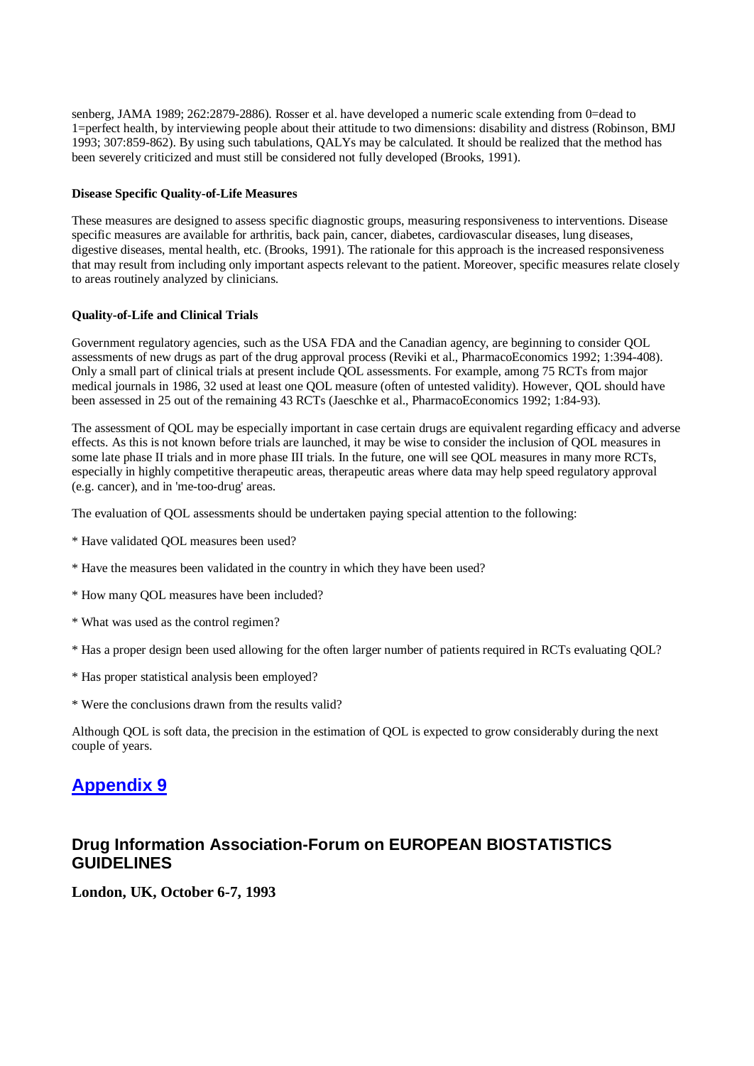senberg, JAMA 1989; 262:2879-2886). Rosser et al. have developed a numeric scale extending from 0=dead to 1=perfect health, by interviewing people about their attitude to two dimensions: disability and distress (Robinson, BMJ 1993; 307:859-862). By using such tabulations, QALYs may be calculated. It should be realized that the method has been severely criticized and must still be considered not fully developed (Brooks, 1991).

**Disease Specific Quality-of-Life Measures**

These measures are designed to assess specific diagnostic groups, measuring responsiveness to interventions. Disease specific measures are available for arthritis, back pain, cancer, diabetes, cardiovascular diseases, lung diseases, digestive diseases, mental health, etc. (Brooks, 1991). The rationale for this approach is the increased responsiveness that may result from including only important aspects relevant to the patient. Moreover, specific measures relate closely to areas routinely analyzed by clinicians.

**Quality-of-Life and Clinical Trials**

Government regulatory agencies, such as the USA FDA and the Canadian agency, are beginning to consider QOL assessments of new drugs as part of the drug approval process (Reviki et al., PharmacoEconomics 1992; 1:394-408). Only a small part of clinical trials at present include QOL assessments. For example, among 75 RCTs from major medical journals in 1986, 32 used at least one QOL measure (often of untested validity). However, QOL should have been assessed in 25 out of the remaining 43 RCTs (Jaeschke et al., PharmacoEconomics 1992; 1:84-93).

The assessment of QOL may be especially important in case certain drugs are equivalent regarding efficacy and adverse effects. As this is not known before trials are launched, it may be wise to consider the inclusion of QOL measures in some late phase II trials and in more phase III trials. In the future, one will see QOL measures in many more RCTs, especially in highly competitive therapeutic areas, therapeutic areas where data may help speed regulatory approval (e.g. cancer), and in 'me-too-drug' areas.

The evaluation of QOL assessments should be undertaken paying special attention to the following:

* Have validated QOL measures been used?

* Have the measures been validated in the country in which they have been used?

* How many QOL measures have been included?

* What was used as the control regimen?

* Has a proper design been used allowing for the often larger number of patients required in RCTs evaluating QOL?

* Has proper statistical analysis been employed?

* Were the conclusions drawn from the results valid?

Although QOL is soft data, the precision in the estimation of QOL is expected to grow considerably during the next couple of years.

## Appendix 9

## Drug Information Association-Forum on EUROPEAN BIOSTATISTICS GUIDELINES

**London, UK, October 6-7, 1993**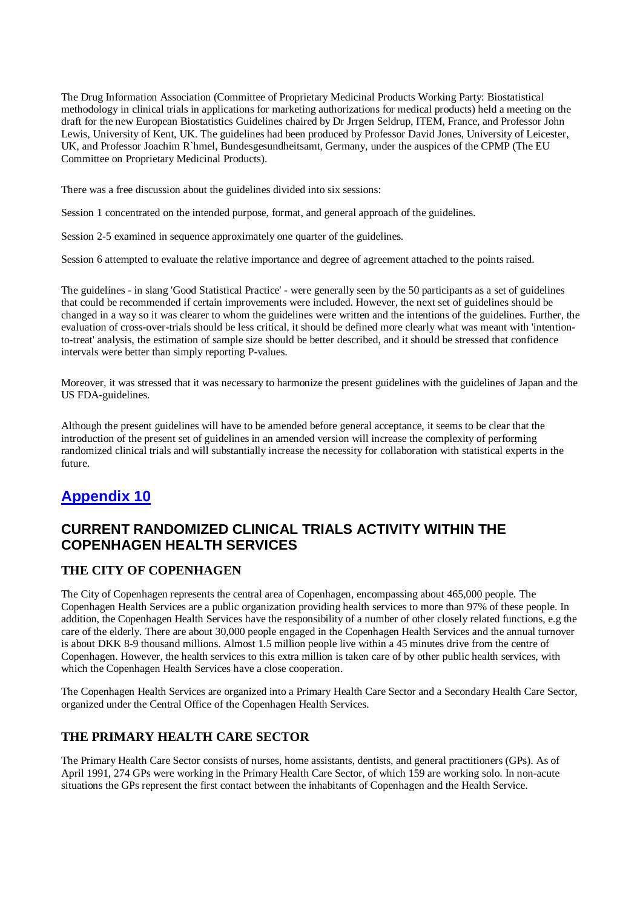The Drug Information Association (Committee of Proprietary Medicinal Products Working Party: Biostatistical methodology in clinical trials in applications for marketing authorizations for medical products) held a meeting on the draft for the new European Biostatistics Guidelines chaired by Dr Jrrgen Seldrup, ITEM, France, and Professor John Lewis, University of Kent, UK. The guidelines had been produced by Professor David Jones, University of Leicester, UK, and Professor Joachim R`hmel, Bundesgesundheitsamt, Germany, under the auspices of the CPMP (The EU Committee on Proprietary Medicinal Products).

There was a free discussion about the guidelines divided into six sessions:

Session 1 concentrated on the intended purpose, format, and general approach of the guidelines.

Session 2-5 examined in sequence approximately one quarter of the guidelines.

Session 6 attempted to evaluate the relative importance and degree of agreement attached to the points raised.

The guidelines - in slang 'Good Statistical Practice' - were generally seen by the 50 participants as a set of guidelines that could be recommended if certain improvements were included. However, the next set of guidelines should be changed in a way so it was clearer to whom the guidelines were written and the intentions of the guidelines. Further, the evaluation of cross-over-trials should be less critical, it should be defined more clearly what was meant with 'intention-to-treat' analysis, the estimation of sample size should be better described, and it should be stressed that confidence intervals were better than simply reporting P-values.

Moreover, it was stressed that it was necessary to harmonize the present guidelines with the guidelines of Japan and the US FDA-guidelines.

Although the present guidelines will have to be amended before general acceptance, it seems to be clear that the introduction of the present set of guidelines in an amended version will increase the complexity of performing randomized clinical trials and will substantially increase the necessity for collaboration with statistical experts in the future.

## Appendix 10

## CURRENT RANDOMIZED CLINICAL TRIALS ACTIVITY WITHIN THE COPENHAGEN HEALTH SERVICES

### THE CITY OF COPENHAGEN

The City of Copenhagen represents the central area of Copenhagen, encompassing about 465,000 people. The Copenhagen Health Services are a public organization providing health services to more than 97% of these people. In addition, the Copenhagen Health Services have the responsibility of a number of other closely related functions, e.g the care of the elderly. There are about 30,000 people engaged in the Copenhagen Health Services and the annual turnover is about DKK 8-9 thousand millions. Almost 1.5 million people live within a 45 minutes drive from the centre of Copenhagen. However, the health services to this extra million is taken care of by other public health services, with which the Copenhagen Health Services have a close cooperation.

The Copenhagen Health Services are organized into a Primary Health Care Sector and a Secondary Health Care Sector, organized under the Central Office of the Copenhagen Health Services.

### THE PRIMARY HEALTH CARE SECTOR

The Primary Health Care Sector consists of nurses, home assistants, dentists, and general practitioners (GPs). As of April 1991, 274 GPs were working in the Primary Health Care Sector, of which 159 are working solo. In non-acute situations the GPs represent the first contact between the inhabitants of Copenhagen and the Health Service.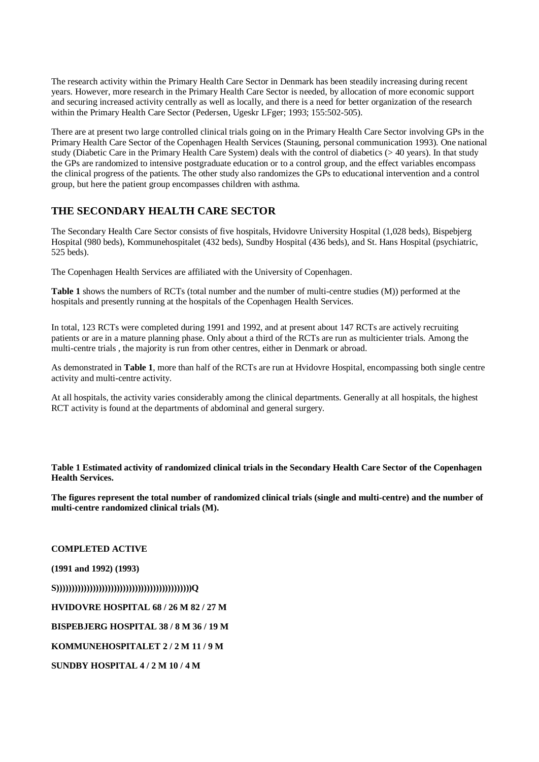The research activity within the Primary Health Care Sector in Denmark has been steadily increasing during recent years. However, more research in the Primary Health Care Sector is needed, by allocation of more economic support and securing increased activity centrally as well as locally, and there is a need for better organization of the research within the Primary Health Care Sector (Pedersen, Ugeskr LFger; 1993; 155:502-505).

There are at present two large controlled clinical trials going on in the Primary Health Care Sector involving GPs in the Primary Health Care Sector of the Copenhagen Health Services (Stauning, personal communication 1993). One national study (Diabetic Care in the Primary Health Care System) deals with the control of diabetics (> 40 years). In that study the GPs are randomized to intensive postgraduate education or to a control group, and the effect variables encompass the clinical progress of the patients. The other study also randomizes the GPs to educational intervention and a control group, but here the patient group encompasses children with asthma.

## THE SECONDARY HEALTH CARE SECTOR

The Secondary Health Care Sector consists of five hospitals, Hvidovre University Hospital (1,028 beds), Bispebjerg Hospital (980 beds), Kommunehospitalet (432 beds), Sundby Hospital (436 beds), and St. Hans Hospital (psychiatric, 525 beds).

The Copenhagen Health Services are affiliated with the University of Copenhagen.

**Table 1** shows the numbers of RCTs (total number and the number of multi-centre studies (M)) performed at the hospitals and presently running at the hospitals of the Copenhagen Health Services.

In total, 123 RCTs were completed during 1991 and 1992, and at present about 147 RCTs are actively recruiting patients or are in a mature planning phase. Only about a third of the RCTs are run as multicienter trials. Among the multi-centre trials , the majority is run from other centres, either in Denmark or abroad.

As demonstrated in **Table 1**, more than half of the RCTs are run at Hvidovre Hospital, encompassing both single centre activity and multi-centre activity.

At all hospitals, the activity varies considerably among the clinical departments. Generally at all hospitals, the highest RCT activity is found at the departments of abdominal and general surgery.

**Table 1 Estimated activity of randomized clinical trials in the Secondary Health Care Sector of the Copenhagen Health Services.**

**The figures represent the total number of randomized clinical trials (single and multi-centre) and the number of multi-centre randomized clinical trials (M).**

| | COMPLETED (1991 and 1992) | ACTIVE (1993) |
|---|---|---|
| HVIDOVRE HOSPITAL | 68 / 26 M | 82 / 27 M |
| BISPEBJERG HOSPITAL | 38 / 8 M | 36 / 19 M |
| KOMMUNEHOSPITALET | 2 / 2 M | 11 / 9 M |
| SUNDBY HOSPITAL | 4 / 2 M | 10 / 4 M |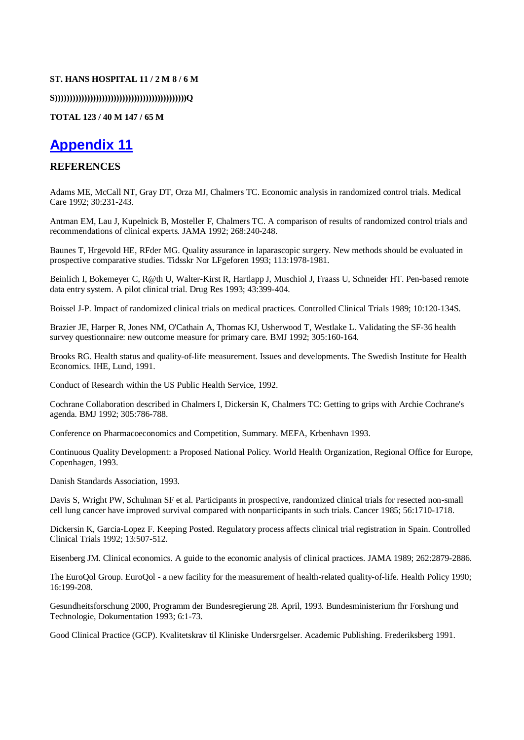**ST. HANS HOSPITAL 11 / 2 M 8 / 6 M**

**S))))))))))))))))))))))))))))))))))))))))))))Q**

**TOTAL 123 / 40 M 147 / 65 M**

# Appendix 11

## REFERENCES

Adams ME, McCall NT, Gray DT, Orza MJ, Chalmers TC. Economic analysis in randomized control trials. Medical Care 1992; 30:231-243.

Antman EM, Lau J, Kupelnick B, Mosteller F, Chalmers TC. A comparison of results of randomized control trials and recommendations of clinical experts. JAMA 1992; 268:240-248.

Baunes T, Hrgevold HE, RFder MG. Quality assurance in laparascopic surgery. New methods should be evaluated in prospective comparative studies. Tidsskr Nor LFgeforen 1993; 113:1978-1981.

Beinlich I, Bokemeyer C, R@th U, Walter-Kirst R, Hartlapp J, Muschiol J, Fraass U, Schneider HT. Pen-based remote data entry system. A pilot clinical trial. Drug Res 1993; 43:399-404.

Boissel J-P. Impact of randomized clinical trials on medical practices. Controlled Clinical Trials 1989; 10:120-134S.

Brazier JE, Harper R, Jones NM, O'Cathain A, Thomas KJ, Usherwood T, Westlake L. Validating the SF-36 health survey questionnaire: new outcome measure for primary care. BMJ 1992; 305:160-164.

Brooks RG. Health status and quality-of-life measurement. Issues and developments. The Swedish Institute for Health Economics. IHE, Lund, 1991.

Conduct of Research within the US Public Health Service, 1992.

Cochrane Collaboration described in Chalmers I, Dickersin K, Chalmers TC: Getting to grips with Archie Cochrane's agenda. BMJ 1992; 305:786-788.

Conference on Pharmacoeconomics and Competition, Summary. MEFA, Krbenhavn 1993.

Continuous Quality Development: a Proposed National Policy. World Health Organization, Regional Office for Europe, Copenhagen, 1993.

Danish Standards Association, 1993.

Davis S, Wright PW, Schulman SF et al. Participants in prospective, randomized clinical trials for resected non-small cell lung cancer have improved survival compared with nonparticipants in such trials. Cancer 1985; 56:1710-1718.

Dickersin K, Garcia-Lopez F. Keeping Posted. Regulatory process affects clinical trial registration in Spain. Controlled Clinical Trials 1992; 13:507-512.

Eisenberg JM. Clinical economics. A guide to the economic analysis of clinical practices. JAMA 1989; 262:2879-2886.

The EuroQol Group. EuroQol - a new facility for the measurement of health-related quality-of-life. Health Policy 1990; 16:199-208.

Gesundheitsforschung 2000, Programm der Bundesregierung 28. April, 1993. Bundesministerium fhr Forshung und Technologie, Dokumentation 1993; 6:1-73.

Good Clinical Practice (GCP). Kvalitetskrav til Kliniske Undersrgelser. Academic Publishing. Frederiksberg 1991.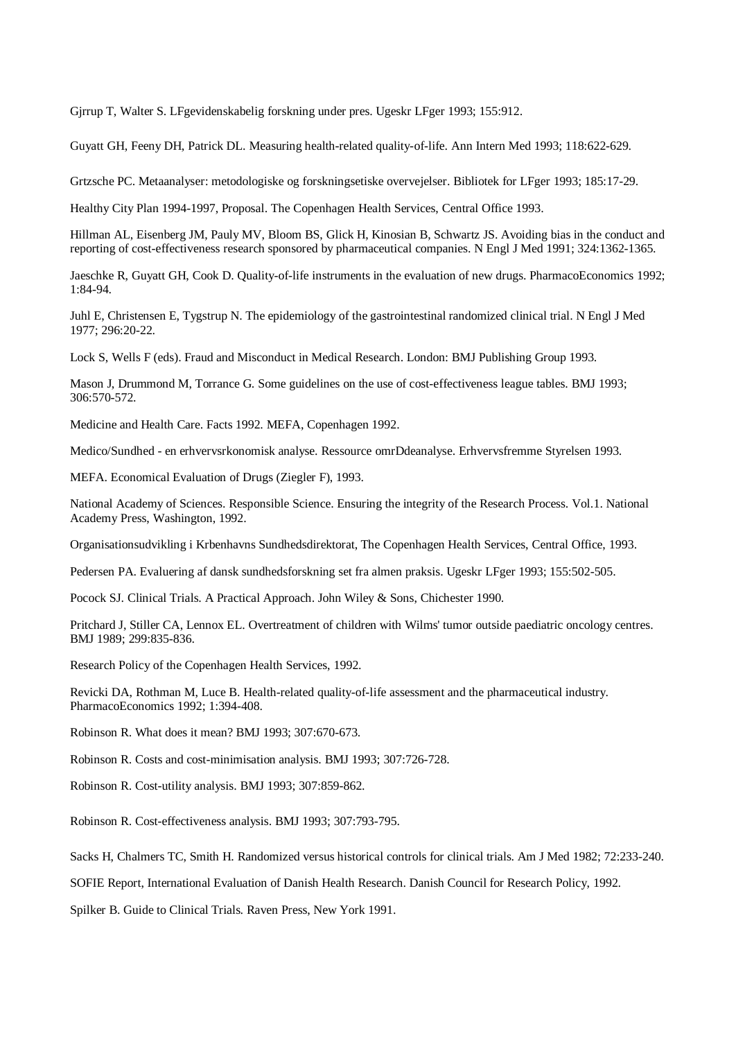Gjrrup T, Walter S. LFgevidenskabelig forskning under pres. Ugeskr LFger 1993; 155:912.

Guyatt GH, Feeny DH, Patrick DL. Measuring health-related quality-of-life. Ann Intern Med 1993; 118:622-629.

Grtzsche PC. Metaanalyser: metodologiske og forskningsetiske overvejelser. Bibliotek for LFger 1993; 185:17-29.

Healthy City Plan 1994-1997, Proposal. The Copenhagen Health Services, Central Office 1993.

Hillman AL, Eisenberg JM, Pauly MV, Bloom BS, Glick H, Kinosian B, Schwartz JS. Avoiding bias in the conduct and reporting of cost-effectiveness research sponsored by pharmaceutical companies. N Engl J Med 1991; 324:1362-1365.

Jaeschke R, Guyatt GH, Cook D. Quality-of-life instruments in the evaluation of new drugs. PharmacoEconomics 1992; 1:84-94.

Juhl E, Christensen E, Tygstrup N. The epidemiology of the gastrointestinal randomized clinical trial. N Engl J Med 1977; 296:20-22.

Lock S, Wells F (eds). Fraud and Misconduct in Medical Research. London: BMJ Publishing Group 1993.

Mason J, Drummond M, Torrance G. Some guidelines on the use of cost-effectiveness league tables. BMJ 1993; 306:570-572.

Medicine and Health Care. Facts 1992. MEFA, Copenhagen 1992.

Medico/Sundhed - en erhvervsrkonomisk analyse. Ressource omrDdeanalyse. Erhvervsfremme Styrelsen 1993.

MEFA. Economical Evaluation of Drugs (Ziegler F), 1993.

National Academy of Sciences. Responsible Science. Ensuring the integrity of the Research Process. Vol.1. National Academy Press, Washington, 1992.

Organisationsudvikling i Krbenhavns Sundhedsdirektorat, The Copenhagen Health Services, Central Office, 1993.

Pedersen PA. Evaluering af dansk sundhedsforskning set fra almen praksis. Ugeskr LFger 1993; 155:502-505.

Pocock SJ. Clinical Trials. A Practical Approach. John Wiley & Sons, Chichester 1990.

Pritchard J, Stiller CA, Lennox EL. Overtreatment of children with Wilms' tumor outside paediatric oncology centres. BMJ 1989; 299:835-836.

Research Policy of the Copenhagen Health Services, 1992.

Revicki DA, Rothman M, Luce B. Health-related quality-of-life assessment and the pharmaceutical industry. PharmacoEconomics 1992; 1:394-408.

Robinson R. What does it mean? BMJ 1993; 307:670-673.

Robinson R. Costs and cost-minimisation analysis. BMJ 1993; 307:726-728.

Robinson R. Cost-utility analysis. BMJ 1993; 307:859-862.

Robinson R. Cost-effectiveness analysis. BMJ 1993; 307:793-795.

Sacks H, Chalmers TC, Smith H. Randomized versus historical controls for clinical trials. Am J Med 1982; 72:233-240.

SOFIE Report, International Evaluation of Danish Health Research. Danish Council for Research Policy, 1992.

Spilker B. Guide to Clinical Trials. Raven Press, New York 1991.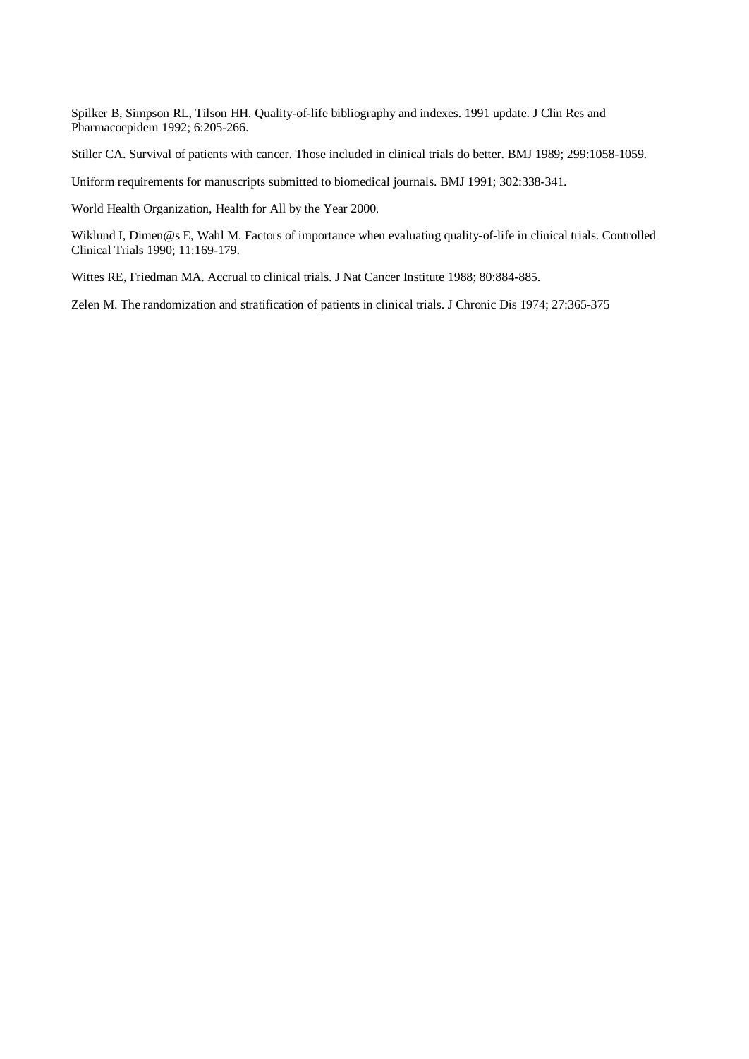Spilker B, Simpson RL, Tilson HH. Quality-of-life bibliography and indexes. 1991 update. J Clin Res and Pharmacoepidem 1992; 6:205-266.

Stiller CA. Survival of patients with cancer. Those included in clinical trials do better. BMJ 1989; 299:1058-1059.

Uniform requirements for manuscripts submitted to biomedical journals. BMJ 1991; 302:338-341.

World Health Organization, Health for All by the Year 2000.

Wiklund I, Dimen@s E, Wahl M. Factors of importance when evaluating quality-of-life in clinical trials. Controlled Clinical Trials 1990; 11:169-179.

Wittes RE, Friedman MA. Accrual to clinical trials. J Nat Cancer Institute 1988; 80:884-885.

Zelen M. The randomization and stratification of patients in clinical trials. J Chronic Dis 1974; 27:365-375